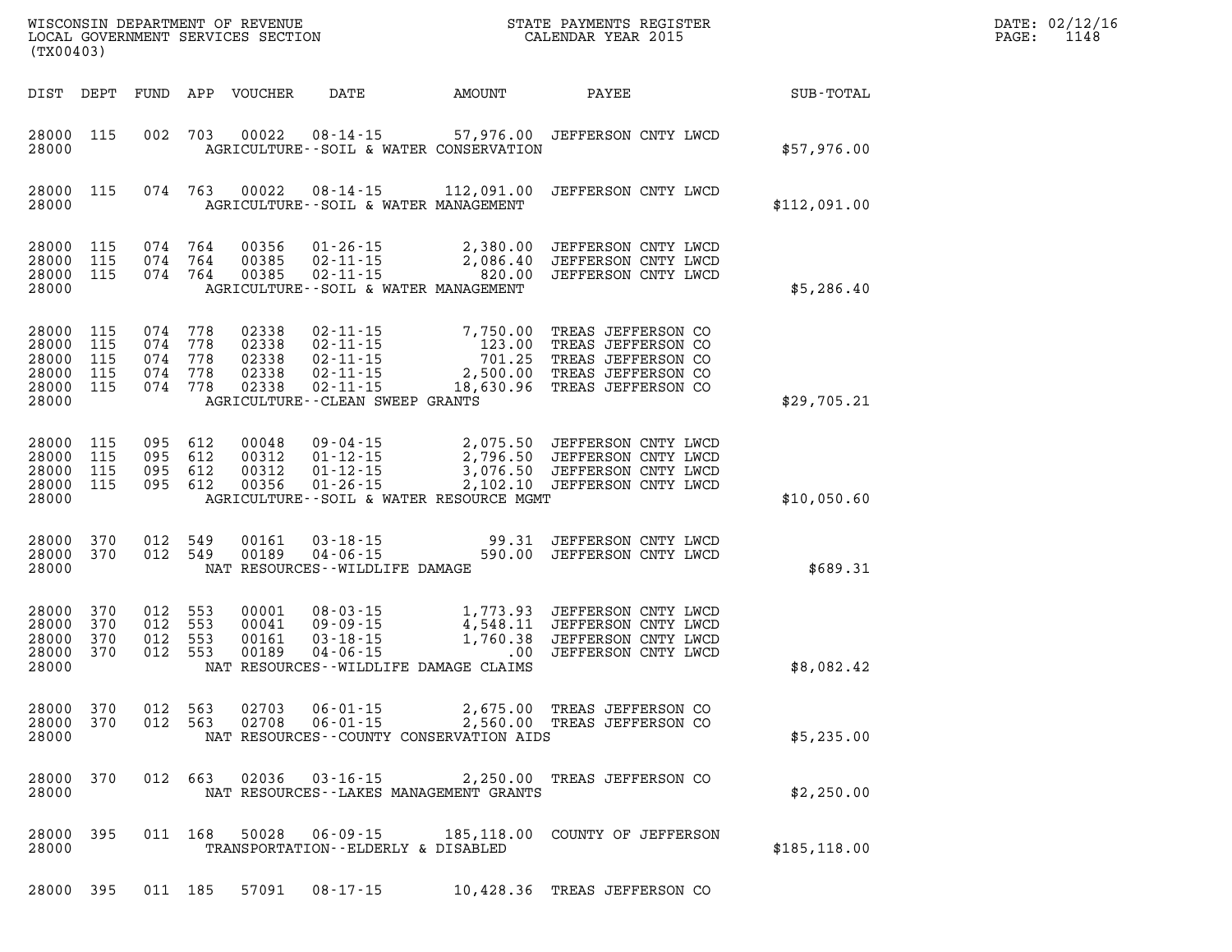WISCONSIN DEPARTMENT OF REVENUE
LOCAL GOVERNMENT SERVICES SECTION
(TX00403)

STATE PAYMENTS REGISTER
CALENDAR YEAR 2015

| DIST | DEPT | FUND | APP | VOUCHER | DATE | AMOUNT | PAYEE | SUB-TOTAL |
|---|---|---|---|---|---|---|---|---|
| 28000 | 115 | 002 | 703 | 00022 | 08-14-15 | 57,976.00 | JEFFERSON CNTY LWCD | |
| 28000 | | | | | AGRICULTURE--SOIL & WATER CONSERVATION | | | $57,976.00 |
| 28000 | 115 | 074 | 763 | 00022 | 08-14-15 | 112,091.00 | JEFFERSON CNTY LWCD | |
| 28000 | | | | | AGRICULTURE--SOIL & WATER MANAGEMENT | | | $112,091.00 |
| 28000 | 115 | 074 | 764 | 00356 | 01-26-15 | 2,380.00 | JEFFERSON CNTY LWCD | |
| 28000 | 115 | 074 | 764 | 00385 | 02-11-15 | 2,086.40 | JEFFERSON CNTY LWCD | |
| 28000 | 115 | 074 | 764 | 00385 | 02-11-15 | 820.00 | JEFFERSON CNTY LWCD | |
| 28000 | | | | | AGRICULTURE--SOIL & WATER MANAGEMENT | | | $5,286.40 |
| 28000 | 115 | 074 | 778 | 02338 | 02-11-15 | 7,750.00 | TREAS JEFFERSON CO | |
| 28000 | 115 | 074 | 778 | 02338 | 02-11-15 | 123.00 | TREAS JEFFERSON CO | |
| 28000 | 115 | 074 | 778 | 02338 | 02-11-15 | 701.25 | TREAS JEFFERSON CO | |
| 28000 | 115 | 074 | 778 | 02338 | 02-11-15 | 2,500.00 | TREAS JEFFERSON CO | |
| 28000 | 115 | 074 | 778 | 02338 | 02-11-15 | 18,630.96 | TREAS JEFFERSON CO | |
| 28000 | | | | | AGRICULTURE--CLEAN SWEEP GRANTS | | | $29,705.21 |
| 28000 | 115 | 095 | 612 | 00048 | 09-04-15 | 2,075.50 | JEFFERSON CNTY LWCD | |
| 28000 | 115 | 095 | 612 | 00312 | 01-12-15 | 2,796.50 | JEFFERSON CNTY LWCD | |
| 28000 | 115 | 095 | 612 | 00312 | 01-12-15 | 3,076.50 | JEFFERSON CNTY LWCD | |
| 28000 | 115 | 095 | 612 | 00356 | 01-26-15 | 2,102.10 | JEFFERSON CNTY LWCD | |
| 28000 | | | | | AGRICULTURE--SOIL & WATER RESOURCE MGMT | | | $10,050.60 |
| 28000 | 370 | 012 | 549 | 00161 | 03-18-15 | 99.31 | JEFFERSON CNTY LWCD | |
| 28000 | 370 | 012 | 549 | 00189 | 04-06-15 | 590.00 | JEFFERSON CNTY LWCD | |
| 28000 | | | | | NAT RESOURCES--WILDLIFE DAMAGE | | | $689.31 |
| 28000 | 370 | 012 | 553 | 00001 | 08-03-15 | 1,773.93 | JEFFERSON CNTY LWCD | |
| 28000 | 370 | 012 | 553 | 00041 | 09-09-15 | 4,548.11 | JEFFERSON CNTY LWCD | |
| 28000 | 370 | 012 | 553 | 00161 | 03-18-15 | 1,760.38 | JEFFERSON CNTY LWCD | |
| 28000 | 370 | 012 | 553 | 00189 | 04-06-15 | .00 | JEFFERSON CNTY LWCD | |
| 28000 | | | | | NAT RESOURCES--WILDLIFE DAMAGE CLAIMS | | | $8,082.42 |
| 28000 | 370 | 012 | 563 | 02703 | 06-01-15 | 2,675.00 | TREAS JEFFERSON CO | |
| 28000 | 370 | 012 | 563 | 02708 | 06-01-15 | 2,560.00 | TREAS JEFFERSON CO | |
| 28000 | | | | | NAT RESOURCES--COUNTY CONSERVATION AIDS | | | $5,235.00 |
| 28000 | 370 | 012 | 663 | 02036 | 03-16-15 | 2,250.00 | TREAS JEFFERSON CO | |
| 28000 | | | | | NAT RESOURCES--LAKES MANAGEMENT GRANTS | | | $2,250.00 |
| 28000 | 395 | 011 | 168 | 50028 | 06-09-15 | 185,118.00 | COUNTY OF JEFFERSON | |
| 28000 | | | | | TRANSPORTATION--ELDERLY & DISABLED | | | $185,118.00 |
| 28000 | 395 | 011 | 185 | 57091 | 08-17-15 | 10,428.36 | TREAS JEFFERSON CO | |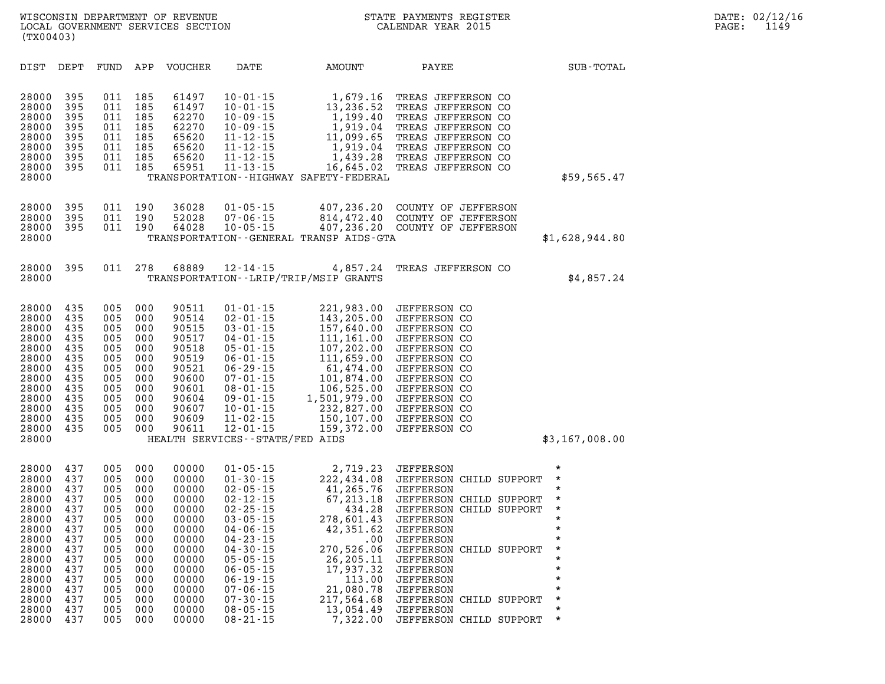WISCONSIN DEPARTMENT OF REVENUE
LOCAL GOVERNMENT SERVICES SECTION
(TX00403)

STATE PAYMENTS REGISTER
CALENDAR YEAR 2015

DATE: 02/12/16

| DIST | DEPT | FUND | APP | VOUCHER | DATE | AMOUNT | PAYEE | SUB-TOTAL |
|---|---|---|---|---|---|---|---|---|
| 28000 | 395 | 011 | 185 | 61497 | 10-01-15 | 1,679.16 | TREAS JEFFERSON CO | |
| 28000 | 395 | 011 | 185 | 61497 | 10-01-15 | 13,236.52 | TREAS JEFFERSON CO | |
| 28000 | 395 | 011 | 185 | 62270 | 10-09-15 | 1,199.40 | TREAS JEFFERSON CO | |
| 28000 | 395 | 011 | 185 | 62270 | 10-09-15 | 1,919.04 | TREAS JEFFERSON CO | |
| 28000 | 395 | 011 | 185 | 65620 | 11-12-15 | 11,099.65 | TREAS JEFFERSON CO | |
| 28000 | 395 | 011 | 185 | 65620 | 11-12-15 | 1,919.04 | TREAS JEFFERSON CO | |
| 28000 | 395 | 011 | 185 | 65620 | 11-12-15 | 1,439.28 | TREAS JEFFERSON CO | |
| 28000 | 395 | 011 | 185 | 65951 | 11-13-15 | 16,645.02 | TREAS JEFFERSON CO | |
| 28000 | | | | | TRANSPORTATION--HIGHWAY SAFETY-FEDERAL | | | $59,565.47 |
| 28000 | 395 | 011 | 190 | 36028 | 01-05-15 | 407,236.20 | COUNTY OF JEFFERSON | |
| 28000 | 395 | 011 | 190 | 52028 | 07-06-15 | 814,472.40 | COUNTY OF JEFFERSON | |
| 28000 | 395 | 011 | 190 | 64028 | 10-05-15 | 407,236.20 | COUNTY OF JEFFERSON | |
| 28000 | | | | | TRANSPORTATION--GENERAL TRANSP AIDS-GTA | | | $1,628,944.80 |
| 28000 | 395 | 011 | 278 | 68889 | 12-14-15 | 4,857.24 | TREAS JEFFERSON CO | |
| 28000 | | | | | TRANSPORTATION--LRIP/TRIP/MSIP GRANTS | | | $4,857.24 |
| 28000 | 435 | 005 | 000 | 90511 | 01-01-15 | 221,983.00 | JEFFERSON CO | |
| 28000 | 435 | 005 | 000 | 90514 | 02-01-15 | 143,205.00 | JEFFERSON CO | |
| 28000 | 435 | 005 | 000 | 90515 | 03-01-15 | 157,640.00 | JEFFERSON CO | |
| 28000 | 435 | 005 | 000 | 90517 | 04-01-15 | 111,161.00 | JEFFERSON CO | |
| 28000 | 435 | 005 | 000 | 90518 | 05-01-15 | 107,202.00 | JEFFERSON CO | |
| 28000 | 435 | 005 | 000 | 90519 | 06-01-15 | 111,659.00 | JEFFERSON CO | |
| 28000 | 435 | 005 | 000 | 90521 | 06-29-15 | 61,474.00 | JEFFERSON CO | |
| 28000 | 435 | 005 | 000 | 90600 | 07-01-15 | 101,874.00 | JEFFERSON CO | |
| 28000 | 435 | 005 | 000 | 90601 | 08-01-15 | 106,525.00 | JEFFERSON CO | |
| 28000 | 435 | 005 | 000 | 90604 | 09-01-15 | 1,501,979.00 | JEFFERSON CO | |
| 28000 | 435 | 005 | 000 | 90607 | 10-01-15 | 232,827.00 | JEFFERSON CO | |
| 28000 | 435 | 005 | 000 | 90609 | 11-02-15 | 150,107.00 | JEFFERSON CO | |
| 28000 | 435 | 005 | 000 | 90611 | 12-01-15 | 159,372.00 | JEFFERSON CO | |
| 28000 | | | | | HEALTH SERVICES--STATE/FED AIDS | | | $3,167,008.00 |
| 28000 | 437 | 005 | 000 | 00000 | 01-05-15 | 2,719.23 | JEFFERSON | * |
| 28000 | 437 | 005 | 000 | 00000 | 01-30-15 | 222,434.08 | JEFFERSON CHILD SUPPORT | * |
| 28000 | 437 | 005 | 000 | 00000 | 02-05-15 | 41,265.76 | JEFFERSON | * |
| 28000 | 437 | 005 | 000 | 00000 | 02-12-15 | 67,213.18 | JEFFERSON CHILD SUPPORT | * |
| 28000 | 437 | 005 | 000 | 00000 | 02-25-15 | 434.28 | JEFFERSON CHILD SUPPORT | * |
| 28000 | 437 | 005 | 000 | 00000 | 03-05-15 | 278,601.43 | JEFFERSON | * |
| 28000 | 437 | 005 | 000 | 00000 | 04-06-15 | 42,351.62 | JEFFERSON | * |
| 28000 | 437 | 005 | 000 | 00000 | 04-23-15 | .00 | JEFFERSON | * |
| 28000 | 437 | 005 | 000 | 00000 | 04-30-15 | 270,526.06 | JEFFERSON CHILD SUPPORT | * |
| 28000 | 437 | 005 | 000 | 00000 | 05-05-15 | 26,205.11 | JEFFERSON | * |
| 28000 | 437 | 005 | 000 | 00000 | 06-05-15 | 17,937.32 | JEFFERSON | * |
| 28000 | 437 | 005 | 000 | 00000 | 06-19-15 | 113.00 | JEFFERSON | * |
| 28000 | 437 | 005 | 000 | 00000 | 07-06-15 | 21,080.78 | JEFFERSON | * |
| 28000 | 437 | 005 | 000 | 00000 | 07-30-15 | 217,564.68 | JEFFERSON CHILD SUPPORT | * |
| 28000 | 437 | 005 | 000 | 00000 | 08-05-15 | 13,054.49 | JEFFERSON | * |
| 28000 | 437 | 005 | 000 | 00000 | 08-21-15 | 7,322.00 | JEFFERSON CHILD SUPPORT | * |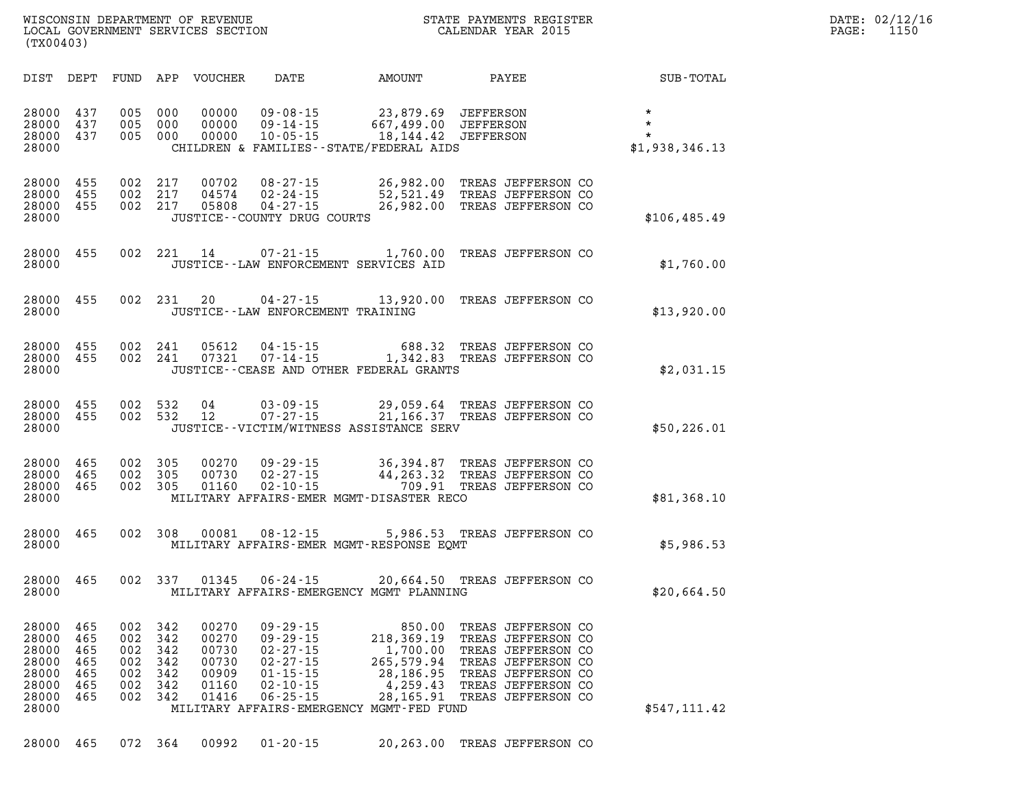WISCONSIN DEPARTMENT OF REVENUE
LOCAL GOVERNMENT SERVICES SECTION
(TX00403)

STATE PAYMENTS REGISTER
CALENDAR YEAR 2015

DATE: 02/12/16

| DIST | DEPT | FUND | APP | VOUCHER | DATE | AMOUNT | PAYEE | SUB-TOTAL |
|---|---|---|---|---|---|---|---|---|
| 28000 | 437 | 005 | 000 | 00000 | 09-08-15 | 23,879.69 | JEFFERSON | * |
| 28000 | 437 | 005 | 000 | 00000 | 09-14-15 | 667,499.00 | JEFFERSON | * |
| 28000 | 437 | 005 | 000 | 00000 | 10-05-15 | 18,144.42 | JEFFERSON | * |
| 28000 | | | | | CHILDREN & FAMILIES--STATE/FEDERAL AIDS | | | $1,938,346.13 |
| 28000 | 455 | 002 | 217 | 00702 | 08-27-15 | 26,982.00 | TREAS JEFFERSON CO | |
| 28000 | 455 | 002 | 217 | 04574 | 02-24-15 | 52,521.49 | TREAS JEFFERSON CO | |
| 28000 | 455 | 002 | 217 | 05808 | 04-27-15 | 26,982.00 | TREAS JEFFERSON CO | |
| 28000 | | | | | JUSTICE--COUNTY DRUG COURTS | | | $106,485.49 |
| 28000 | 455 | 002 | 221 | 14 | 07-21-15 | 1,760.00 | TREAS JEFFERSON CO | |
| 28000 | | | | | JUSTICE--LAW ENFORCEMENT SERVICES AID | | | $1,760.00 |
| 28000 | 455 | 002 | 231 | 20 | 04-27-15 | 13,920.00 | TREAS JEFFERSON CO | |
| 28000 | | | | | JUSTICE--LAW ENFORCEMENT TRAINING | | | $13,920.00 |
| 28000 | 455 | 002 | 241 | 05612 | 04-15-15 | 688.32 | TREAS JEFFERSON CO | |
| 28000 | 455 | 002 | 241 | 07321 | 07-14-15 | 1,342.83 | TREAS JEFFERSON CO | |
| 28000 | | | | | JUSTICE--CEASE AND OTHER FEDERAL GRANTS | | | $2,031.15 |
| 28000 | 455 | 002 | 532 | 04 | 03-09-15 | 29,059.64 | TREAS JEFFERSON CO | |
| 28000 | 455 | 002 | 532 | 12 | 07-27-15 | 21,166.37 | TREAS JEFFERSON CO | |
| 28000 | | | | | JUSTICE--VICTIM/WITNESS ASSISTANCE SERV | | | $50,226.01 |
| 28000 | 465 | 002 | 305 | 00270 | 09-29-15 | 36,394.87 | TREAS JEFFERSON CO | |
| 28000 | 465 | 002 | 305 | 00730 | 02-27-15 | 44,263.32 | TREAS JEFFERSON CO | |
| 28000 | 465 | 002 | 305 | 01160 | 02-10-15 | 709.91 | TREAS JEFFERSON CO | |
| 28000 | | | | | MILITARY AFFAIRS-EMER MGMT-DISASTER RECO | | | $81,368.10 |
| 28000 | 465 | 002 | 308 | 00081 | 08-12-15 | 5,986.53 | TREAS JEFFERSON CO | |
| 28000 | | | | | MILITARY AFFAIRS-EMER MGMT-RESPONSE EQMT | | | $5,986.53 |
| 28000 | 465 | 002 | 337 | 01345 | 06-24-15 | 20,664.50 | TREAS JEFFERSON CO | |
| 28000 | | | | | MILITARY AFFAIRS-EMERGENCY MGMT PLANNING | | | $20,664.50 |
| 28000 | 465 | 002 | 342 | 00270 | 09-29-15 | 850.00 | TREAS JEFFERSON CO | |
| 28000 | 465 | 002 | 342 | 00270 | 09-29-15 | 218,369.19 | TREAS JEFFERSON CO | |
| 28000 | 465 | 002 | 342 | 00730 | 02-27-15 | 1,700.00 | TREAS JEFFERSON CO | |
| 28000 | 465 | 002 | 342 | 00730 | 02-27-15 | 265,579.94 | TREAS JEFFERSON CO | |
| 28000 | 465 | 002 | 342 | 00909 | 01-15-15 | 28,186.95 | TREAS JEFFERSON CO | |
| 28000 | 465 | 002 | 342 | 01160 | 02-10-15 | 4,259.43 | TREAS JEFFERSON CO | |
| 28000 | 465 | 002 | 342 | 01416 | 06-25-15 | 28,165.91 | TREAS JEFFERSON CO | |
| 28000 | | | | | MILITARY AFFAIRS-EMERGENCY MGMT-FED FUND | | | $547,111.42 |
| 28000 | 465 | 072 | 364 | 00992 | 01-20-15 | 20,263.00 | TREAS JEFFERSON CO | |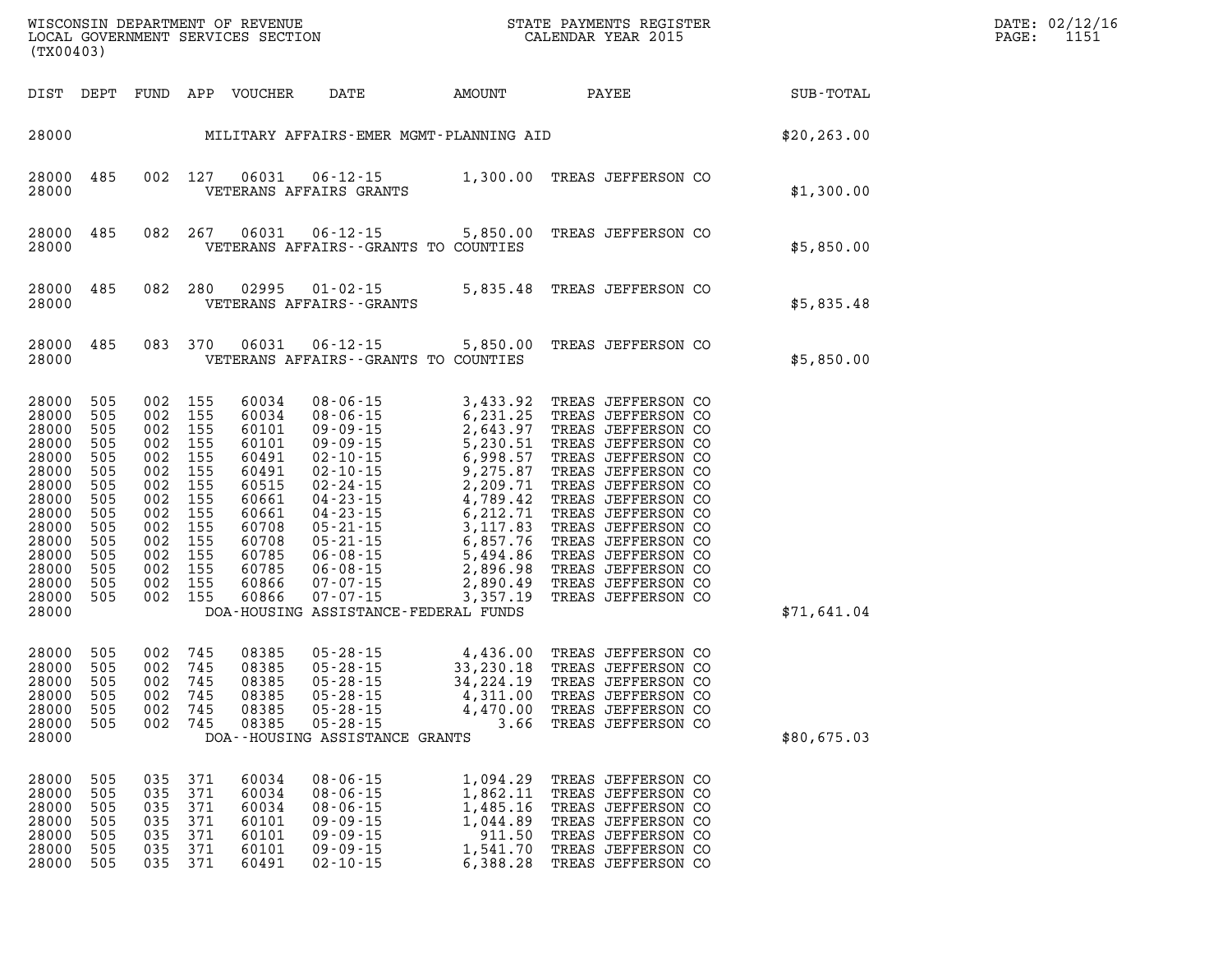WISCONSIN DEPARTMENT OF REVENUE
LOCAL GOVERNMENT SERVICES SECTION
(TX00403)

STATE PAYMENTS REGISTER
CALENDAR YEAR 2015

DATE: 02/12/16
PAGE: 1151

| DIST | DEPT | FUND | APP | VOUCHER | DATE | AMOUNT | PAYEE | SUB-TOTAL |
|---|---|---|---|---|---|---|---|---|
| 28000 | | | | | MILITARY AFFAIRS-EMER MGMT-PLANNING AID | | | $20,263.00 |
| 28000 | 485 | 002 | 127 | 06031 | 06-12-15 | 1,300.00 | TREAS JEFFERSON CO | |
| 28000 | | | | | VETERANS AFFAIRS GRANTS | | | $1,300.00 |
| 28000 | 485 | 082 | 267 | 06031 | 06-12-15 | 5,850.00 | TREAS JEFFERSON CO | |
| 28000 | | | | | VETERANS AFFAIRS--GRANTS TO COUNTIES | | | $5,850.00 |
| 28000 | 485 | 082 | 280 | 02995 | 01-02-15 | 5,835.48 | TREAS JEFFERSON CO | |
| 28000 | | | | | VETERANS AFFAIRS--GRANTS | | | $5,835.48 |
| 28000 | 485 | 083 | 370 | 06031 | 06-12-15 | 5,850.00 | TREAS JEFFERSON CO | |
| 28000 | | | | | VETERANS AFFAIRS--GRANTS TO COUNTIES | | | $5,850.00 |
| 28000 | 505 | 002 | 155 | 60034 | 08-06-15 | 3,433.92 | TREAS JEFFERSON CO | |
| 28000 | 505 | 002 | 155 | 60034 | 08-06-15 | 6,231.25 | TREAS JEFFERSON CO | |
| 28000 | 505 | 002 | 155 | 60101 | 09-09-15 | 2,643.97 | TREAS JEFFERSON CO | |
| 28000 | 505 | 002 | 155 | 60101 | 09-09-15 | 5,230.51 | TREAS JEFFERSON CO | |
| 28000 | 505 | 002 | 155 | 60491 | 02-10-15 | 6,998.57 | TREAS JEFFERSON CO | |
| 28000 | 505 | 002 | 155 | 60491 | 02-10-15 | 9,275.87 | TREAS JEFFERSON CO | |
| 28000 | 505 | 002 | 155 | 60515 | 02-24-15 | 2,209.71 | TREAS JEFFERSON CO | |
| 28000 | 505 | 002 | 155 | 60661 | 04-23-15 | 4,789.42 | TREAS JEFFERSON CO | |
| 28000 | 505 | 002 | 155 | 60661 | 04-23-15 | 6,212.71 | TREAS JEFFERSON CO | |
| 28000 | 505 | 002 | 155 | 60708 | 05-21-15 | 3,117.83 | TREAS JEFFERSON CO | |
| 28000 | 505 | 002 | 155 | 60708 | 05-21-15 | 6,857.76 | TREAS JEFFERSON CO | |
| 28000 | 505 | 002 | 155 | 60785 | 06-08-15 | 5,494.86 | TREAS JEFFERSON CO | |
| 28000 | 505 | 002 | 155 | 60785 | 06-08-15 | 2,896.98 | TREAS JEFFERSON CO | |
| 28000 | 505 | 002 | 155 | 60866 | 07-07-15 | 2,890.49 | TREAS JEFFERSON CO | |
| 28000 | 505 | 002 | 155 | 60866 | 07-07-15 | 3,357.19 | TREAS JEFFERSON CO | |
| 28000 | | | | | DOA-HOUSING ASSISTANCE-FEDERAL FUNDS | | | $71,641.04 |
| 28000 | 505 | 002 | 745 | 08385 | 05-28-15 | 4,436.00 | TREAS JEFFERSON CO | |
| 28000 | 505 | 002 | 745 | 08385 | 05-28-15 | 33,230.18 | TREAS JEFFERSON CO | |
| 28000 | 505 | 002 | 745 | 08385 | 05-28-15 | 34,224.19 | TREAS JEFFERSON CO | |
| 28000 | 505 | 002 | 745 | 08385 | 05-28-15 | 4,311.00 | TREAS JEFFERSON CO | |
| 28000 | 505 | 002 | 745 | 08385 | 05-28-15 | 4,470.00 | TREAS JEFFERSON CO | |
| 28000 | 505 | 002 | 745 | 08385 | 05-28-15 | 3.66 | TREAS JEFFERSON CO | |
| 28000 | | | | | DOA--HOUSING ASSISTANCE GRANTS | | | $80,675.03 |
| 28000 | 505 | 035 | 371 | 60034 | 08-06-15 | 1,094.29 | TREAS JEFFERSON CO | |
| 28000 | 505 | 035 | 371 | 60034 | 08-06-15 | 1,862.11 | TREAS JEFFERSON CO | |
| 28000 | 505 | 035 | 371 | 60034 | 08-06-15 | 1,485.16 | TREAS JEFFERSON CO | |
| 28000 | 505 | 035 | 371 | 60101 | 09-09-15 | 1,044.89 | TREAS JEFFERSON CO | |
| 28000 | 505 | 035 | 371 | 60101 | 09-09-15 | 911.50 | TREAS JEFFERSON CO | |
| 28000 | 505 | 035 | 371 | 60101 | 09-09-15 | 1,541.70 | TREAS JEFFERSON CO | |
| 28000 | 505 | 035 | 371 | 60491 | 02-10-15 | 6,388.28 | TREAS JEFFERSON CO | |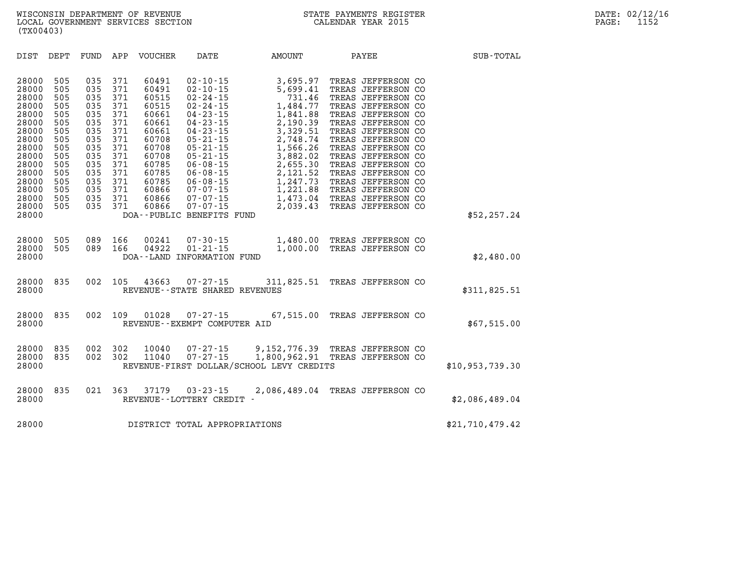WISCONSIN DEPARTMENT OF REVENUE
LOCAL GOVERNMENT SERVICES SECTION
(TX00403)

STATE PAYMENTS REGISTER
CALENDAR YEAR 2015

DATE: 02/12/16
PAGE: 1152

| DIST | DEPT | FUND | APP | VOUCHER | DATE | AMOUNT | PAYEE | SUB-TOTAL |
|---|---|---|---|---|---|---|---|---|
| 28000 | 505 | 035 | 371 | 60491 | 02-10-15 | 3,695.97 | TREAS JEFFERSON CO | |
| 28000 | 505 | 035 | 371 | 60491 | 02-10-15 | 5,699.41 | TREAS JEFFERSON CO | |
| 28000 | 505 | 035 | 371 | 60515 | 02-24-15 | 731.46 | TREAS JEFFERSON CO | |
| 28000 | 505 | 035 | 371 | 60515 | 02-24-15 | 1,484.77 | TREAS JEFFERSON CO | |
| 28000 | 505 | 035 | 371 | 60661 | 04-23-15 | 1,841.88 | TREAS JEFFERSON CO | |
| 28000 | 505 | 035 | 371 | 60661 | 04-23-15 | 2,190.39 | TREAS JEFFERSON CO | |
| 28000 | 505 | 035 | 371 | 60661 | 04-23-15 | 3,329.51 | TREAS JEFFERSON CO | |
| 28000 | 505 | 035 | 371 | 60708 | 05-21-15 | 2,748.74 | TREAS JEFFERSON CO | |
| 28000 | 505 | 035 | 371 | 60708 | 05-21-15 | 1,566.26 | TREAS JEFFERSON CO | |
| 28000 | 505 | 035 | 371 | 60708 | 05-21-15 | 3,882.02 | TREAS JEFFERSON CO | |
| 28000 | 505 | 035 | 371 | 60785 | 06-08-15 | 2,655.30 | TREAS JEFFERSON CO | |
| 28000 | 505 | 035 | 371 | 60785 | 06-08-15 | 2,121.52 | TREAS JEFFERSON CO | |
| 28000 | 505 | 035 | 371 | 60785 | 06-08-15 | 1,247.73 | TREAS JEFFERSON CO | |
| 28000 | 505 | 035 | 371 | 60866 | 07-07-15 | 1,221.88 | TREAS JEFFERSON CO | |
| 28000 | 505 | 035 | 371 | 60866 | 07-07-15 | 1,473.04 | TREAS JEFFERSON CO | |
| 28000 | 505 | 035 | 371 | 60866 | 07-07-15 | 2,039.43 | TREAS JEFFERSON CO | |
| 28000 | | | | DOA--PUBLIC BENEFITS FUND | | | | $52,257.24 |
| 28000 | 505 | 089 | 166 | 00241 | 07-30-15 | 1,480.00 | TREAS JEFFERSON CO | |
| 28000 | 505 | 089 | 166 | 04922 | 01-21-15 | 1,000.00 | TREAS JEFFERSON CO | |
| 28000 | | | | DOA--LAND INFORMATION FUND | | | | $2,480.00 |
| 28000 | 835 | 002 | 105 | 43663 | 07-27-15 | 311,825.51 | TREAS JEFFERSON CO | |
| 28000 | | | | REVENUE--STATE SHARED REVENUES | | | | $311,825.51 |
| 28000 | 835 | 002 | 109 | 01028 | 07-27-15 | 67,515.00 | TREAS JEFFERSON CO | |
| 28000 | | | | REVENUE--EXEMPT COMPUTER AID | | | | $67,515.00 |
| 28000 | 835 | 002 | 302 | 10040 | 07-27-15 | 9,152,776.39 | TREAS JEFFERSON CO | |
| 28000 | 835 | 002 | 302 | 11040 | 07-27-15 | 1,800,962.91 | TREAS JEFFERSON CO | |
| 28000 | | | | REVENUE-FIRST DOLLAR/SCHOOL LEVY CREDITS | | | | $10,953,739.30 |
| 28000 | 835 | 021 | 363 | 37179 | 03-23-15 | 2,086,489.04 | TREAS JEFFERSON CO | |
| 28000 | | | | REVENUE--LOTTERY CREDIT - | | | | $2,086,489.04 |
| 28000 | | | | DISTRICT TOTAL APPROPRIATIONS | | | | $21,710,479.42 |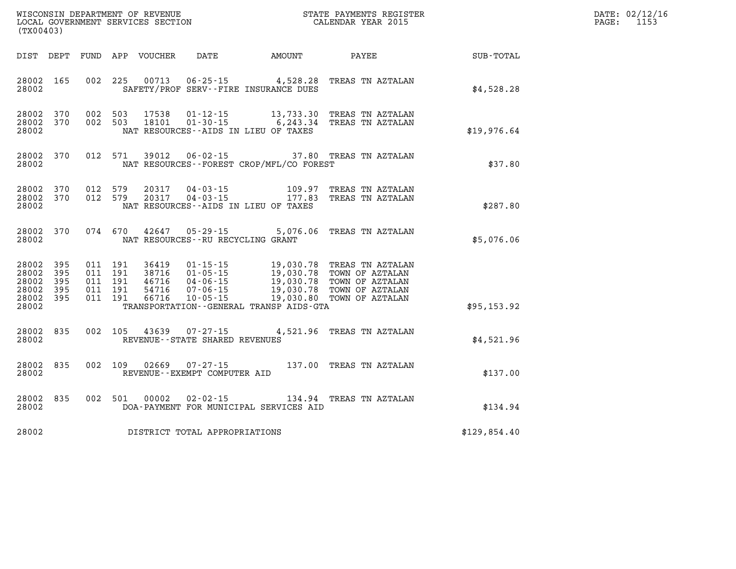WISCONSIN DEPARTMENT OF REVENUE
LOCAL GOVERNMENT SERVICES SECTION
(TX00403)

STATE PAYMENTS REGISTER
CALENDAR YEAR 2015

DATE: 02/12/16

| DIST | DEPT | FUND | APP | VOUCHER | DATE | AMOUNT | PAYEE | SUB-TOTAL |
|---|---|---|---|---|---|---|---|---|
| 28002 | 165 | 002 | 225 | 00713 | 06-25-15 | 4,528.28 | TREAS TN AZTALAN | |
| 28002 | | | | | SAFETY/PROF SERV--FIRE INSURANCE DUES | | | $4,528.28 |
| 28002 | 370 | 002 | 503 | 17538 | 01-12-15 | 13,733.30 | TREAS TN AZTALAN | |
| 28002 | 370 | 002 | 503 | 18101 | 01-30-15 | 6,243.34 | TREAS TN AZTALAN | |
| 28002 | | | | | NAT RESOURCES--AIDS IN LIEU OF TAXES | | | $19,976.64 |
| 28002 | 370 | 012 | 571 | 39012 | 06-02-15 | 37.80 | TREAS TN AZTALAN | |
| 28002 | | | | | NAT RESOURCES--FOREST CROP/MFL/CO FOREST | | | $37.80 |
| 28002 | 370 | 012 | 579 | 20317 | 04-03-15 | 109.97 | TREAS TN AZTALAN | |
| 28002 | 370 | 012 | 579 | 20317 | 04-03-15 | 177.83 | TREAS TN AZTALAN | |
| 28002 | | | | | NAT RESOURCES--AIDS IN LIEU OF TAXES | | | $287.80 |
| 28002 | 370 | 074 | 670 | 42647 | 05-29-15 | 5,076.06 | TREAS TN AZTALAN | |
| 28002 | | | | | NAT RESOURCES--RU RECYCLING GRANT | | | $5,076.06 |
| 28002 | 395 | 011 | 191 | 36419 | 01-15-15 | 19,030.78 | TREAS TN AZTALAN | |
| 28002 | 395 | 011 | 191 | 38716 | 01-05-15 | 19,030.78 | TOWN OF AZTALAN | |
| 28002 | 395 | 011 | 191 | 46716 | 04-06-15 | 19,030.78 | TOWN OF AZTALAN | |
| 28002 | 395 | 011 | 191 | 54716 | 07-06-15 | 19,030.78 | TOWN OF AZTALAN | |
| 28002 | 395 | 011 | 191 | 66716 | 10-05-15 | 19,030.80 | TOWN OF AZTALAN | |
| 28002 | | | | | TRANSPORTATION--GENERAL TRANSP AIDS-GTA | | | $95,153.92 |
| 28002 | 835 | 002 | 105 | 43639 | 07-27-15 | 4,521.96 | TREAS TN AZTALAN | |
| 28002 | | | | | REVENUE--STATE SHARED REVENUES | | | $4,521.96 |
| 28002 | 835 | 002 | 109 | 02669 | 07-27-15 | 137.00 | TREAS TN AZTALAN | |
| 28002 | | | | | REVENUE--EXEMPT COMPUTER AID | | | $137.00 |
| 28002 | 835 | 002 | 501 | 00002 | 02-02-15 | 134.94 | TREAS TN AZTALAN | |
| 28002 | | | | | DOA-PAYMENT FOR MUNICIPAL SERVICES AID | | | $134.94 |
| 28002 | | | | | DISTRICT TOTAL APPROPRIATIONS | | | $129,854.40 |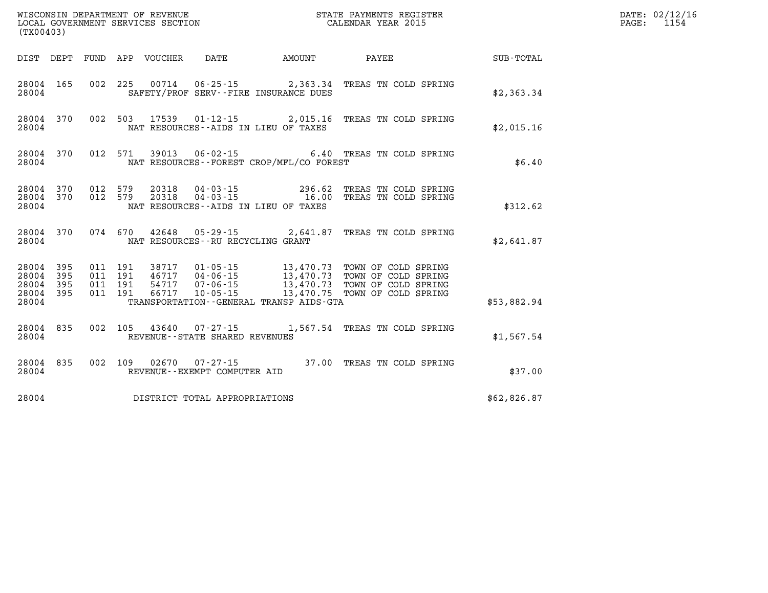WISCONSIN DEPARTMENT OF REVENUE
LOCAL GOVERNMENT SERVICES SECTION
(TX00403)

STATE PAYMENTS REGISTER
CALENDAR YEAR 2015

DATE: 02/12/16
PAGE: 1154

| DIST | DEPT | FUND | APP | VOUCHER | DATE | AMOUNT | PAYEE | SUB-TOTAL |
|---|---|---|---|---|---|---|---|---|
| 28004 | 165 | 002 | 225 | 00714 | 06-25-15 | 2,363.34 | TREAS TN COLD SPRING | |
| 28004 | | | | SAFETY/PROF SERV--FIRE INSURANCE DUES | | | | $2,363.34 |
| 28004 | 370 | 002 | 503 | 17539 | 01-12-15 | 2,015.16 | TREAS TN COLD SPRING | |
| 28004 | | | | NAT RESOURCES--AIDS IN LIEU OF TAXES | | | | $2,015.16 |
| 28004 | 370 | 012 | 571 | 39013 | 06-02-15 | 6.40 | TREAS TN COLD SPRING | |
| 28004 | | | | NAT RESOURCES--FOREST CROP/MFL/CO FOREST | | | | $6.40 |
| 28004 | 370 | 012 | 579 | 20318 | 04-03-15 | 296.62 | TREAS TN COLD SPRING | |
| 28004 | 370 | 012 | 579 | 20318 | 04-03-15 | 16.00 | TREAS TN COLD SPRING | |
| 28004 | | | | NAT RESOURCES--AIDS IN LIEU OF TAXES | | | | $312.62 |
| 28004 | 370 | 074 | 670 | 42648 | 05-29-15 | 2,641.87 | TREAS TN COLD SPRING | |
| 28004 | | | | NAT RESOURCES--RU RECYCLING GRANT | | | | $2,641.87 |
| 28004 | 395 | 011 | 191 | 38717 | 01-05-15 | 13,470.73 | TOWN OF COLD SPRING | |
| 28004 | 395 | 011 | 191 | 46717 | 04-06-15 | 13,470.73 | TOWN OF COLD SPRING | |
| 28004 | 395 | 011 | 191 | 54717 | 07-06-15 | 13,470.73 | TOWN OF COLD SPRING | |
| 28004 | 395 | 011 | 191 | 66717 | 10-05-15 | 13,470.75 | TOWN OF COLD SPRING | |
| 28004 | | | | TRANSPORTATION--GENERAL TRANSP AIDS-GTA | | | | $53,882.94 |
| 28004 | 835 | 002 | 105 | 43640 | 07-27-15 | 1,567.54 | TREAS TN COLD SPRING | |
| 28004 | | | | REVENUE--STATE SHARED REVENUES | | | | $1,567.54 |
| 28004 | 835 | 002 | 109 | 02670 | 07-27-15 | 37.00 | TREAS TN COLD SPRING | |
| 28004 | | | | REVENUE--EXEMPT COMPUTER AID | | | | $37.00 |
| 28004 | | | | DISTRICT TOTAL APPROPRIATIONS | | | | $62,826.87 |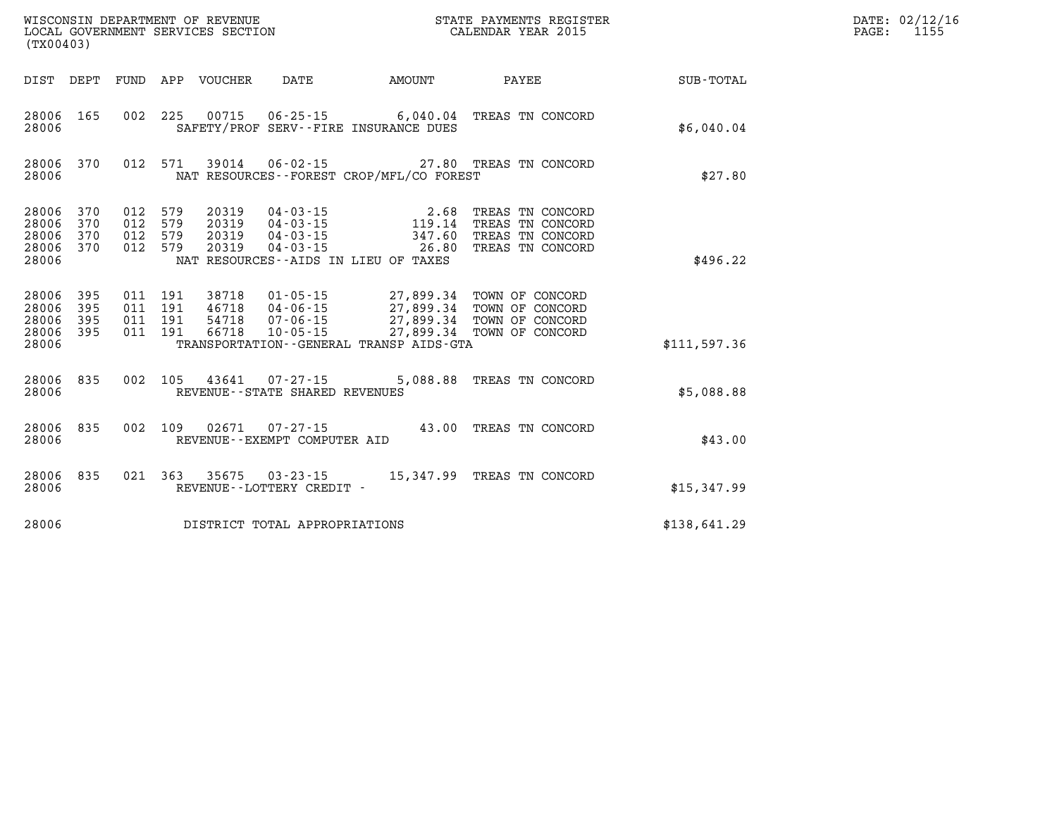WISCONSIN DEPARTMENT OF REVENUE
LOCAL GOVERNMENT SERVICES SECTION
(TX00403)

STATE PAYMENTS REGISTER
CALENDAR YEAR 2015

DATE: 02/12/16
PAGE: 1155

| DIST | DEPT | FUND | APP | VOUCHER | DATE | AMOUNT | PAYEE | SUB-TOTAL |
|---|---|---|---|---|---|---|---|---|
| 28006 | 165 | 002 | 225 | 00715 | 06-25-15 | 6,040.04 | TREAS TN CONCORD | |
| 28006 | | | | SAFETY/PROF SERV--FIRE INSURANCE DUES | | | | $6,040.04 |
| 28006 | 370 | 012 | 571 | 39014 | 06-02-15 | 27.80 | TREAS TN CONCORD | |
| 28006 | | | | NAT RESOURCES--FOREST CROP/MFL/CO FOREST | | | | $27.80 |
| 28006 | 370 | 012 | 579 | 20319 | 04-03-15 | 2.68 | TREAS TN CONCORD | |
| 28006 | 370 | 012 | 579 | 20319 | 04-03-15 | 119.14 | TREAS TN CONCORD | |
| 28006 | 370 | 012 | 579 | 20319 | 04-03-15 | 347.60 | TREAS TN CONCORD | |
| 28006 | 370 | 012 | 579 | 20319 | 04-03-15 | 26.80 | TREAS TN CONCORD | |
| 28006 | | | | NAT RESOURCES--AIDS IN LIEU OF TAXES | | | | $496.22 |
| 28006 | 395 | 011 | 191 | 38718 | 01-05-15 | 27,899.34 | TOWN OF CONCORD | |
| 28006 | 395 | 011 | 191 | 46718 | 04-06-15 | 27,899.34 | TOWN OF CONCORD | |
| 28006 | 395 | 011 | 191 | 54718 | 07-06-15 | 27,899.34 | TOWN OF CONCORD | |
| 28006 | 395 | 011 | 191 | 66718 | 10-05-15 | 27,899.34 | TOWN OF CONCORD | |
| 28006 | | | | TRANSPORTATION--GENERAL TRANSP AIDS-GTA | | | | $111,597.36 |
| 28006 | 835 | 002 | 105 | 43641 | 07-27-15 | 5,088.88 | TREAS TN CONCORD | |
| 28006 | | | | REVENUE--STATE SHARED REVENUES | | | | $5,088.88 |
| 28006 | 835 | 002 | 109 | 02671 | 07-27-15 | 43.00 | TREAS TN CONCORD | |
| 28006 | | | | REVENUE--EXEMPT COMPUTER AID | | | | $43.00 |
| 28006 | 835 | 021 | 363 | 35675 | 03-23-15 | 15,347.99 | TREAS TN CONCORD | |
| 28006 | | | | REVENUE--LOTTERY CREDIT - | | | | $15,347.99 |
| 28006 | | | | DISTRICT TOTAL APPROPRIATIONS | | | | $138,641.29 |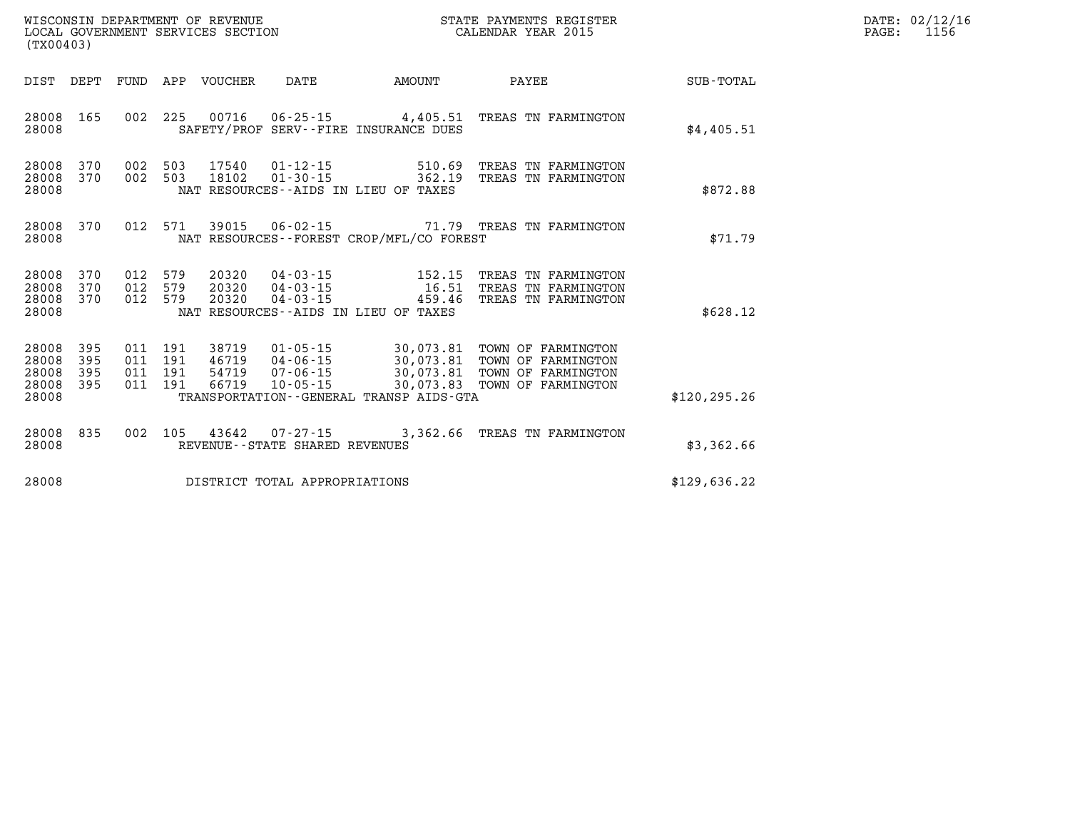WISCONSIN DEPARTMENT OF REVENUE
LOCAL GOVERNMENT SERVICES SECTION
(TX00403)

STATE PAYMENTS REGISTER
CALENDAR YEAR 2015

| DIST | DEPT | FUND | APP | VOUCHER | DATE | AMOUNT | PAYEE | SUB-TOTAL |
|---|---|---|---|---|---|---|---|---|
| 28008 | 165 | 002 | 225 | 00716 | 06-25-15 | 4,405.51 | TREAS TN FARMINGTON | |
| 28008 | | | | | SAFETY/PROF SERV--FIRE INSURANCE DUES | | | $4,405.51 |
| 28008 | 370 | 002 | 503 | 17540 | 01-12-15 | 510.69 | TREAS TN FARMINGTON | |
| 28008 | 370 | 002 | 503 | 18102 | 01-30-15 | 362.19 | TREAS TN FARMINGTON | |
| 28008 | | | | | NAT RESOURCES--AIDS IN LIEU OF TAXES | | | $872.88 |
| 28008 | 370 | 012 | 571 | 39015 | 06-02-15 | 71.79 | TREAS TN FARMINGTON | |
| 28008 | | | | | NAT RESOURCES--FOREST CROP/MFL/CO FOREST | | | $71.79 |
| 28008 | 370 | 012 | 579 | 20320 | 04-03-15 | 152.15 | TREAS TN FARMINGTON | |
| 28008 | 370 | 012 | 579 | 20320 | 04-03-15 | 16.51 | TREAS TN FARMINGTON | |
| 28008 | 370 | 012 | 579 | 20320 | 04-03-15 | 459.46 | TREAS TN FARMINGTON | |
| 28008 | | | | | NAT RESOURCES--AIDS IN LIEU OF TAXES | | | $628.12 |
| 28008 | 395 | 011 | 191 | 38719 | 01-05-15 | 30,073.81 | TOWN OF FARMINGTON | |
| 28008 | 395 | 011 | 191 | 46719 | 04-06-15 | 30,073.81 | TOWN OF FARMINGTON | |
| 28008 | 395 | 011 | 191 | 54719 | 07-06-15 | 30,073.81 | TOWN OF FARMINGTON | |
| 28008 | 395 | 011 | 191 | 66719 | 10-05-15 | 30,073.83 | TOWN OF FARMINGTON | |
| 28008 | | | | | TRANSPORTATION--GENERAL TRANSP AIDS-GTA | | | $120,295.26 |
| 28008 | 835 | 002 | 105 | 43642 | 07-27-15 | 3,362.66 | TREAS TN FARMINGTON | |
| 28008 | | | | | REVENUE--STATE SHARED REVENUES | | | $3,362.66 |
| 28008 | | | | | DISTRICT TOTAL APPROPRIATIONS | | | $129,636.22 |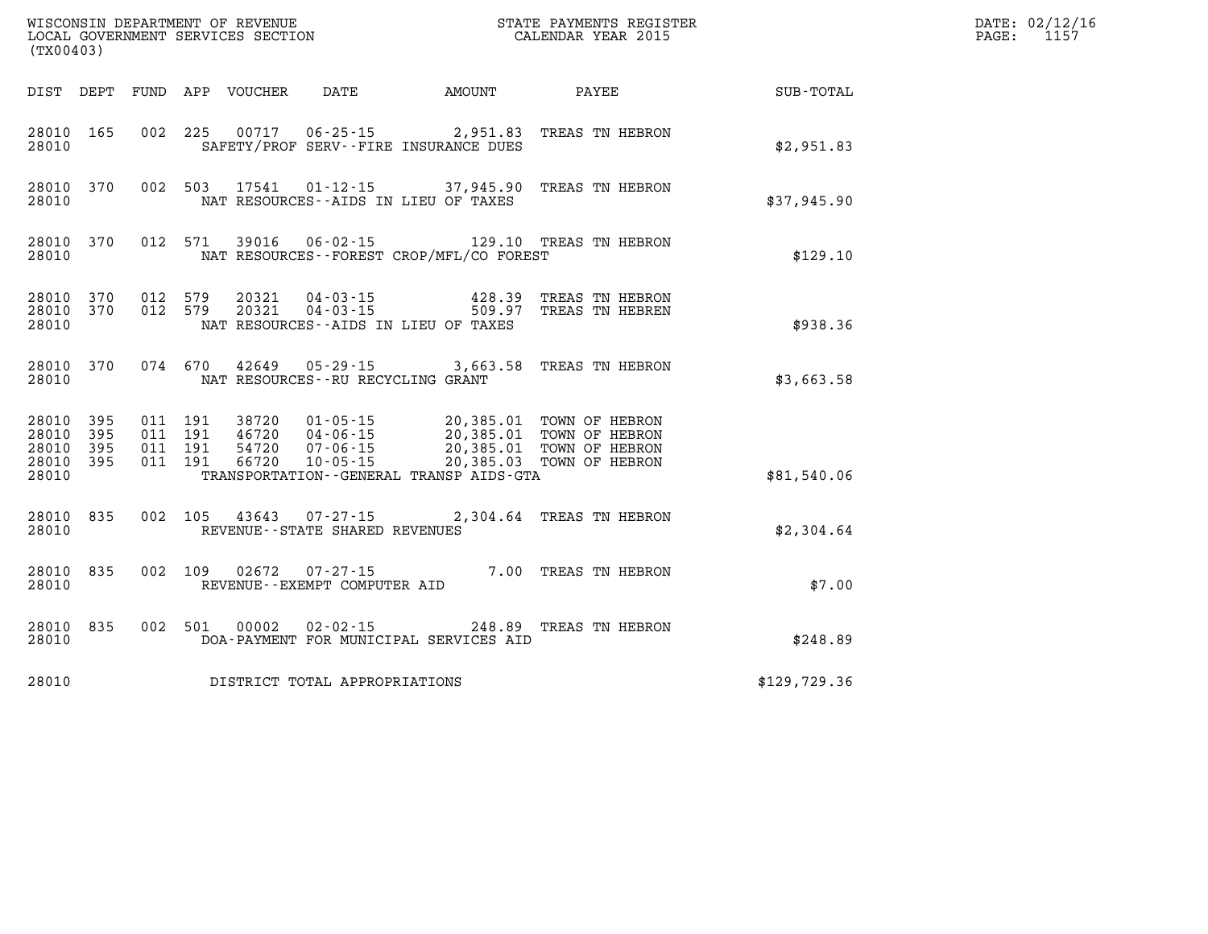WISCONSIN DEPARTMENT OF REVENUE
LOCAL GOVERNMENT SERVICES SECTION
(TX00403)

STATE PAYMENTS REGISTER
CALENDAR YEAR 2015

DATE: 02/12/16
PAGE: 1157

| DIST | DEPT | FUND | APP | VOUCHER | DATE | AMOUNT | PAYEE | SUB-TOTAL |
|---|---|---|---|---|---|---|---|---|
| 28010 | 165 | 002 | 225 | 00717 | 06-25-15 | 2,951.83 | TREAS TN HEBRON | |
| 28010 | | | | SAFETY/PROF SERV--FIRE INSURANCE DUES | | | | $2,951.83 |
| 28010 | 370 | 002 | 503 | 17541 | 01-12-15 | 37,945.90 | TREAS TN HEBRON | |
| 28010 | | | | NAT RESOURCES--AIDS IN LIEU OF TAXES | | | | $37,945.90 |
| 28010 | 370 | 012 | 571 | 39016 | 06-02-15 | 129.10 | TREAS TN HEBRON | |
| 28010 | | | | NAT RESOURCES--FOREST CROP/MFL/CO FOREST | | | | $129.10 |
| 28010 | 370 | 012 | 579 | 20321 | 04-03-15 | 428.39 | TREAS TN HEBRON | |
| 28010 | 370 | 012 | 579 | 20321 | 04-03-15 | 509.97 | TREAS TN HEBREN | |
| 28010 | | | | NAT RESOURCES--AIDS IN LIEU OF TAXES | | | | $938.36 |
| 28010 | 370 | 074 | 670 | 42649 | 05-29-15 | 3,663.58 | TREAS TN HEBRON | |
| 28010 | | | | NAT RESOURCES--RU RECYCLING GRANT | | | | $3,663.58 |
| 28010 | 395 | 011 | 191 | 38720 | 01-05-15 | 20,385.01 | TOWN OF HEBRON | |
| 28010 | 395 | 011 | 191 | 46720 | 04-06-15 | 20,385.01 | TOWN OF HEBRON | |
| 28010 | 395 | 011 | 191 | 54720 | 07-06-15 | 20,385.01 | TOWN OF HEBRON | |
| 28010 | 395 | 011 | 191 | 66720 | 10-05-15 | 20,385.03 | TOWN OF HEBRON | |
| 28010 | | | | TRANSPORTATION--GENERAL TRANSP AIDS-GTA | | | | $81,540.06 |
| 28010 | 835 | 002 | 105 | 43643 | 07-27-15 | 2,304.64 | TREAS TN HEBRON | |
| 28010 | | | | REVENUE--STATE SHARED REVENUES | | | | $2,304.64 |
| 28010 | 835 | 002 | 109 | 02672 | 07-27-15 | 7.00 | TREAS TN HEBRON | |
| 28010 | | | | REVENUE--EXEMPT COMPUTER AID | | | | $7.00 |
| 28010 | 835 | 002 | 501 | 00002 | 02-02-15 | 248.89 | TREAS TN HEBRON | |
| 28010 | | | | DOA-PAYMENT FOR MUNICIPAL SERVICES AID | | | | $248.89 |
| 28010 | | | | DISTRICT TOTAL APPROPRIATIONS | | | | $129,729.36 |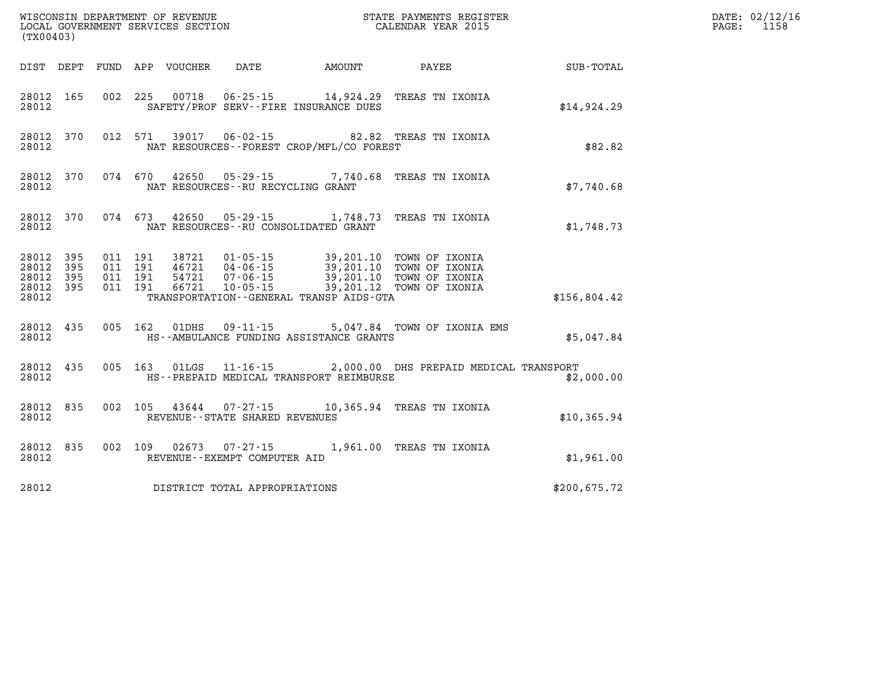WISCONSIN DEPARTMENT OF REVENUE
LOCAL GOVERNMENT SERVICES SECTION
(TX00403)

STATE PAYMENTS REGISTER
CALENDAR YEAR 2015

DATE: 02/12/16
PAGE: 1158

| DIST | DEPT | FUND | APP | VOUCHER | DATE | AMOUNT | PAYEE | SUB-TOTAL |
|---|---|---|---|---|---|---|---|---|
| 28012 | 165 | 002 | 225 | 00718 | 06-25-15 | 14,924.29 | TREAS TN IXONIA | |
| 28012 | | | | SAFETY/PROF SERV--FIRE INSURANCE DUES | | | | $14,924.29 |
| 28012 | 370 | 012 | 571 | 39017 | 06-02-15 | 82.82 | TREAS TN IXONIA | |
| 28012 | | | | NAT RESOURCES--FOREST CROP/MFL/CO FOREST | | | | $82.82 |
| 28012 | 370 | 074 | 670 | 42650 | 05-29-15 | 7,740.68 | TREAS TN IXONIA | |
| 28012 | | | | NAT RESOURCES--RU RECYCLING GRANT | | | | $7,740.68 |
| 28012 | 370 | 074 | 673 | 42650 | 05-29-15 | 1,748.73 | TREAS TN IXONIA | |
| 28012 | | | | NAT RESOURCES--RU CONSOLIDATED GRANT | | | | $1,748.73 |
| 28012 | 395 | 011 | 191 | 38721 | 01-05-15 | 39,201.10 | TOWN OF IXONIA | |
| 28012 | 395 | 011 | 191 | 46721 | 04-06-15 | 39,201.10 | TOWN OF IXONIA | |
| 28012 | 395 | 011 | 191 | 54721 | 07-06-15 | 39,201.10 | TOWN OF IXONIA | |
| 28012 | 395 | 011 | 191 | 66721 | 10-05-15 | 39,201.12 | TOWN OF IXONIA | |
| 28012 | | | | TRANSPORTATION--GENERAL TRANSP AIDS-GTA | | | | $156,804.42 |
| 28012 | 435 | 005 | 162 | 01DHS | 09-11-15 | 5,047.84 | TOWN OF IXONIA EMS | |
| 28012 | | | | HS--AMBULANCE FUNDING ASSISTANCE GRANTS | | | | $5,047.84 |
| 28012 | 435 | 005 | 163 | 01LGS | 11-16-15 | 2,000.00 | DHS PREPAID MEDICAL TRANSPORT | |
| 28012 | | | | HS--PREPAID MEDICAL TRANSPORT REIMBURSE | | | | $2,000.00 |
| 28012 | 835 | 002 | 105 | 43644 | 07-27-15 | 10,365.94 | TREAS TN IXONIA | |
| 28012 | | | | REVENUE--STATE SHARED REVENUES | | | | $10,365.94 |
| 28012 | 835 | 002 | 109 | 02673 | 07-27-15 | 1,961.00 | TREAS TN IXONIA | |
| 28012 | | | | REVENUE--EXEMPT COMPUTER AID | | | | $1,961.00 |
| 28012 | | | | DISTRICT TOTAL APPROPRIATIONS | | | | $200,675.72 |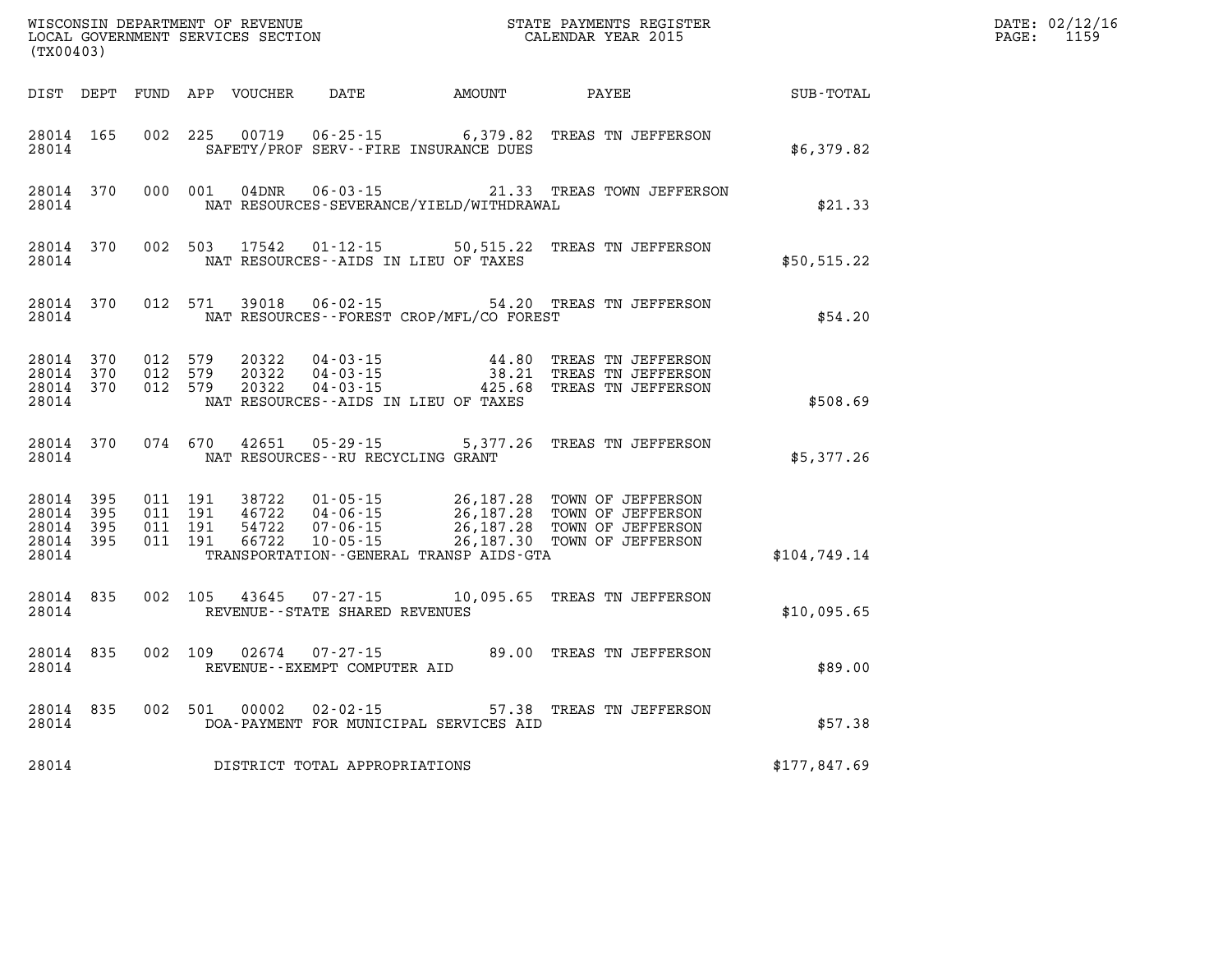WISCONSIN DEPARTMENT OF REVENUE
LOCAL GOVERNMENT SERVICES SECTION
(TX00403)

STATE PAYMENTS REGISTER
CALENDAR YEAR 2015

DATE: 02/12/16
PAGE: 1159

| DIST | DEPT | FUND | APP | VOUCHER | DATE | AMOUNT | PAYEE | SUB-TOTAL |
|---|---|---|---|---|---|---|---|---|
| 28014 | 165 | 002 | 225 | 00719 | 06-25-15 | 6,379.82 | TREAS TN JEFFERSON | |
| 28014 | | | | | SAFETY/PROF SERV--FIRE INSURANCE DUES | | | $6,379.82 |
| 28014 | 370 | 000 | 001 | 04DNR | 06-03-15 | 21.33 | TREAS TOWN JEFFERSON | |
| 28014 | | | | | NAT RESOURCES-SEVERANCE/YIELD/WITHDRAWAL | | | $21.33 |
| 28014 | 370 | 002 | 503 | 17542 | 01-12-15 | 50,515.22 | TREAS TN JEFFERSON | |
| 28014 | | | | | NAT RESOURCES--AIDS IN LIEU OF TAXES | | | $50,515.22 |
| 28014 | 370 | 012 | 571 | 39018 | 06-02-15 | 54.20 | TREAS TN JEFFERSON | |
| 28014 | | | | | NAT RESOURCES--FOREST CROP/MFL/CO FOREST | | | $54.20 |
| 28014 | 370 | 012 | 579 | 20322 | 04-03-15 | 44.80 | TREAS TN JEFFERSON | |
| 28014 | 370 | 012 | 579 | 20322 | 04-03-15 | 38.21 | TREAS TN JEFFERSON | |
| 28014 | 370 | 012 | 579 | 20322 | 04-03-15 | 425.68 | TREAS TN JEFFERSON | |
| 28014 | | | | | NAT RESOURCES--AIDS IN LIEU OF TAXES | | | $508.69 |
| 28014 | 370 | 074 | 670 | 42651 | 05-29-15 | 5,377.26 | TREAS TN JEFFERSON | |
| 28014 | | | | | NAT RESOURCES--RU RECYCLING GRANT | | | $5,377.26 |
| 28014 | 395 | 011 | 191 | 38722 | 01-05-15 | 26,187.28 | TOWN OF JEFFERSON | |
| 28014 | 395 | 011 | 191 | 46722 | 04-06-15 | 26,187.28 | TOWN OF JEFFERSON | |
| 28014 | 395 | 011 | 191 | 54722 | 07-06-15 | 26,187.28 | TOWN OF JEFFERSON | |
| 28014 | 395 | 011 | 191 | 66722 | 10-05-15 | 26,187.30 | TOWN OF JEFFERSON | |
| 28014 | | | | | TRANSPORTATION--GENERAL TRANSP AIDS-GTA | | | $104,749.14 |
| 28014 | 835 | 002 | 105 | 43645 | 07-27-15 | 10,095.65 | TREAS TN JEFFERSON | |
| 28014 | | | | | REVENUE--STATE SHARED REVENUES | | | $10,095.65 |
| 28014 | 835 | 002 | 109 | 02674 | 07-27-15 | 89.00 | TREAS TN JEFFERSON | |
| 28014 | | | | | REVENUE--EXEMPT COMPUTER AID | | | $89.00 |
| 28014 | 835 | 002 | 501 | 00002 | 02-02-15 | 57.38 | TREAS TN JEFFERSON | |
| 28014 | | | | | DOA-PAYMENT FOR MUNICIPAL SERVICES AID | | | $57.38 |
| 28014 | | | | | DISTRICT TOTAL APPROPRIATIONS | | | $177,847.69 |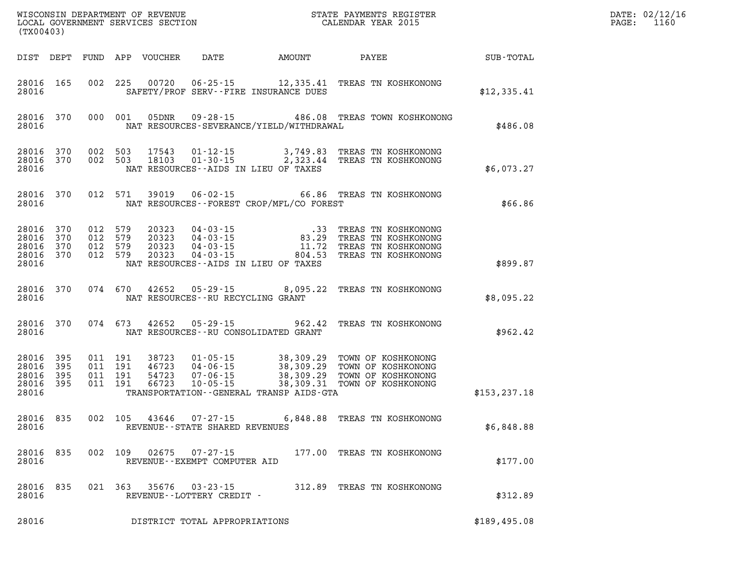WISCONSIN DEPARTMENT OF REVENUE
LOCAL GOVERNMENT SERVICES SECTION
(TX00403)

STATE PAYMENTS REGISTER
CALENDAR YEAR 2015

DATE: 02/12/16

| DIST | DEPT | FUND | APP | VOUCHER | DATE | AMOUNT | PAYEE | SUB-TOTAL |
|---|---|---|---|---|---|---|---|---|
| 28016 | 165 | 002 | 225 | 00720 | 06-25-15 | 12,335.41 | TREAS TN KOSHKONONG | |
| 28016 | | | | SAFETY/PROF SERV--FIRE INSURANCE DUES | | | | $12,335.41 |
| 28016 | 370 | 000 | 001 | 05DNR | 09-28-15 | 486.08 | TREAS TOWN KOSHKONONG | |
| 28016 | | | | NAT RESOURCES-SEVERANCE/YIELD/WITHDRAWAL | | | | $486.08 |
| 28016 | 370 | 002 | 503 | 17543 | 01-12-15 | 3,749.83 | TREAS TN KOSHKONONG | |
| 28016 | 370 | 002 | 503 | 18103 | 01-30-15 | 2,323.44 | TREAS TN KOSHKONONG | |
| 28016 | | | | NAT RESOURCES--AIDS IN LIEU OF TAXES | | | | $6,073.27 |
| 28016 | 370 | 012 | 571 | 39019 | 06-02-15 | 66.86 | TREAS TN KOSHKONONG | |
| 28016 | | | | NAT RESOURCES--FOREST CROP/MFL/CO FOREST | | | | $66.86 |
| 28016 | 370 | 012 | 579 | 20323 | 04-03-15 | .33 | TREAS TN KOSHKONONG | |
| 28016 | 370 | 012 | 579 | 20323 | 04-03-15 | 83.29 | TREAS TN KOSHKONONG | |
| 28016 | 370 | 012 | 579 | 20323 | 04-03-15 | 11.72 | TREAS TN KOSHKONONG | |
| 28016 | 370 | 012 | 579 | 20323 | 04-03-15 | 804.53 | TREAS TN KOSHKONONG | |
| 28016 | | | | NAT RESOURCES--AIDS IN LIEU OF TAXES | | | | $899.87 |
| 28016 | 370 | 074 | 670 | 42652 | 05-29-15 | 8,095.22 | TREAS TN KOSHKONONG | |
| 28016 | | | | NAT RESOURCES--RU RECYCLING GRANT | | | | $8,095.22 |
| 28016 | 370 | 074 | 673 | 42652 | 05-29-15 | 962.42 | TREAS TN KOSHKONONG | |
| 28016 | | | | NAT RESOURCES--RU CONSOLIDATED GRANT | | | | $962.42 |
| 28016 | 395 | 011 | 191 | 38723 | 01-05-15 | 38,309.29 | TOWN OF KOSHKONONG | |
| 28016 | 395 | 011 | 191 | 46723 | 04-06-15 | 38,309.29 | TOWN OF KOSHKONONG | |
| 28016 | 395 | 011 | 191 | 54723 | 07-06-15 | 38,309.29 | TOWN OF KOSHKONONG | |
| 28016 | 395 | 011 | 191 | 66723 | 10-05-15 | 38,309.31 | TOWN OF KOSHKONONG | |
| 28016 | | | | TRANSPORTATION--GENERAL TRANSP AIDS-GTA | | | | $153,237.18 |
| 28016 | 835 | 002 | 105 | 43646 | 07-27-15 | 6,848.88 | TREAS TN KOSHKONONG | |
| 28016 | | | | REVENUE--STATE SHARED REVENUES | | | | $6,848.88 |
| 28016 | 835 | 002 | 109 | 02675 | 07-27-15 | 177.00 | TREAS TN KOSHKONONG | |
| 28016 | | | | REVENUE--EXEMPT COMPUTER AID | | | | $177.00 |
| 28016 | 835 | 021 | 363 | 35676 | 03-23-15 | 312.89 | TREAS TN KOSHKONONG | |
| 28016 | | | | REVENUE--LOTTERY CREDIT - | | | | $312.89 |
| 28016 | | | | DISTRICT TOTAL APPROPRIATIONS | | | | $189,495.08 |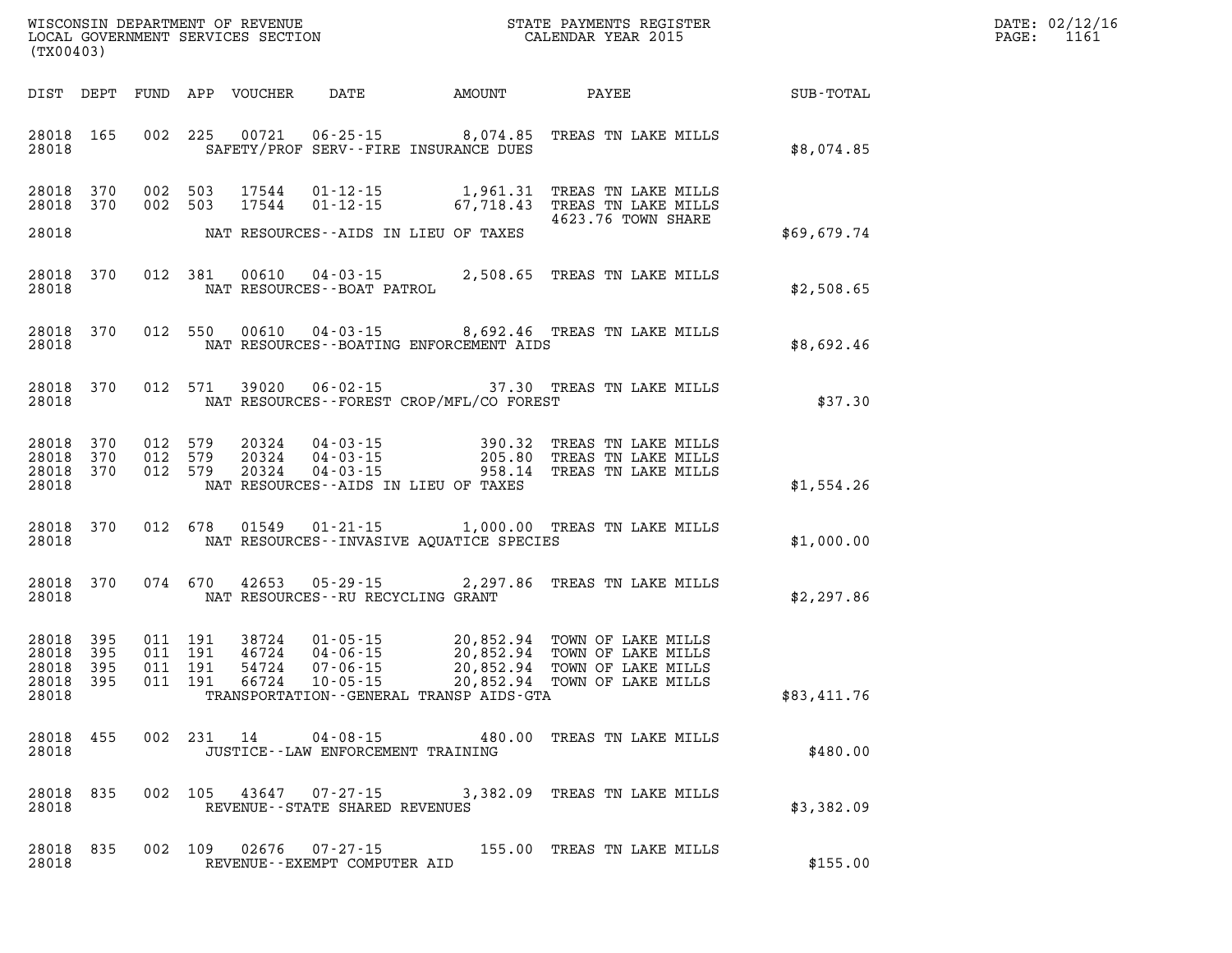WISCONSIN DEPARTMENT OF REVENUE
LOCAL GOVERNMENT SERVICES SECTION
(TX00403)

STATE PAYMENTS REGISTER
CALENDAR YEAR 2015

DATE: 02/12/16

| DIST | DEPT | FUND | APP | VOUCHER | DATE | AMOUNT | PAYEE | SUB-TOTAL |
|---|---|---|---|---|---|---|---|---|
| 28018 | 165 | 002 | 225 | 00721 | 06-25-15 | 8,074.85 | TREAS TN LAKE MILLS | |
| 28018 | | | | | SAFETY/PROF SERV--FIRE INSURANCE DUES | | | $8,074.85 |
| 28018 | 370 | 002 | 503 | 17544 | 01-12-15 | 1,961.31 | TREAS TN LAKE MILLS | |
| 28018 | 370 | 002 | 503 | 17544 | 01-12-15 | 67,718.43 | TREAS TN LAKE MILLS 4623.76 TOWN SHARE | |
| 28018 | | | | | NAT RESOURCES--AIDS IN LIEU OF TAXES | | | $69,679.74 |
| 28018 | 370 | 012 | 381 | 00610 | 04-03-15 | 2,508.65 | TREAS TN LAKE MILLS | |
| 28018 | | | | | NAT RESOURCES--BOAT PATROL | | | $2,508.65 |
| 28018 | 370 | 012 | 550 | 00610 | 04-03-15 | 8,692.46 | TREAS TN LAKE MILLS | |
| 28018 | | | | | NAT RESOURCES--BOATING ENFORCEMENT AIDS | | | $8,692.46 |
| 28018 | 370 | 012 | 571 | 39020 | 06-02-15 | 37.30 | TREAS TN LAKE MILLS | |
| 28018 | | | | | NAT RESOURCES--FOREST CROP/MFL/CO FOREST | | | $37.30 |
| 28018 | 370 | 012 | 579 | 20324 | 04-03-15 | 390.32 | TREAS TN LAKE MILLS | |
| 28018 | 370 | 012 | 579 | 20324 | 04-03-15 | 205.80 | TREAS TN LAKE MILLS | |
| 28018 | 370 | 012 | 579 | 20324 | 04-03-15 | 958.14 | TREAS TN LAKE MILLS | |
| 28018 | | | | | NAT RESOURCES--AIDS IN LIEU OF TAXES | | | $1,554.26 |
| 28018 | 370 | 012 | 678 | 01549 | 01-21-15 | 1,000.00 | TREAS TN LAKE MILLS | |
| 28018 | | | | | NAT RESOURCES--INVASIVE AQUATICE SPECIES | | | $1,000.00 |
| 28018 | 370 | 074 | 670 | 42653 | 05-29-15 | 2,297.86 | TREAS TN LAKE MILLS | |
| 28018 | | | | | NAT RESOURCES--RU RECYCLING GRANT | | | $2,297.86 |
| 28018 | 395 | 011 | 191 | 38724 | 01-05-15 | 20,852.94 | TOWN OF LAKE MILLS | |
| 28018 | 395 | 011 | 191 | 46724 | 04-06-15 | 20,852.94 | TOWN OF LAKE MILLS | |
| 28018 | 395 | 011 | 191 | 54724 | 07-06-15 | 20,852.94 | TOWN OF LAKE MILLS | |
| 28018 | 395 | 011 | 191 | 66724 | 10-05-15 | 20,852.94 | TOWN OF LAKE MILLS | |
| 28018 | | | | | TRANSPORTATION--GENERAL TRANSP AIDS-GTA | | | $83,411.76 |
| 28018 | 455 | 002 | 231 | 14 | 04-08-15 | 480.00 | TREAS TN LAKE MILLS | |
| 28018 | | | | | JUSTICE--LAW ENFORCEMENT TRAINING | | | $480.00 |
| 28018 | 835 | 002 | 105 | 43647 | 07-27-15 | 3,382.09 | TREAS TN LAKE MILLS | |
| 28018 | | | | | REVENUE--STATE SHARED REVENUES | | | $3,382.09 |
| 28018 | 835 | 002 | 109 | 02676 | 07-27-15 | 155.00 | TREAS TN LAKE MILLS | |
| 28018 | | | | | REVENUE--EXEMPT COMPUTER AID | | | $155.00 |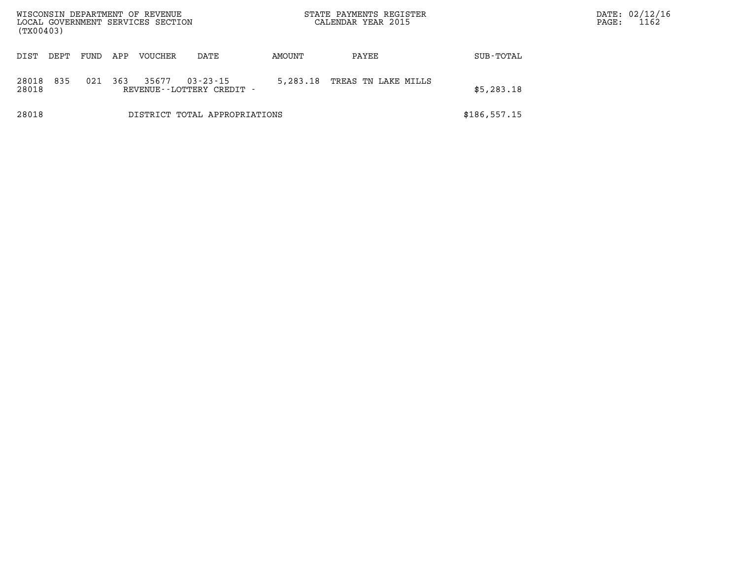| DIST | DEPT | FUND | APP | VOUCHER | DATE | AMOUNT | PAYEE | SUB-TOTAL |
|---|---|---|---|---|---|---|---|---|
| 28018 | 835 | 021 | 363 | 35677 | 03-23-15 | 5,283.18 | TREAS TN LAKE MILLS | |
| 28018 | | | | REVENUE--LOTTERY CREDIT - | | | | $5,283.18 |
| 28018 | | | | DISTRICT TOTAL APPROPRIATIONS | | | | $186,557.15 |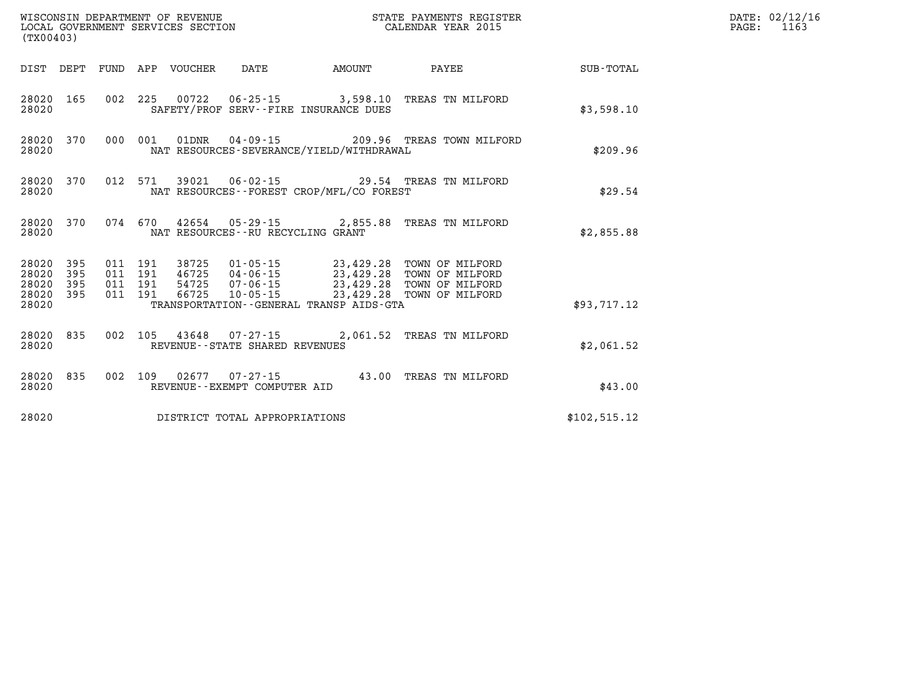WISCONSIN DEPARTMENT OF REVENUE
LOCAL GOVERNMENT SERVICES SECTION
(TX00403)

STATE PAYMENTS REGISTER
CALENDAR YEAR 2015

DATE: 02/12/16

| DIST | DEPT | FUND | APP | VOUCHER | DATE | AMOUNT | PAYEE | SUB-TOTAL |
|---|---|---|---|---|---|---|---|---|
| 28020 | 165 | 002 | 225 | 00722 | 06-25-15 | 3,598.10 | TREAS TN MILFORD | |
| 28020 | | | | SAFETY/PROF SERV--FIRE INSURANCE DUES | | | | $3,598.10 |
| 28020 | 370 | 000 | 001 | 01DNR | 04-09-15 | 209.96 | TREAS TOWN MILFORD | |
| 28020 | | | | NAT RESOURCES-SEVERANCE/YIELD/WITHDRAWAL | | | | $209.96 |
| 28020 | 370 | 012 | 571 | 39021 | 06-02-15 | 29.54 | TREAS TN MILFORD | |
| 28020 | | | | NAT RESOURCES--FOREST CROP/MFL/CO FOREST | | | | $29.54 |
| 28020 | 370 | 074 | 670 | 42654 | 05-29-15 | 2,855.88 | TREAS TN MILFORD | |
| 28020 | | | | NAT RESOURCES--RU RECYCLING GRANT | | | | $2,855.88 |
| 28020 | 395 | 011 | 191 | 38725 | 01-05-15 | 23,429.28 | TOWN OF MILFORD | |
| 28020 | 395 | 011 | 191 | 46725 | 04-06-15 | 23,429.28 | TOWN OF MILFORD | |
| 28020 | 395 | 011 | 191 | 54725 | 07-06-15 | 23,429.28 | TOWN OF MILFORD | |
| 28020 | 395 | 011 | 191 | 66725 | 10-05-15 | 23,429.28 | TOWN OF MILFORD | |
| 28020 | | | | TRANSPORTATION--GENERAL TRANSP AIDS-GTA | | | | $93,717.12 |
| 28020 | 835 | 002 | 105 | 43648 | 07-27-15 | 2,061.52 | TREAS TN MILFORD | |
| 28020 | | | | REVENUE--STATE SHARED REVENUES | | | | $2,061.52 |
| 28020 | 835 | 002 | 109 | 02677 | 07-27-15 | 43.00 | TREAS TN MILFORD | |
| 28020 | | | | REVENUE--EXEMPT COMPUTER AID | | | | $43.00 |
| 28020 | | | | DISTRICT TOTAL APPROPRIATIONS | | | | $102,515.12 |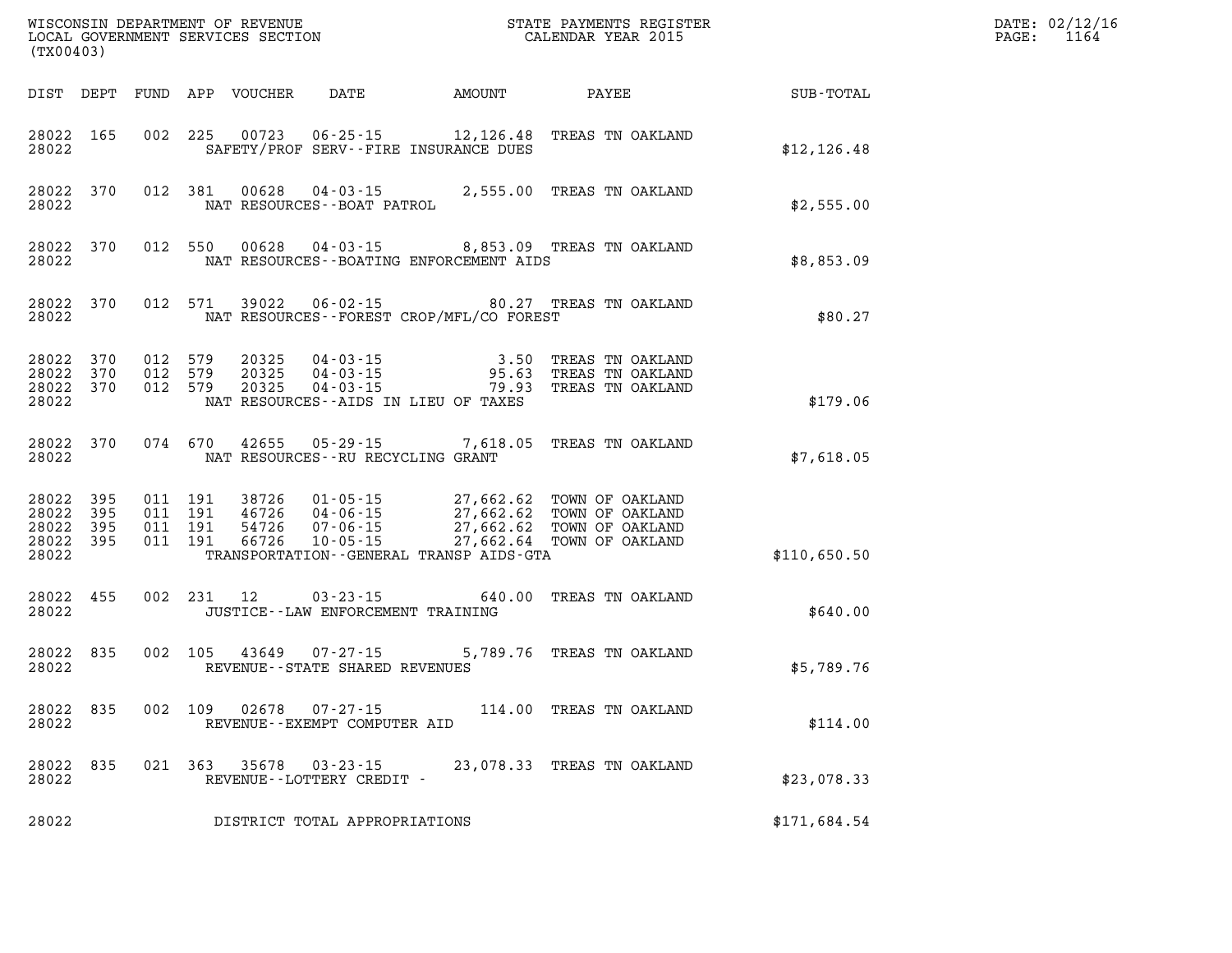WISCONSIN DEPARTMENT OF REVENUE
LOCAL GOVERNMENT SERVICES SECTION
(TX00403)

STATE PAYMENTS REGISTER
CALENDAR YEAR 2015

DATE: 02/12/16
PAGE: 1164

| DIST | DEPT | FUND | APP | VOUCHER | DATE | AMOUNT | PAYEE | SUB-TOTAL |
|---|---|---|---|---|---|---|---|---|
| 28022 | 165 | 002 | 225 | 00723 | 06-25-15 | 12,126.48 | TREAS TN OAKLAND | |
| 28022 | | | | SAFETY/PROF SERV--FIRE INSURANCE DUES | | | | $12,126.48 |
| 28022 | 370 | 012 | 381 | 00628 | 04-03-15 | 2,555.00 | TREAS TN OAKLAND | |
| 28022 | | | | NAT RESOURCES--BOAT PATROL | | | | $2,555.00 |
| 28022 | 370 | 012 | 550 | 00628 | 04-03-15 | 8,853.09 | TREAS TN OAKLAND | |
| 28022 | | | | NAT RESOURCES--BOATING ENFORCEMENT AIDS | | | | $8,853.09 |
| 28022 | 370 | 012 | 571 | 39022 | 06-02-15 | 80.27 | TREAS TN OAKLAND | |
| 28022 | | | | NAT RESOURCES--FOREST CROP/MFL/CO FOREST | | | | $80.27 |
| 28022 | 370 | 012 | 579 | 20325 | 04-03-15 | 3.50 | TREAS TN OAKLAND | |
| 28022 | 370 | 012 | 579 | 20325 | 04-03-15 | 95.63 | TREAS TN OAKLAND | |
| 28022 | 370 | 012 | 579 | 20325 | 04-03-15 | 79.93 | TREAS TN OAKLAND | |
| 28022 | | | | NAT RESOURCES--AIDS IN LIEU OF TAXES | | | | $179.06 |
| 28022 | 370 | 074 | 670 | 42655 | 05-29-15 | 7,618.05 | TREAS TN OAKLAND | |
| 28022 | | | | NAT RESOURCES--RU RECYCLING GRANT | | | | $7,618.05 |
| 28022 | 395 | 011 | 191 | 38726 | 01-05-15 | 27,662.62 | TOWN OF OAKLAND | |
| 28022 | 395 | 011 | 191 | 46726 | 04-06-15 | 27,662.62 | TOWN OF OAKLAND | |
| 28022 | 395 | 011 | 191 | 54726 | 07-06-15 | 27,662.62 | TOWN OF OAKLAND | |
| 28022 | 395 | 011 | 191 | 66726 | 10-05-15 | 27,662.64 | TOWN OF OAKLAND | |
| 28022 | | | | TRANSPORTATION--GENERAL TRANSP AIDS-GTA | | | | $110,650.50 |
| 28022 | 455 | 002 | 231 | 12 | 03-23-15 | 640.00 | TREAS TN OAKLAND | |
| 28022 | | | | JUSTICE--LAW ENFORCEMENT TRAINING | | | | $640.00 |
| 28022 | 835 | 002 | 105 | 43649 | 07-27-15 | 5,789.76 | TREAS TN OAKLAND | |
| 28022 | | | | REVENUE--STATE SHARED REVENUES | | | | $5,789.76 |
| 28022 | 835 | 002 | 109 | 02678 | 07-27-15 | 114.00 | TREAS TN OAKLAND | |
| 28022 | | | | REVENUE--EXEMPT COMPUTER AID | | | | $114.00 |
| 28022 | 835 | 021 | 363 | 35678 | 03-23-15 | 23,078.33 | TREAS TN OAKLAND | |
| 28022 | | | | REVENUE--LOTTERY CREDIT - | | | | $23,078.33 |
| 28022 | | | | DISTRICT TOTAL APPROPRIATIONS | | | | $171,684.54 |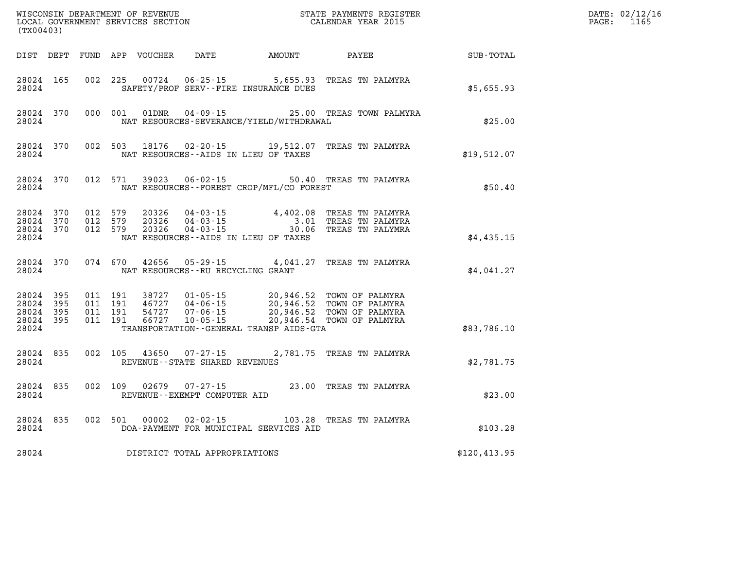WISCONSIN DEPARTMENT OF REVENUE
LOCAL GOVERNMENT SERVICES SECTION
(TX00403)

STATE PAYMENTS REGISTER
CALENDAR YEAR 2015

| DIST | DEPT | FUND | APP | VOUCHER | DATE | AMOUNT | PAYEE | SUB-TOTAL |
|---|---|---|---|---|---|---|---|---|
| 28024 | 165 | 002 | 225 | 00724 | 06-25-15 | 5,655.93 | TREAS TN PALMYRA | |
| 28024 | | | | SAFETY/PROF SERV--FIRE INSURANCE DUES | | | | $5,655.93 |
| 28024 | 370 | 000 | 001 | 01DNR | 04-09-15 | 25.00 | TREAS TOWN PALMYRA | |
| 28024 | | | | NAT RESOURCES-SEVERANCE/YIELD/WITHDRAWAL | | | | $25.00 |
| 28024 | 370 | 002 | 503 | 18176 | 02-20-15 | 19,512.07 | TREAS TN PALMYRA | |
| 28024 | | | | NAT RESOURCES--AIDS IN LIEU OF TAXES | | | | $19,512.07 |
| 28024 | 370 | 012 | 571 | 39023 | 06-02-15 | 50.40 | TREAS TN PALMYRA | |
| 28024 | | | | NAT RESOURCES--FOREST CROP/MFL/CO FOREST | | | | $50.40 |
| 28024 | 370 | 012 | 579 | 20326 | 04-03-15 | 4,402.08 | TREAS TN PALMYRA | |
| 28024 | 370 | 012 | 579 | 20326 | 04-03-15 | 3.01 | TREAS TN PALMYRA | |
| 28024 | 370 | 012 | 579 | 20326 | 04-03-15 | 30.06 | TREAS TN PALYMRA | |
| 28024 | | | | NAT RESOURCES--AIDS IN LIEU OF TAXES | | | | $4,435.15 |
| 28024 | 370 | 074 | 670 | 42656 | 05-29-15 | 4,041.27 | TREAS TN PALMYRA | |
| 28024 | | | | NAT RESOURCES--RU RECYCLING GRANT | | | | $4,041.27 |
| 28024 | 395 | 011 | 191 | 38727 | 01-05-15 | 20,946.52 | TOWN OF PALMYRA | |
| 28024 | 395 | 011 | 191 | 46727 | 04-06-15 | 20,946.52 | TOWN OF PALMYRA | |
| 28024 | 395 | 011 | 191 | 54727 | 07-06-15 | 20,946.52 | TOWN OF PALMYRA | |
| 28024 | 395 | 011 | 191 | 66727 | 10-05-15 | 20,946.54 | TOWN OF PALMYRA | |
| 28024 | | | | TRANSPORTATION--GENERAL TRANSP AIDS-GTA | | | | $83,786.10 |
| 28024 | 835 | 002 | 105 | 43650 | 07-27-15 | 2,781.75 | TREAS TN PALMYRA | |
| 28024 | | | | REVENUE--STATE SHARED REVENUES | | | | $2,781.75 |
| 28024 | 835 | 002 | 109 | 02679 | 07-27-15 | 23.00 | TREAS TN PALMYRA | |
| 28024 | | | | REVENUE--EXEMPT COMPUTER AID | | | | $23.00 |
| 28024 | 835 | 002 | 501 | 00002 | 02-02-15 | 103.28 | TREAS TN PALMYRA | |
| 28024 | | | | DOA-PAYMENT FOR MUNICIPAL SERVICES AID | | | | $103.28 |
| 28024 | | | | DISTRICT TOTAL APPROPRIATIONS | | | | $120,413.95 |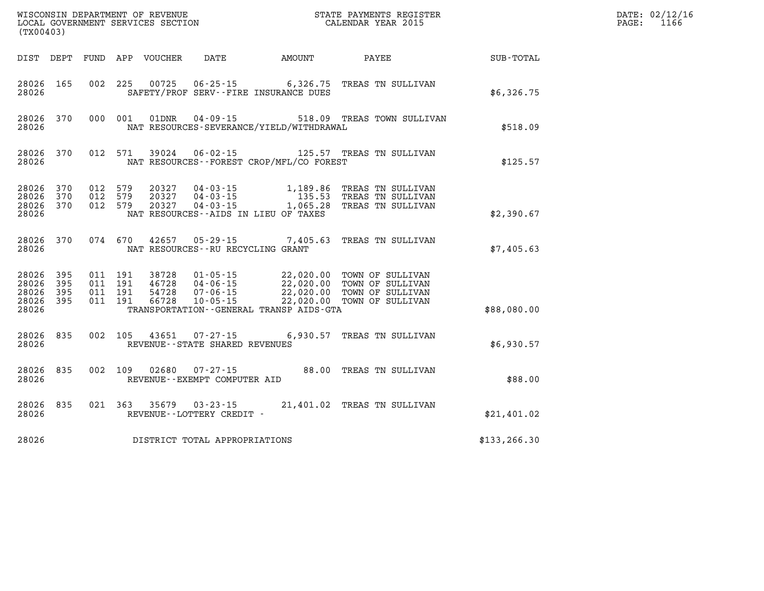WISCONSIN DEPARTMENT OF REVENUE
LOCAL GOVERNMENT SERVICES SECTION
(TX00403)

STATE PAYMENTS REGISTER
CALENDAR YEAR 2015

DATE: 02/12/16
PAGE: 1166

| DIST | DEPT | FUND | APP | VOUCHER | DATE | AMOUNT | PAYEE | SUB-TOTAL |
|---|---|---|---|---|---|---|---|---|
| 28026 | 165 | 002 | 225 | 00725 | 06-25-15 | 6,326.75 | TREAS TN SULLIVAN | |
| 28026 | | | | SAFETY/PROF SERV--FIRE INSURANCE DUES | | | | $6,326.75 |
| 28026 | 370 | 000 | 001 | 01DNR | 04-09-15 | 518.09 | TREAS TOWN SULLIVAN | |
| 28026 | | | | NAT RESOURCES-SEVERANCE/YIELD/WITHDRAWAL | | | | $518.09 |
| 28026 | 370 | 012 | 571 | 39024 | 06-02-15 | 125.57 | TREAS TN SULLIVAN | |
| 28026 | | | | NAT RESOURCES--FOREST CROP/MFL/CO FOREST | | | | $125.57 |
| 28026 | 370 | 012 | 579 | 20327 | 04-03-15 | 1,189.86 | TREAS TN SULLIVAN | |
| 28026 | 370 | 012 | 579 | 20327 | 04-03-15 | 135.53 | TREAS TN SULLIVAN | |
| 28026 | 370 | 012 | 579 | 20327 | 04-03-15 | 1,065.28 | TREAS TN SULLIVAN | |
| 28026 | | | | NAT RESOURCES--AIDS IN LIEU OF TAXES | | | | $2,390.67 |
| 28026 | 370 | 074 | 670 | 42657 | 05-29-15 | 7,405.63 | TREAS TN SULLIVAN | |
| 28026 | | | | NAT RESOURCES--RU RECYCLING GRANT | | | | $7,405.63 |
| 28026 | 395 | 011 | 191 | 38728 | 01-05-15 | 22,020.00 | TOWN OF SULLIVAN | |
| 28026 | 395 | 011 | 191 | 46728 | 04-06-15 | 22,020.00 | TOWN OF SULLIVAN | |
| 28026 | 395 | 011 | 191 | 54728 | 07-06-15 | 22,020.00 | TOWN OF SULLIVAN | |
| 28026 | 395 | 011 | 191 | 66728 | 10-05-15 | 22,020.00 | TOWN OF SULLIVAN | |
| 28026 | | | | TRANSPORTATION--GENERAL TRANSP AIDS-GTA | | | | $88,080.00 |
| 28026 | 835 | 002 | 105 | 43651 | 07-27-15 | 6,930.57 | TREAS TN SULLIVAN | |
| 28026 | | | | REVENUE--STATE SHARED REVENUES | | | | $6,930.57 |
| 28026 | 835 | 002 | 109 | 02680 | 07-27-15 | 88.00 | TREAS TN SULLIVAN | |
| 28026 | | | | REVENUE--EXEMPT COMPUTER AID | | | | $88.00 |
| 28026 | 835 | 021 | 363 | 35679 | 03-23-15 | 21,401.02 | TREAS TN SULLIVAN | |
| 28026 | | | | REVENUE--LOTTERY CREDIT - | | | | $21,401.02 |
| 28026 | | | | DISTRICT TOTAL APPROPRIATIONS | | | | $133,266.30 |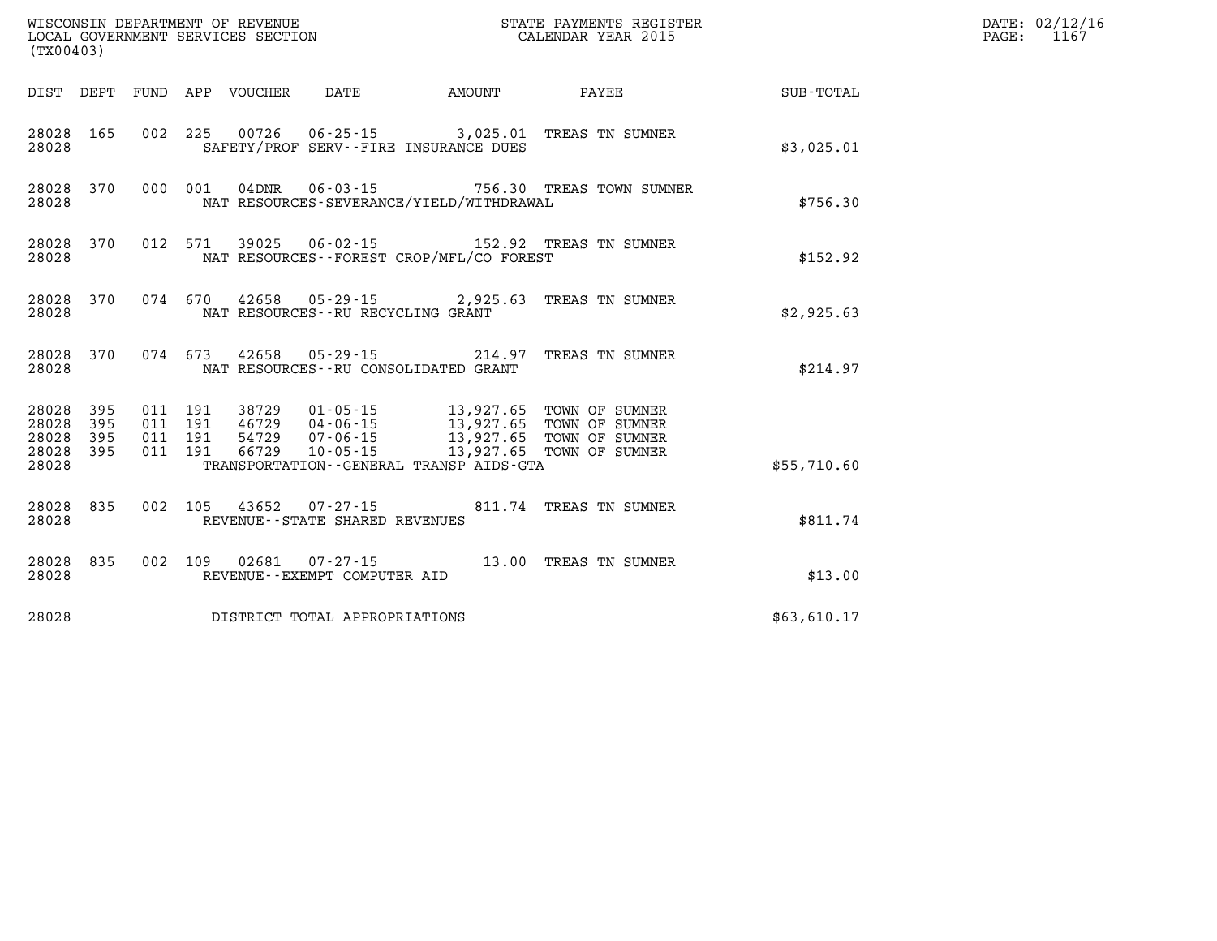WISCONSIN DEPARTMENT OF REVENUE
LOCAL GOVERNMENT SERVICES SECTION
(TX00403)

STATE PAYMENTS REGISTER
CALENDAR YEAR 2015

DATE: 02/12/16
PAGE: 1167

| DIST | DEPT | FUND | APP | VOUCHER | DATE | AMOUNT | PAYEE | SUB-TOTAL |
|---|---|---|---|---|---|---|---|---|
| 28028 | 165 | 002 | 225 | 00726 | 06-25-15 | 3,025.01 | TREAS TN SUMNER | |
| 28028 | | | | SAFETY/PROF SERV--FIRE INSURANCE DUES | | | | $3,025.01 |
| 28028 | 370 | 000 | 001 | 04DNR | 06-03-15 | 756.30 | TREAS TOWN SUMNER | |
| 28028 | | | | NAT RESOURCES-SEVERANCE/YIELD/WITHDRAWAL | | | | $756.30 |
| 28028 | 370 | 012 | 571 | 39025 | 06-02-15 | 152.92 | TREAS TN SUMNER | |
| 28028 | | | | NAT RESOURCES--FOREST CROP/MFL/CO FOREST | | | | $152.92 |
| 28028 | 370 | 074 | 670 | 42658 | 05-29-15 | 2,925.63 | TREAS TN SUMNER | |
| 28028 | | | | NAT RESOURCES--RU RECYCLING GRANT | | | | $2,925.63 |
| 28028 | 370 | 074 | 673 | 42658 | 05-29-15 | 214.97 | TREAS TN SUMNER | |
| 28028 | | | | NAT RESOURCES--RU CONSOLIDATED GRANT | | | | $214.97 |
| 28028 | 395 | 011 | 191 | 38729 | 01-05-15 | 13,927.65 | TOWN OF SUMNER | |
| 28028 | 395 | 011 | 191 | 46729 | 04-06-15 | 13,927.65 | TOWN OF SUMNER | |
| 28028 | 395 | 011 | 191 | 54729 | 07-06-15 | 13,927.65 | TOWN OF SUMNER | |
| 28028 | 395 | 011 | 191 | 66729 | 10-05-15 | 13,927.65 | TOWN OF SUMNER | |
| 28028 | | | | TRANSPORTATION--GENERAL TRANSP AIDS-GTA | | | | $55,710.60 |
| 28028 | 835 | 002 | 105 | 43652 | 07-27-15 | 811.74 | TREAS TN SUMNER | |
| 28028 | | | | REVENUE--STATE SHARED REVENUES | | | | $811.74 |
| 28028 | 835 | 002 | 109 | 02681 | 07-27-15 | 13.00 | TREAS TN SUMNER | |
| 28028 | | | | REVENUE--EXEMPT COMPUTER AID | | | | $13.00 |
| 28028 | | | | DISTRICT TOTAL APPROPRIATIONS | | | | $63,610.17 |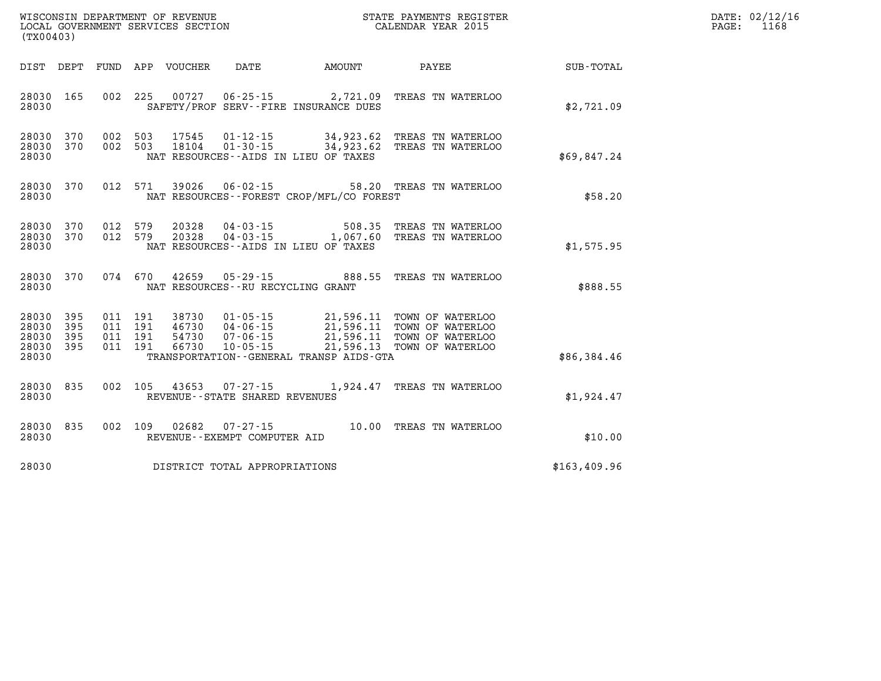WISCONSIN DEPARTMENT OF REVENUE
LOCAL GOVERNMENT SERVICES SECTION
(TX00403)

STATE PAYMENTS REGISTER
CALENDAR YEAR 2015

DATE: 02/12/16
PAGE: 1168

| DIST | DEPT | FUND | APP | VOUCHER | DATE | AMOUNT | PAYEE | SUB-TOTAL |
|---|---|---|---|---|---|---|---|---|
| 28030 | 165 | 002 | 225 | 00727 | 06-25-15 | 2,721.09 | TREAS TN WATERLOO | |
| 28030 | | | | SAFETY/PROF SERV--FIRE INSURANCE DUES | | | | $2,721.09 |
| 28030 | 370 | 002 | 503 | 17545 | 01-12-15 | 34,923.62 | TREAS TN WATERLOO | |
| 28030 | 370 | 002 | 503 | 18104 | 01-30-15 | 34,923.62 | TREAS TN WATERLOO | |
| 28030 | | | | NAT RESOURCES--AIDS IN LIEU OF TAXES | | | | $69,847.24 |
| 28030 | 370 | 012 | 571 | 39026 | 06-02-15 | 58.20 | TREAS TN WATERLOO | |
| 28030 | | | | NAT RESOURCES--FOREST CROP/MFL/CO FOREST | | | | $58.20 |
| 28030 | 370 | 012 | 579 | 20328 | 04-03-15 | 508.35 | TREAS TN WATERLOO | |
| 28030 | 370 | 012 | 579 | 20328 | 04-03-15 | 1,067.60 | TREAS TN WATERLOO | |
| 28030 | | | | NAT RESOURCES--AIDS IN LIEU OF TAXES | | | | $1,575.95 |
| 28030 | 370 | 074 | 670 | 42659 | 05-29-15 | 888.55 | TREAS TN WATERLOO | |
| 28030 | | | | NAT RESOURCES--RU RECYCLING GRANT | | | | $888.55 |
| 28030 | 395 | 011 | 191 | 38730 | 01-05-15 | 21,596.11 | TOWN OF WATERLOO | |
| 28030 | 395 | 011 | 191 | 46730 | 04-06-15 | 21,596.11 | TOWN OF WATERLOO | |
| 28030 | 395 | 011 | 191 | 54730 | 07-06-15 | 21,596.11 | TOWN OF WATERLOO | |
| 28030 | 395 | 011 | 191 | 66730 | 10-05-15 | 21,596.13 | TOWN OF WATERLOO | |
| 28030 | | | | TRANSPORTATION--GENERAL TRANSP AIDS-GTA | | | | $86,384.46 |
| 28030 | 835 | 002 | 105 | 43653 | 07-27-15 | 1,924.47 | TREAS TN WATERLOO | |
| 28030 | | | | REVENUE--STATE SHARED REVENUES | | | | $1,924.47 |
| 28030 | 835 | 002 | 109 | 02682 | 07-27-15 | 10.00 | TREAS TN WATERLOO | |
| 28030 | | | | REVENUE--EXEMPT COMPUTER AID | | | | $10.00 |
| 28030 | | | | DISTRICT TOTAL APPROPRIATIONS | | | | $163,409.96 |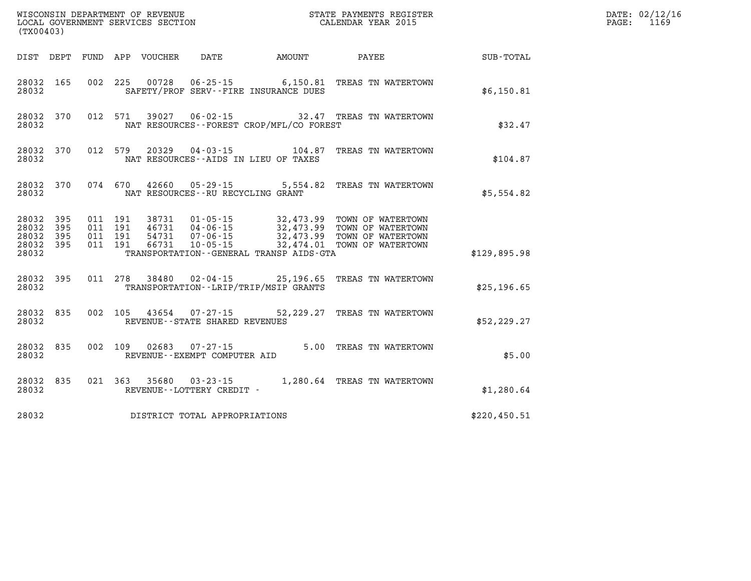WISCONSIN DEPARTMENT OF REVENUE
LOCAL GOVERNMENT SERVICES SECTION
(TX00403)

STATE PAYMENTS REGISTER
CALENDAR YEAR 2015

| DIST | DEPT | FUND | APP | VOUCHER | DATE | AMOUNT | PAYEE | SUB-TOTAL |
|---|---|---|---|---|---|---|---|---|
| 28032 | 165 | 002 | 225 | 00728 | 06-25-15 | 6,150.81 | TREAS TN WATERTOWN | |
| 28032 | | | | SAFETY/PROF SERV--FIRE INSURANCE DUES | | | | $6,150.81 |
| 28032 | 370 | 012 | 571 | 39027 | 06-02-15 | 32.47 | TREAS TN WATERTOWN | |
| 28032 | | | | NAT RESOURCES--FOREST CROP/MFL/CO FOREST | | | | $32.47 |
| 28032 | 370 | 012 | 579 | 20329 | 04-03-15 | 104.87 | TREAS TN WATERTOWN | |
| 28032 | | | | NAT RESOURCES--AIDS IN LIEU OF TAXES | | | | $104.87 |
| 28032 | 370 | 074 | 670 | 42660 | 05-29-15 | 5,554.82 | TREAS TN WATERTOWN | |
| 28032 | | | | NAT RESOURCES--RU RECYCLING GRANT | | | | $5,554.82 |
| 28032 | 395 | 011 | 191 | 38731 | 01-05-15 | 32,473.99 | TOWN OF WATERTOWN | |
| 28032 | 395 | 011 | 191 | 46731 | 04-06-15 | 32,473.99 | TOWN OF WATERTOWN | |
| 28032 | 395 | 011 | 191 | 54731 | 07-06-15 | 32,473.99 | TOWN OF WATERTOWN | |
| 28032 | 395 | 011 | 191 | 66731 | 10-05-15 | 32,474.01 | TOWN OF WATERTOWN | |
| 28032 | | | | TRANSPORTATION--GENERAL TRANSP AIDS-GTA | | | | $129,895.98 |
| 28032 | 395 | 011 | 278 | 38480 | 02-04-15 | 25,196.65 | TREAS TN WATERTOWN | |
| 28032 | | | | TRANSPORTATION--LRIP/TRIP/MSIP GRANTS | | | | $25,196.65 |
| 28032 | 835 | 002 | 105 | 43654 | 07-27-15 | 52,229.27 | TREAS TN WATERTOWN | |
| 28032 | | | | REVENUE--STATE SHARED REVENUES | | | | $52,229.27 |
| 28032 | 835 | 002 | 109 | 02683 | 07-27-15 | 5.00 | TREAS TN WATERTOWN | |
| 28032 | | | | REVENUE--EXEMPT COMPUTER AID | | | | $5.00 |
| 28032 | 835 | 021 | 363 | 35680 | 03-23-15 | 1,280.64 | TREAS TN WATERTOWN | |
| 28032 | | | | REVENUE--LOTTERY CREDIT - | | | | $1,280.64 |
| 28032 | | | | DISTRICT TOTAL APPROPRIATIONS | | | | $220,450.51 |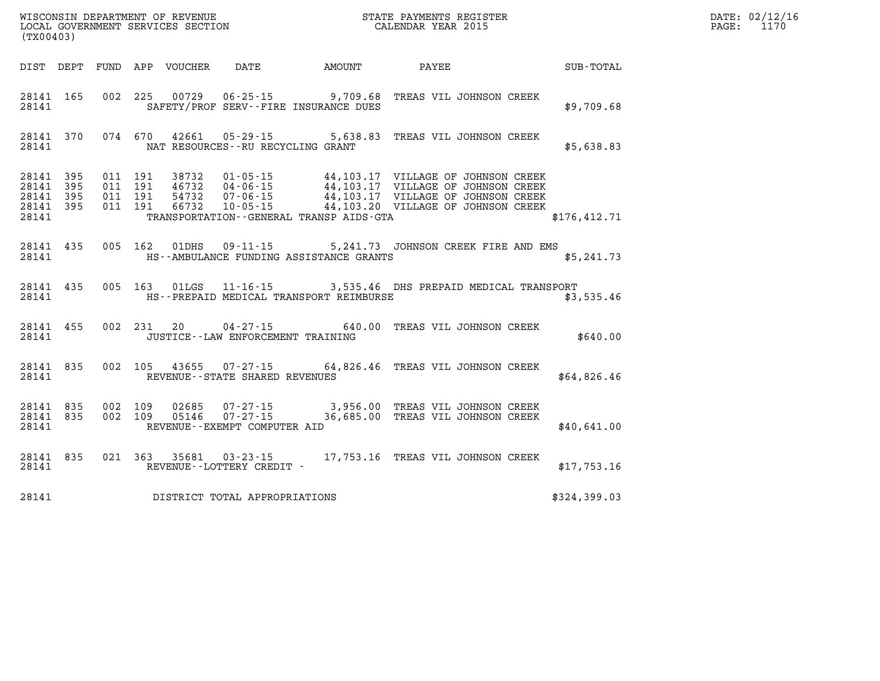WISCONSIN DEPARTMENT OF REVENUE
LOCAL GOVERNMENT SERVICES SECTION
(TX00403)

STATE PAYMENTS REGISTER
CALENDAR YEAR 2015

DATE: 02/12/16

| DIST | DEPT | FUND | APP | VOUCHER | DATE | AMOUNT | PAYEE | SUB-TOTAL |
|---|---|---|---|---|---|---|---|---|
| 28141 | 165 | 002 | 225 | 00729 | 06-25-15 | 9,709.68 | TREAS VIL JOHNSON CREEK | |
| 28141 | | | | | SAFETY/PROF SERV--FIRE INSURANCE DUES | | | $9,709.68 |
| 28141 | 370 | 074 | 670 | 42661 | 05-29-15 | 5,638.83 | TREAS VIL JOHNSON CREEK | |
| 28141 | | | | | NAT RESOURCES--RU RECYCLING GRANT | | | $5,638.83 |
| 28141 | 395 | 011 | 191 | 38732 | 01-05-15 | 44,103.17 | VILLAGE OF JOHNSON CREEK | |
| 28141 | 395 | 011 | 191 | 46732 | 04-06-15 | 44,103.17 | VILLAGE OF JOHNSON CREEK | |
| 28141 | 395 | 011 | 191 | 54732 | 07-06-15 | 44,103.17 | VILLAGE OF JOHNSON CREEK | |
| 28141 | 395 | 011 | 191 | 66732 | 10-05-15 | 44,103.20 | VILLAGE OF JOHNSON CREEK | |
| 28141 | | | | | TRANSPORTATION--GENERAL TRANSP AIDS-GTA | | | $176,412.71 |
| 28141 | 435 | 005 | 162 | 01DHS | 09-11-15 | 5,241.73 | JOHNSON CREEK FIRE AND EMS | |
| 28141 | | | | | HS--AMBULANCE FUNDING ASSISTANCE GRANTS | | | $5,241.73 |
| 28141 | 435 | 005 | 163 | 01LGS | 11-16-15 | 3,535.46 | DHS PREPAID MEDICAL TRANSPORT | |
| 28141 | | | | | HS--PREPAID MEDICAL TRANSPORT REIMBURSE | | | $3,535.46 |
| 28141 | 455 | 002 | 231 | 20 | 04-27-15 | 640.00 | TREAS VIL JOHNSON CREEK | |
| 28141 | | | | | JUSTICE--LAW ENFORCEMENT TRAINING | | | $640.00 |
| 28141 | 835 | 002 | 105 | 43655 | 07-27-15 | 64,826.46 | TREAS VIL JOHNSON CREEK | |
| 28141 | | | | | REVENUE--STATE SHARED REVENUES | | | $64,826.46 |
| 28141 | 835 | 002 | 109 | 02685 | 07-27-15 | 3,956.00 | TREAS VIL JOHNSON CREEK | |
| 28141 | 835 | 002 | 109 | 05146 | 07-27-15 | 36,685.00 | TREAS VIL JOHNSON CREEK | |
| 28141 | | | | | REVENUE--EXEMPT COMPUTER AID | | | $40,641.00 |
| 28141 | 835 | 021 | 363 | 35681 | 03-23-15 | 17,753.16 | TREAS VIL JOHNSON CREEK | |
| 28141 | | | | | REVENUE--LOTTERY CREDIT - | | | $17,753.16 |
| 28141 | | | | | DISTRICT TOTAL APPROPRIATIONS | | | $324,399.03 |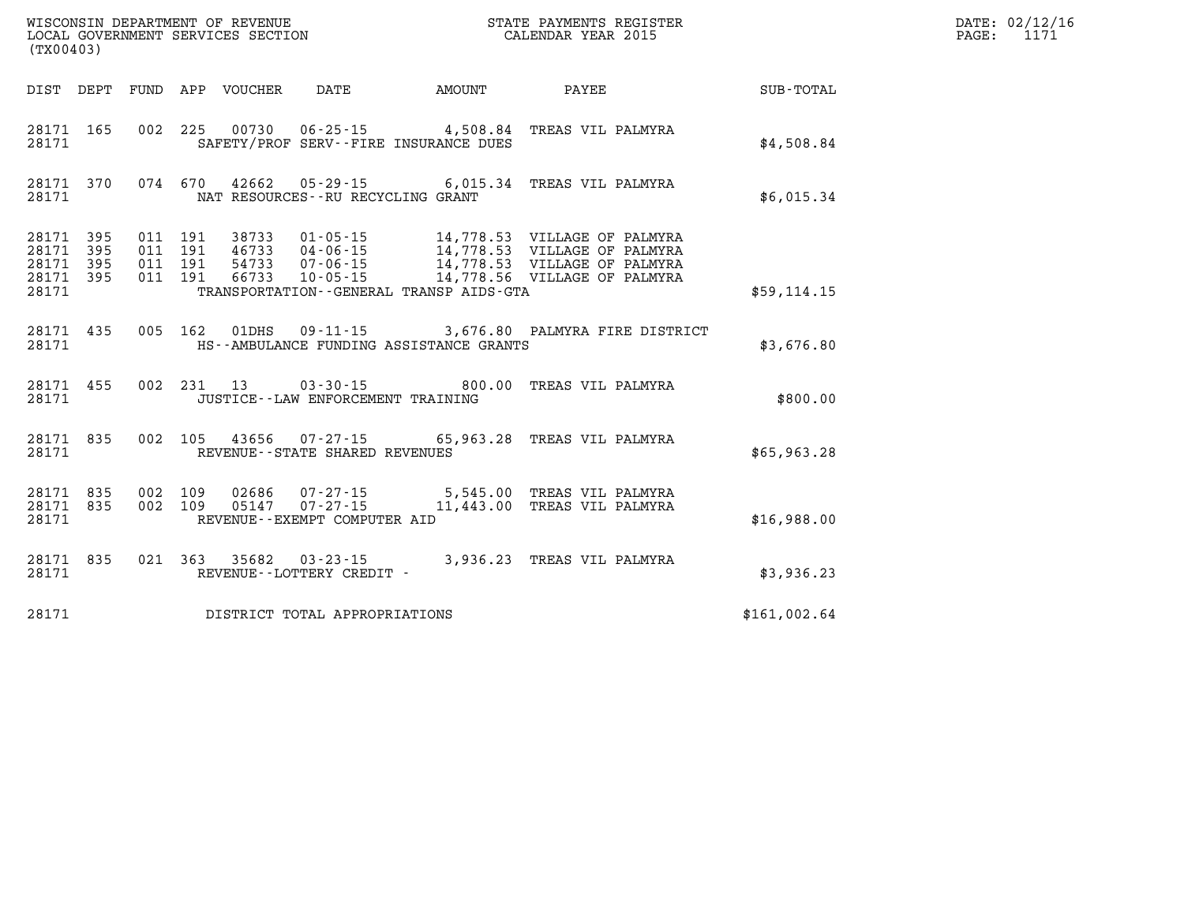WISCONSIN DEPARTMENT OF REVENUE
LOCAL GOVERNMENT SERVICES SECTION
(TX00403)

STATE PAYMENTS REGISTER
CALENDAR YEAR 2015

DATE: 02/12/16
PAGE: 1171

| DIST | DEPT | FUND | APP | VOUCHER | DATE | AMOUNT | PAYEE | SUB-TOTAL |
|---|---|---|---|---|---|---|---|---|
| 28171 | 165 | 002 | 225 | 00730 | 06-25-15 | 4,508.84 | TREAS VIL PALMYRA | |
| 28171 | | | | SAFETY/PROF SERV--FIRE INSURANCE DUES | | | | $4,508.84 |
| 28171 | 370 | 074 | 670 | 42662 | 05-29-15 | 6,015.34 | TREAS VIL PALMYRA | |
| 28171 | | | | NAT RESOURCES--RU RECYCLING GRANT | | | | $6,015.34 |
| 28171 | 395 | 011 | 191 | 38733 | 01-05-15 | 14,778.53 | VILLAGE OF PALMYRA | |
| 28171 | 395 | 011 | 191 | 46733 | 04-06-15 | 14,778.53 | VILLAGE OF PALMYRA | |
| 28171 | 395 | 011 | 191 | 54733 | 07-06-15 | 14,778.53 | VILLAGE OF PALMYRA | |
| 28171 | 395 | 011 | 191 | 66733 | 10-05-15 | 14,778.56 | VILLAGE OF PALMYRA | |
| 28171 | | | | TRANSPORTATION--GENERAL TRANSP AIDS-GTA | | | | $59,114.15 |
| 28171 | 435 | 005 | 162 | 01DHS | 09-11-15 | 3,676.80 | PALMYRA FIRE DISTRICT | |
| 28171 | | | | HS--AMBULANCE FUNDING ASSISTANCE GRANTS | | | | $3,676.80 |
| 28171 | 455 | 002 | 231 | 13 | 03-30-15 | 800.00 | TREAS VIL PALMYRA | |
| 28171 | | | | JUSTICE--LAW ENFORCEMENT TRAINING | | | | $800.00 |
| 28171 | 835 | 002 | 105 | 43656 | 07-27-15 | 65,963.28 | TREAS VIL PALMYRA | |
| 28171 | | | | REVENUE--STATE SHARED REVENUES | | | | $65,963.28 |
| 28171 | 835 | 002 | 109 | 02686 | 07-27-15 | 5,545.00 | TREAS VIL PALMYRA | |
| 28171 | 835 | 002 | 109 | 05147 | 07-27-15 | 11,443.00 | TREAS VIL PALMYRA | |
| 28171 | | | | REVENUE--EXEMPT COMPUTER AID | | | | $16,988.00 |
| 28171 | 835 | 021 | 363 | 35682 | 03-23-15 | 3,936.23 | TREAS VIL PALMYRA | |
| 28171 | | | | REVENUE--LOTTERY CREDIT - | | | | $3,936.23 |
| 28171 | | | | DISTRICT TOTAL APPROPRIATIONS | | | | $161,002.64 |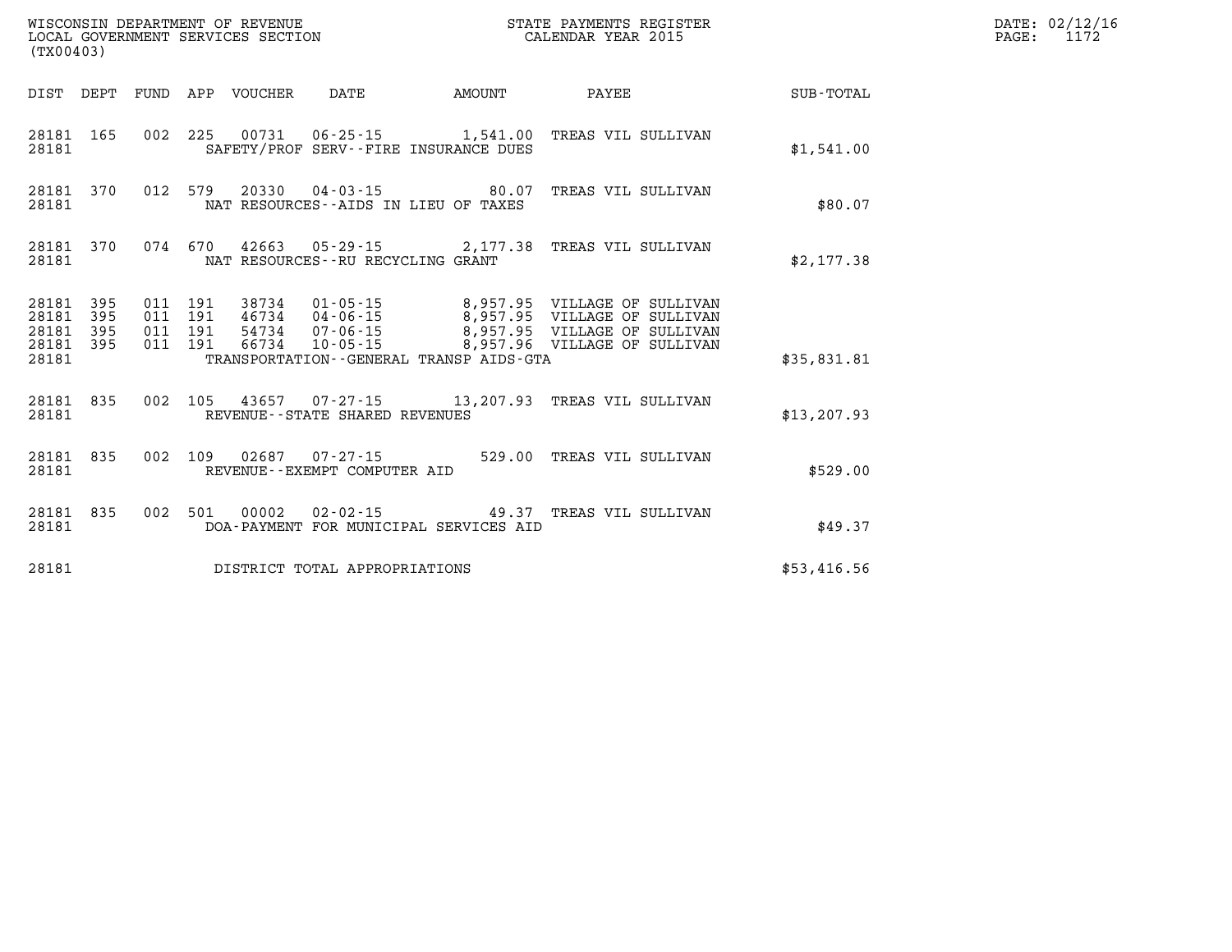WISCONSIN DEPARTMENT OF REVENUE
LOCAL GOVERNMENT SERVICES SECTION
(TX00403)

STATE PAYMENTS REGISTER
CALENDAR YEAR 2015

DATE: 02/12/16
PAGE: 1172

| DIST | DEPT | FUND | APP | VOUCHER | DATE | AMOUNT | PAYEE | SUB-TOTAL |
|---|---|---|---|---|---|---|---|---|
| 28181 | 165 | 002 | 225 | 00731 | 06-25-15 | 1,541.00 | TREAS VIL SULLIVAN | |
| 28181 | | | | SAFETY/PROF SERV--FIRE INSURANCE DUES | | | | $1,541.00 |
| 28181 | 370 | 012 | 579 | 20330 | 04-03-15 | 80.07 | TREAS VIL SULLIVAN | |
| 28181 | | | | NAT RESOURCES--AIDS IN LIEU OF TAXES | | | | $80.07 |
| 28181 | 370 | 074 | 670 | 42663 | 05-29-15 | 2,177.38 | TREAS VIL SULLIVAN | |
| 28181 | | | | NAT RESOURCES--RU RECYCLING GRANT | | | | $2,177.38 |
| 28181 | 395 | 011 | 191 | 38734 | 01-05-15 | 8,957.95 | VILLAGE OF SULLIVAN | |
| 28181 | 395 | 011 | 191 | 46734 | 04-06-15 | 8,957.95 | VILLAGE OF SULLIVAN | |
| 28181 | 395 | 011 | 191 | 54734 | 07-06-15 | 8,957.95 | VILLAGE OF SULLIVAN | |
| 28181 | 395 | 011 | 191 | 66734 | 10-05-15 | 8,957.96 | VILLAGE OF SULLIVAN | |
| 28181 | | | | TRANSPORTATION--GENERAL TRANSP AIDS-GTA | | | | $35,831.81 |
| 28181 | 835 | 002 | 105 | 43657 | 07-27-15 | 13,207.93 | TREAS VIL SULLIVAN | |
| 28181 | | | | REVENUE--STATE SHARED REVENUES | | | | $13,207.93 |
| 28181 | 835 | 002 | 109 | 02687 | 07-27-15 | 529.00 | TREAS VIL SULLIVAN | |
| 28181 | | | | REVENUE--EXEMPT COMPUTER AID | | | | $529.00 |
| 28181 | 835 | 002 | 501 | 00002 | 02-02-15 | 49.37 | TREAS VIL SULLIVAN | |
| 28181 | | | | DOA-PAYMENT FOR MUNICIPAL SERVICES AID | | | | $49.37 |
| 28181 | | | | DISTRICT TOTAL APPROPRIATIONS | | | | $53,416.56 |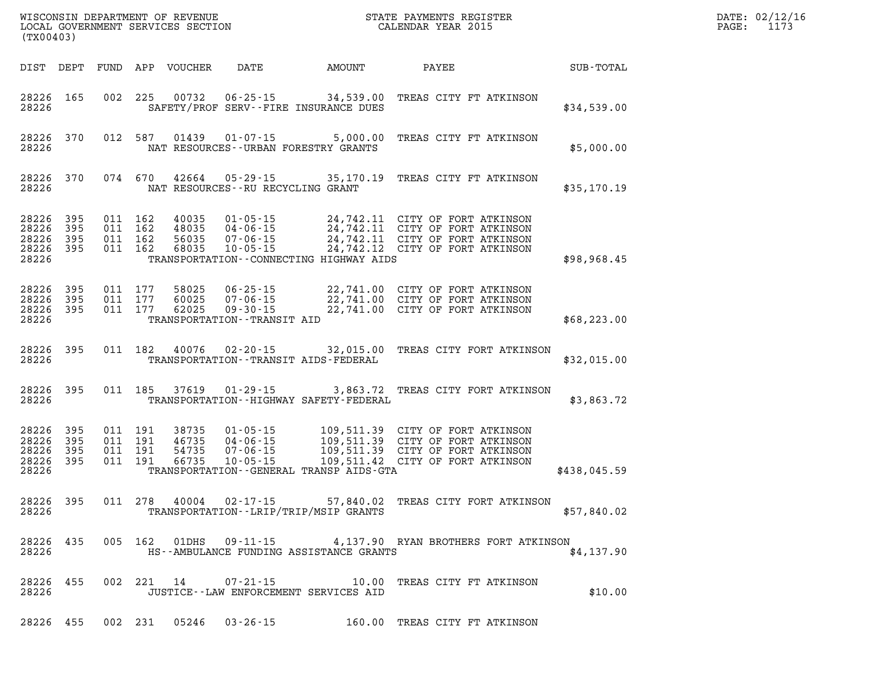WISCONSIN DEPARTMENT OF REVENUE
LOCAL GOVERNMENT SERVICES SECTION
(TX00403)

STATE PAYMENTS REGISTER
CALENDAR YEAR 2015

DATE: 02/12/16
PAGE: 1173

| DIST | DEPT | FUND | APP | VOUCHER | DATE | AMOUNT | PAYEE | SUB-TOTAL |
|---|---|---|---|---|---|---|---|---|
| 28226 | 165 | 002 | 225 | 00732 | 06-25-15 | 34,539.00 | TREAS CITY FT ATKINSON | |
| 28226 | | | | | SAFETY/PROF SERV--FIRE INSURANCE DUES | | | $34,539.00 |
| 28226 | 370 | 012 | 587 | 01439 | 01-07-15 | 5,000.00 | TREAS CITY FT ATKINSON | |
| 28226 | | | | | NAT RESOURCES--URBAN FORESTRY GRANTS | | | $5,000.00 |
| 28226 | 370 | 074 | 670 | 42664 | 05-29-15 | 35,170.19 | TREAS CITY FT ATKINSON | |
| 28226 | | | | | NAT RESOURCES--RU RECYCLING GRANT | | | $35,170.19 |
| 28226 | 395 | 011 | 162 | 40035 | 01-05-15 | 24,742.11 | CITY OF FORT ATKINSON | |
| 28226 | 395 | 011 | 162 | 48035 | 04-06-15 | 24,742.11 | CITY OF FORT ATKINSON | |
| 28226 | 395 | 011 | 162 | 56035 | 07-06-15 | 24,742.11 | CITY OF FORT ATKINSON | |
| 28226 | 395 | 011 | 162 | 68035 | 10-05-15 | 24,742.12 | CITY OF FORT ATKINSON | |
| 28226 | | | | | TRANSPORTATION--CONNECTING HIGHWAY AIDS | | | $98,968.45 |
| 28226 | 395 | 011 | 177 | 58025 | 06-25-15 | 22,741.00 | CITY OF FORT ATKINSON | |
| 28226 | 395 | 011 | 177 | 60025 | 07-06-15 | 22,741.00 | CITY OF FORT ATKINSON | |
| 28226 | 395 | 011 | 177 | 62025 | 09-30-15 | 22,741.00 | CITY OF FORT ATKINSON | |
| 28226 | | | | | TRANSPORTATION--TRANSIT AID | | | $68,223.00 |
| 28226 | 395 | 011 | 182 | 40076 | 02-20-15 | 32,015.00 | TREAS CITY FORT ATKINSON | |
| 28226 | | | | | TRANSPORTATION--TRANSIT AIDS-FEDERAL | | | $32,015.00 |
| 28226 | 395 | 011 | 185 | 37619 | 01-29-15 | 3,863.72 | TREAS CITY FORT ATKINSON | |
| 28226 | | | | | TRANSPORTATION--HIGHWAY SAFETY-FEDERAL | | | $3,863.72 |
| 28226 | 395 | 011 | 191 | 38735 | 01-05-15 | 109,511.39 | CITY OF FORT ATKINSON | |
| 28226 | 395 | 011 | 191 | 46735 | 04-06-15 | 109,511.39 | CITY OF FORT ATKINSON | |
| 28226 | 395 | 011 | 191 | 54735 | 07-06-15 | 109,511.39 | CITY OF FORT ATKINSON | |
| 28226 | 395 | 011 | 191 | 66735 | 10-05-15 | 109,511.42 | CITY OF FORT ATKINSON | |
| 28226 | | | | | TRANSPORTATION--GENERAL TRANSP AIDS-GTA | | | $438,045.59 |
| 28226 | 395 | 011 | 278 | 40004 | 02-17-15 | 57,840.02 | TREAS CITY FORT ATKINSON | |
| 28226 | | | | | TRANSPORTATION--LRIP/TRIP/MSIP GRANTS | | | $57,840.02 |
| 28226 | 435 | 005 | 162 | 01DHS | 09-11-15 | 4,137.90 | RYAN BROTHERS FORT ATKINSON | |
| 28226 | | | | | HS--AMBULANCE FUNDING ASSISTANCE GRANTS | | | $4,137.90 |
| 28226 | 455 | 002 | 221 | 14 | 07-21-15 | 10.00 | TREAS CITY FT ATKINSON | |
| 28226 | | | | | JUSTICE--LAW ENFORCEMENT SERVICES AID | | | $10.00 |
| 28226 | 455 | 002 | 231 | 05246 | 03-26-15 | 160.00 | TREAS CITY FT ATKINSON | |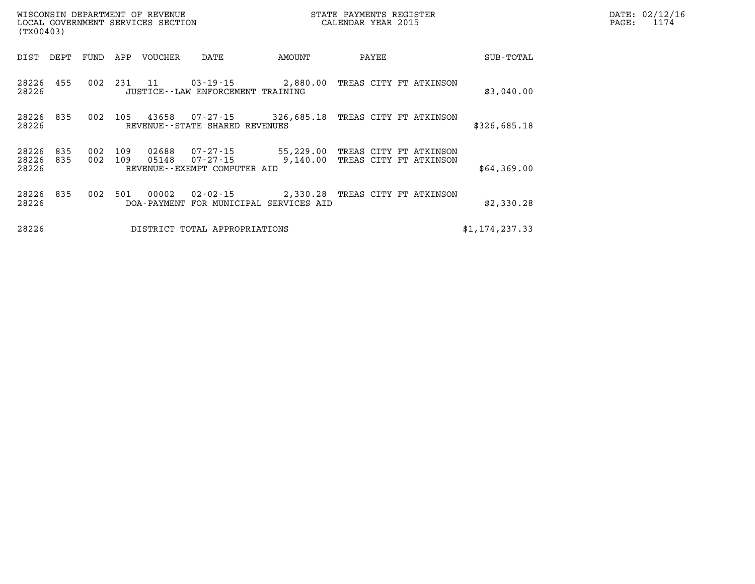WISCONSIN DEPARTMENT OF REVENUE
LOCAL GOVERNMENT SERVICES SECTION
(TX00403)

STATE PAYMENTS REGISTER
CALENDAR YEAR 2015

DATE: 02/12/16
PAGE: 1174

| DIST | DEPT | FUND | APP | VOUCHER | DATE | AMOUNT | PAYEE | SUB-TOTAL |
|---|---|---|---|---|---|---|---|---|
| 28226 | 455 | 002 | 231 | 11 | 03-19-15 | 2,880.00 | TREAS CITY FT ATKINSON | |
| 28226 | | | | JUSTICE--LAW ENFORCEMENT TRAINING | | | | $3,040.00 |
| 28226 | 835 | 002 | 105 | 43658 | 07-27-15 | 326,685.18 | TREAS CITY FT ATKINSON | |
| 28226 | | | | REVENUE--STATE SHARED REVENUES | | | | $326,685.18 |
| 28226 | 835 | 002 | 109 | 02688 | 07-27-15 | 55,229.00 | TREAS CITY FT ATKINSON | |
| 28226 | 835 | 002 | 109 | 05148 | 07-27-15 | 9,140.00 | TREAS CITY FT ATKINSON | |
| 28226 | | | | REVENUE--EXEMPT COMPUTER AID | | | | $64,369.00 |
| 28226 | 835 | 002 | 501 | 00002 | 02-02-15 | 2,330.28 | TREAS CITY FT ATKINSON | |
| 28226 | | | | DOA-PAYMENT FOR MUNICIPAL SERVICES AID | | | | $2,330.28 |
| 28226 | | | | DISTRICT TOTAL APPROPRIATIONS | | | | $1,174,237.33 |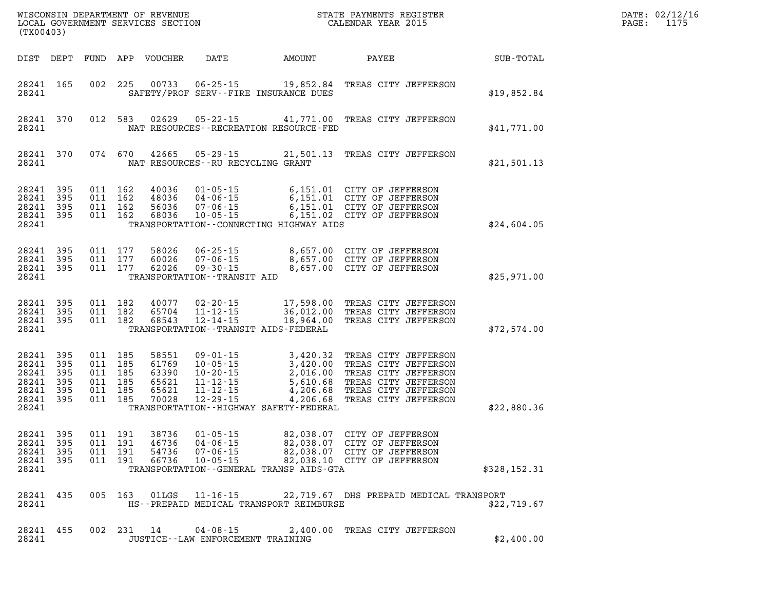WISCONSIN DEPARTMENT OF REVENUE
LOCAL GOVERNMENT SERVICES SECTION
(TX00403)

STATE PAYMENTS REGISTER
CALENDAR YEAR 2015

DATE: 02/12/16
PAGE: 1175

| DIST | DEPT | FUND | APP | VOUCHER | DATE | AMOUNT | PAYEE | SUB-TOTAL |
|---|---|---|---|---|---|---|---|---|
| 28241 | 165 | 002 | 225 | 00733 | 06-25-15 | 19,852.84 | TREAS CITY JEFFERSON | |
| 28241 | | | | | SAFETY/PROF SERV--FIRE INSURANCE DUES | | | $19,852.84 |
| 28241 | 370 | 012 | 583 | 02629 | 05-22-15 | 41,771.00 | TREAS CITY JEFFERSON | |
| 28241 | | | | | NAT RESOURCES--RECREATION RESOURCE-FED | | | $41,771.00 |
| 28241 | 370 | 074 | 670 | 42665 | 05-29-15 | 21,501.13 | TREAS CITY JEFFERSON | |
| 28241 | | | | | NAT RESOURCES--RU RECYCLING GRANT | | | $21,501.13 |
| 28241 | 395 | 011 | 162 | 40036 | 01-05-15 | 6,151.01 | CITY OF JEFFERSON | |
| 28241 | 395 | 011 | 162 | 48036 | 04-06-15 | 6,151.01 | CITY OF JEFFERSON | |
| 28241 | 395 | 011 | 162 | 56036 | 07-06-15 | 6,151.01 | CITY OF JEFFERSON | |
| 28241 | 395 | 011 | 162 | 68036 | 10-05-15 | 6,151.02 | CITY OF JEFFERSON | |
| 28241 | | | | | TRANSPORTATION--CONNECTING HIGHWAY AIDS | | | $24,604.05 |
| 28241 | 395 | 011 | 177 | 58026 | 06-25-15 | 8,657.00 | CITY OF JEFFERSON | |
| 28241 | 395 | 011 | 177 | 60026 | 07-06-15 | 8,657.00 | CITY OF JEFFERSON | |
| 28241 | 395 | 011 | 177 | 62026 | 09-30-15 | 8,657.00 | CITY OF JEFFERSON | |
| 28241 | | | | | TRANSPORTATION--TRANSIT AID | | | $25,971.00 |
| 28241 | 395 | 011 | 182 | 40077 | 02-20-15 | 17,598.00 | TREAS CITY JEFFERSON | |
| 28241 | 395 | 011 | 182 | 65704 | 11-12-15 | 36,012.00 | TREAS CITY JEFFERSON | |
| 28241 | 395 | 011 | 182 | 68543 | 12-14-15 | 18,964.00 | TREAS CITY JEFFERSON | |
| 28241 | | | | | TRANSPORTATION--TRANSIT AIDS-FEDERAL | | | $72,574.00 |
| 28241 | 395 | 011 | 185 | 58551 | 09-01-15 | 3,420.32 | TREAS CITY JEFFERSON | |
| 28241 | 395 | 011 | 185 | 61769 | 10-05-15 | 3,420.00 | TREAS CITY JEFFERSON | |
| 28241 | 395 | 011 | 185 | 63390 | 10-20-15 | 2,016.00 | TREAS CITY JEFFERSON | |
| 28241 | 395 | 011 | 185 | 65621 | 11-12-15 | 5,610.68 | TREAS CITY JEFFERSON | |
| 28241 | 395 | 011 | 185 | 65621 | 11-12-15 | 4,206.68 | TREAS CITY JEFFERSON | |
| 28241 | 395 | 011 | 185 | 70028 | 12-29-15 | 4,206.68 | TREAS CITY JEFFERSON | |
| 28241 | | | | | TRANSPORTATION--HIGHWAY SAFETY-FEDERAL | | | $22,880.36 |
| 28241 | 395 | 011 | 191 | 38736 | 01-05-15 | 82,038.07 | CITY OF JEFFERSON | |
| 28241 | 395 | 011 | 191 | 46736 | 04-06-15 | 82,038.07 | CITY OF JEFFERSON | |
| 28241 | 395 | 011 | 191 | 54736 | 07-06-15 | 82,038.07 | CITY OF JEFFERSON | |
| 28241 | 395 | 011 | 191 | 66736 | 10-05-15 | 82,038.10 | CITY OF JEFFERSON | |
| 28241 | | | | | TRANSPORTATION--GENERAL TRANSP AIDS-GTA | | | $328,152.31 |
| 28241 | 435 | 005 | 163 | 01LGS | 11-16-15 | 22,719.67 | DHS PREPAID MEDICAL TRANSPORT | |
| 28241 | | | | | HS--PREPAID MEDICAL TRANSPORT REIMBURSE | | | $22,719.67 |
| 28241 | 455 | 002 | 231 | 14 | 04-08-15 | 2,400.00 | TREAS CITY JEFFERSON | |
| 28241 | | | | | JUSTICE--LAW ENFORCEMENT TRAINING | | | $2,400.00 |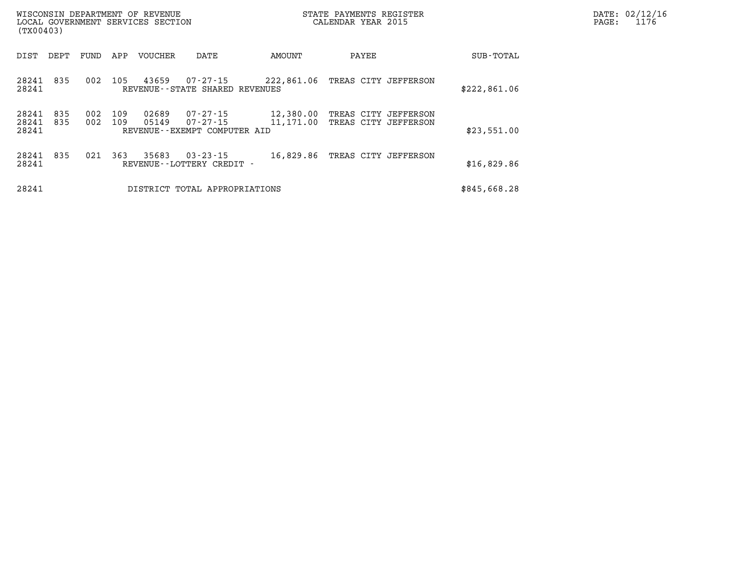WISCONSIN DEPARTMENT OF REVENUE
LOCAL GOVERNMENT SERVICES SECTION
(TX00403)

STATE PAYMENTS REGISTER
CALENDAR YEAR 2015

DATE: 02/12/16

| DIST | DEPT | FUND | APP | VOUCHER | DATE | AMOUNT | PAYEE | SUB-TOTAL |
|---|---|---|---|---|---|---|---|---|
| 28241 | 835 | 002 | 105 | 43659 | 07-27-15 | 222,861.06 | TREAS CITY JEFFERSON | |
| 28241 | | | | REVENUE--STATE SHARED REVENUES | | | | $222,861.06 |
| 28241 | 835 | 002 | 109 | 02689 | 07-27-15 | 12,380.00 | TREAS CITY JEFFERSON | |
| 28241 | 835 | 002 | 109 | 05149 | 07-27-15 | 11,171.00 | TREAS CITY JEFFERSON | |
| 28241 | | | | REVENUE--EXEMPT COMPUTER AID | | | | $23,551.00 |
| 28241 | 835 | 021 | 363 | 35683 | 03-23-15 | 16,829.86 | TREAS CITY JEFFERSON | |
| 28241 | | | | REVENUE--LOTTERY CREDIT - | | | | $16,829.86 |
| 28241 | | | | DISTRICT TOTAL APPROPRIATIONS | | | | $845,668.28 |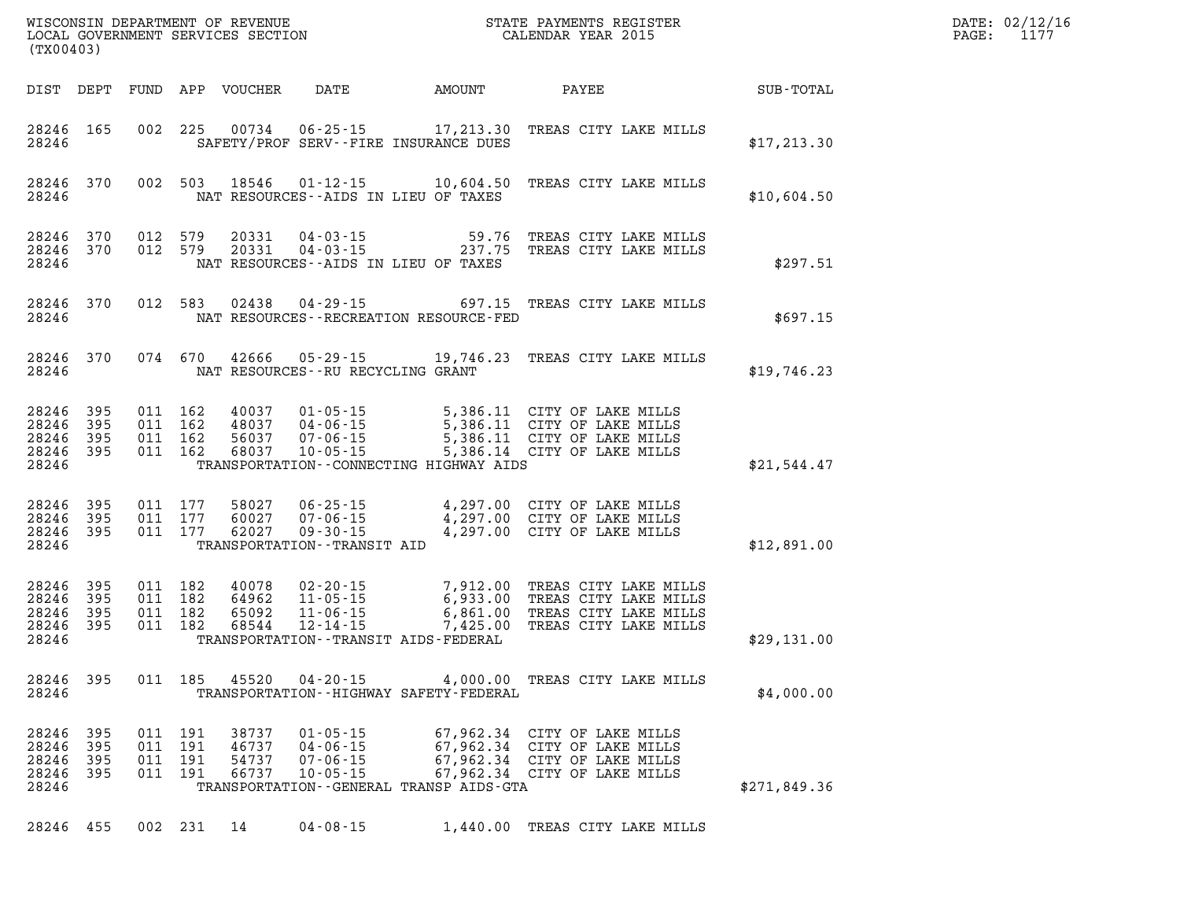WISCONSIN DEPARTMENT OF REVENUE
LOCAL GOVERNMENT SERVICES SECTION
(TX00403)

STATE PAYMENTS REGISTER
CALENDAR YEAR 2015

DATE: 02/12/16
PAGE: 1177

| DIST | DEPT | FUND | APP | VOUCHER | DATE | AMOUNT | PAYEE | SUB-TOTAL |
|---|---|---|---|---|---|---|---|---|
| 28246 | 165 | 002 | 225 | 00734 | 06-25-15 | 17,213.30 | TREAS CITY LAKE MILLS | |
| 28246 | | | | | SAFETY/PROF SERV--FIRE INSURANCE DUES | | | $17,213.30 |
| 28246 | 370 | 002 | 503 | 18546 | 01-12-15 | 10,604.50 | TREAS CITY LAKE MILLS | |
| 28246 | | | | | NAT RESOURCES--AIDS IN LIEU OF TAXES | | | $10,604.50 |
| 28246 | 370 | 012 | 579 | 20331 | 04-03-15 | 59.76 | TREAS CITY LAKE MILLS | |
| 28246 | 370 | 012 | 579 | 20331 | 04-03-15 | 237.75 | TREAS CITY LAKE MILLS | |
| 28246 | | | | | NAT RESOURCES--AIDS IN LIEU OF TAXES | | | $297.51 |
| 28246 | 370 | 012 | 583 | 02438 | 04-29-15 | 697.15 | TREAS CITY LAKE MILLS | |
| 28246 | | | | | NAT RESOURCES--RECREATION RESOURCE-FED | | | $697.15 |
| 28246 | 370 | 074 | 670 | 42666 | 05-29-15 | 19,746.23 | TREAS CITY LAKE MILLS | |
| 28246 | | | | | NAT RESOURCES--RU RECYCLING GRANT | | | $19,746.23 |
| 28246 | 395 | 011 | 162 | 40037 | 01-05-15 | 5,386.11 | CITY OF LAKE MILLS | |
| 28246 | 395 | 011 | 162 | 48037 | 04-06-15 | 5,386.11 | CITY OF LAKE MILLS | |
| 28246 | 395 | 011 | 162 | 56037 | 07-06-15 | 5,386.11 | CITY OF LAKE MILLS | |
| 28246 | 395 | 011 | 162 | 68037 | 10-05-15 | 5,386.14 | CITY OF LAKE MILLS | |
| 28246 | | | | | TRANSPORTATION--CONNECTING HIGHWAY AIDS | | | $21,544.47 |
| 28246 | 395 | 011 | 177 | 58027 | 06-25-15 | 4,297.00 | CITY OF LAKE MILLS | |
| 28246 | 395 | 011 | 177 | 60027 | 07-06-15 | 4,297.00 | CITY OF LAKE MILLS | |
| 28246 | 395 | 011 | 177 | 62027 | 09-30-15 | 4,297.00 | CITY OF LAKE MILLS | |
| 28246 | | | | | TRANSPORTATION--TRANSIT AID | | | $12,891.00 |
| 28246 | 395 | 011 | 182 | 40078 | 02-20-15 | 7,912.00 | TREAS CITY LAKE MILLS | |
| 28246 | 395 | 011 | 182 | 64962 | 11-05-15 | 6,933.00 | TREAS CITY LAKE MILLS | |
| 28246 | 395 | 011 | 182 | 65092 | 11-06-15 | 6,861.00 | TREAS CITY LAKE MILLS | |
| 28246 | 395 | 011 | 182 | 68544 | 12-14-15 | 7,425.00 | TREAS CITY LAKE MILLS | |
| 28246 | | | | | TRANSPORTATION--TRANSIT AIDS-FEDERAL | | | $29,131.00 |
| 28246 | 395 | 011 | 185 | 45520 | 04-20-15 | 4,000.00 | TREAS CITY LAKE MILLS | |
| 28246 | | | | | TRANSPORTATION--HIGHWAY SAFETY-FEDERAL | | | $4,000.00 |
| 28246 | 395 | 011 | 191 | 38737 | 01-05-15 | 67,962.34 | CITY OF LAKE MILLS | |
| 28246 | 395 | 011 | 191 | 46737 | 04-06-15 | 67,962.34 | CITY OF LAKE MILLS | |
| 28246 | 395 | 011 | 191 | 54737 | 07-06-15 | 67,962.34 | CITY OF LAKE MILLS | |
| 28246 | 395 | 011 | 191 | 66737 | 10-05-15 | 67,962.34 | CITY OF LAKE MILLS | |
| 28246 | | | | | TRANSPORTATION--GENERAL TRANSP AIDS-GTA | | | $271,849.36 |
| 28246 | 455 | 002 | 231 | 14 | 04-08-15 | 1,440.00 | TREAS CITY LAKE MILLS | |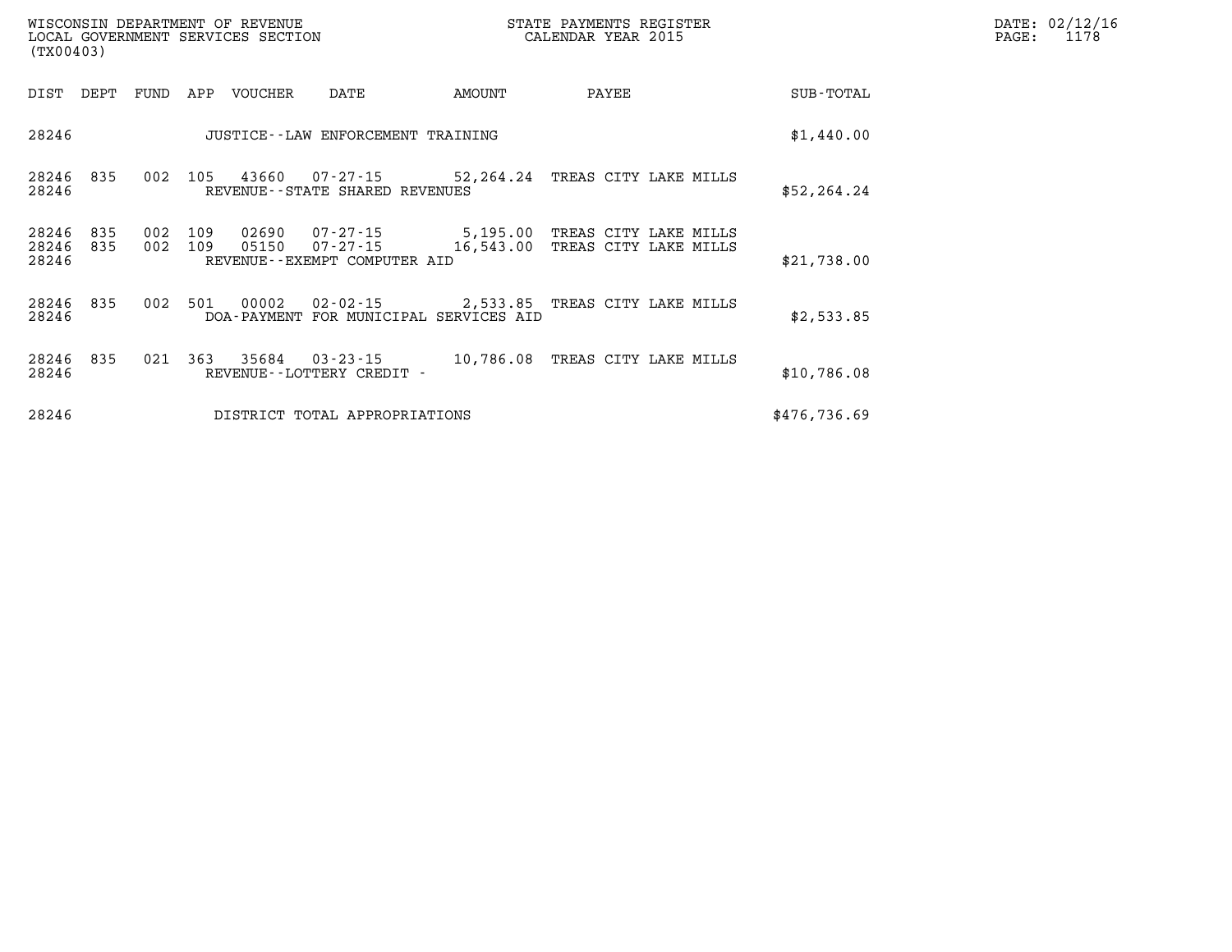WISCONSIN DEPARTMENT OF REVENUE
LOCAL GOVERNMENT SERVICES SECTION
(TX00403)

STATE PAYMENTS REGISTER
CALENDAR YEAR 2015

DATE: 02/12/16
PAGE: 1178

| DIST | DEPT | FUND | APP | VOUCHER | DATE | AMOUNT | PAYEE | SUB-TOTAL |
|---|---|---|---|---|---|---|---|---|
| 28246 | | | | JUSTICE--LAW ENFORCEMENT TRAINING | | | | $1,440.00 |
| 28246 | 835 | 002 | 105 | 43660 | 07-27-15 | 52,264.24 | TREAS CITY LAKE MILLS | |
| 28246 | | | | REVENUE--STATE SHARED REVENUES | | | | $52,264.24 |
| 28246 | 835 | 002 | 109 | 02690 | 07-27-15 | 5,195.00 | TREAS CITY LAKE MILLS | |
| 28246 | 835 | 002 | 109 | 05150 | 07-27-15 | 16,543.00 | TREAS CITY LAKE MILLS | |
| 28246 | | | | REVENUE--EXEMPT COMPUTER AID | | | | $21,738.00 |
| 28246 | 835 | 002 | 501 | 00002 | 02-02-15 | 2,533.85 | TREAS CITY LAKE MILLS | |
| 28246 | | | | DOA-PAYMENT FOR MUNICIPAL SERVICES AID | | | | $2,533.85 |
| 28246 | 835 | 021 | 363 | 35684 | 03-23-15 | 10,786.08 | TREAS CITY LAKE MILLS | |
| 28246 | | | | REVENUE--LOTTERY CREDIT - | | | | $10,786.08 |
| 28246 | | | | DISTRICT TOTAL APPROPRIATIONS | | | | $476,736.69 |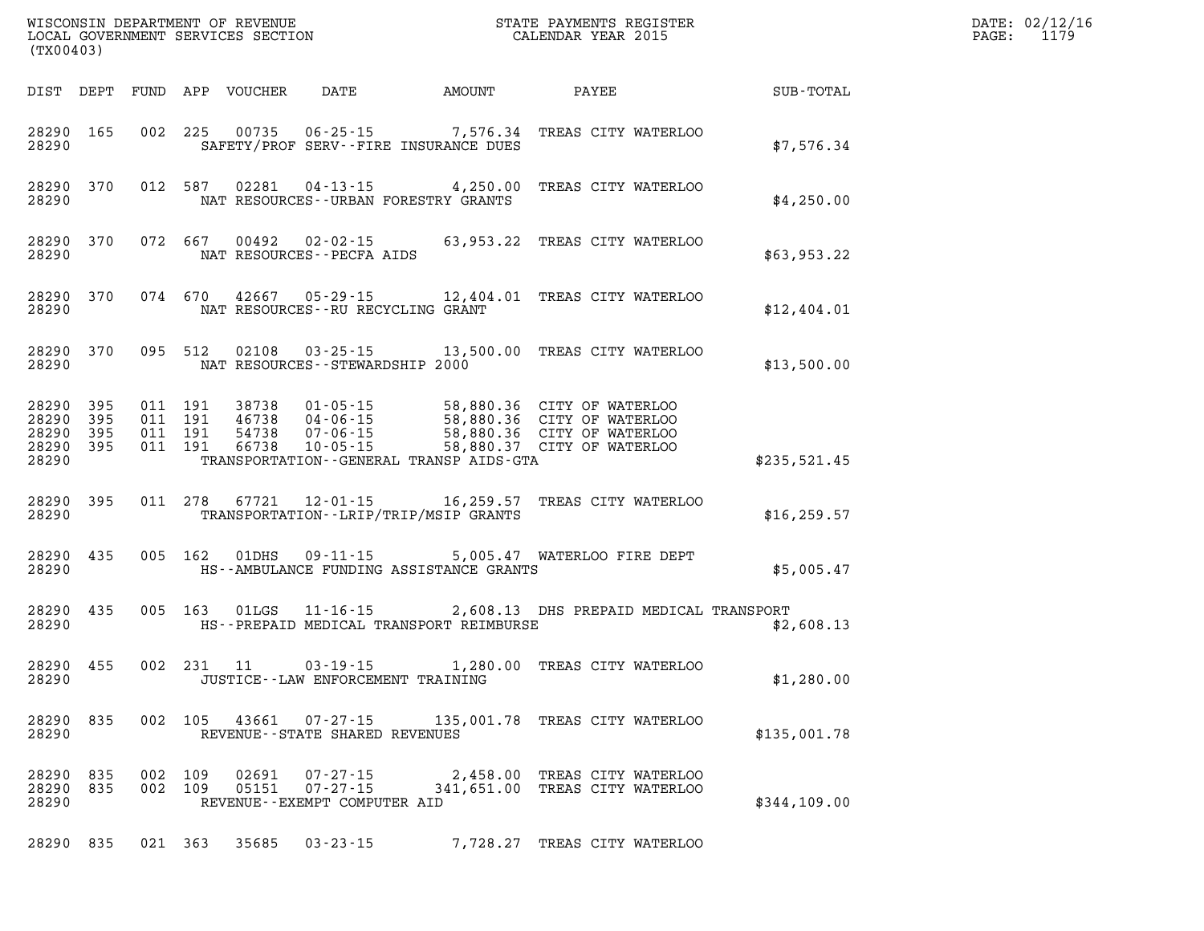WISCONSIN DEPARTMENT OF REVENUE
LOCAL GOVERNMENT SERVICES SECTION
(TX00403)

STATE PAYMENTS REGISTER
CALENDAR YEAR 2015

DATE: 02/12/16
PAGE: 1179

| DIST | DEPT | FUND | APP | VOUCHER | DATE | AMOUNT | PAYEE | SUB-TOTAL |
|---|---|---|---|---|---|---|---|---|
| 28290 | 165 | 002 | 225 | 00735 | 06-25-15 | 7,576.34 | TREAS CITY WATERLOO | |
| 28290 | | | | | SAFETY/PROF SERV--FIRE INSURANCE DUES | | | $7,576.34 |
| 28290 | 370 | 012 | 587 | 02281 | 04-13-15 | 4,250.00 | TREAS CITY WATERLOO | |
| 28290 | | | | | NAT RESOURCES--URBAN FORESTRY GRANTS | | | $4,250.00 |
| 28290 | 370 | 072 | 667 | 00492 | 02-02-15 | 63,953.22 | TREAS CITY WATERLOO | |
| 28290 | | | | | NAT RESOURCES--PECFA AIDS | | | $63,953.22 |
| 28290 | 370 | 074 | 670 | 42667 | 05-29-15 | 12,404.01 | TREAS CITY WATERLOO | |
| 28290 | | | | | NAT RESOURCES--RU RECYCLING GRANT | | | $12,404.01 |
| 28290 | 370 | 095 | 512 | 02108 | 03-25-15 | 13,500.00 | TREAS CITY WATERLOO | |
| 28290 | | | | | NAT RESOURCES--STEWARDSHIP 2000 | | | $13,500.00 |
| 28290 | 395 | 011 | 191 | 38738 | 01-05-15 | 58,880.36 | CITY OF WATERLOO | |
| 28290 | 395 | 011 | 191 | 46738 | 04-06-15 | 58,880.36 | CITY OF WATERLOO | |
| 28290 | 395 | 011 | 191 | 54738 | 07-06-15 | 58,880.36 | CITY OF WATERLOO | |
| 28290 | 395 | 011 | 191 | 66738 | 10-05-15 | 58,880.37 | CITY OF WATERLOO | |
| 28290 | | | | | TRANSPORTATION--GENERAL TRANSP AIDS-GTA | | | $235,521.45 |
| 28290 | 395 | 011 | 278 | 67721 | 12-01-15 | 16,259.57 | TREAS CITY WATERLOO | |
| 28290 | | | | | TRANSPORTATION--LRIP/TRIP/MSIP GRANTS | | | $16,259.57 |
| 28290 | 435 | 005 | 162 | 01DHS | 09-11-15 | 5,005.47 | WATERLOO FIRE DEPT | |
| 28290 | | | | | HS--AMBULANCE FUNDING ASSISTANCE GRANTS | | | $5,005.47 |
| 28290 | 435 | 005 | 163 | 01LGS | 11-16-15 | 2,608.13 | DHS PREPAID MEDICAL TRANSPORT | |
| 28290 | | | | | HS--PREPAID MEDICAL TRANSPORT REIMBURSE | | | $2,608.13 |
| 28290 | 455 | 002 | 231 | 11 | 03-19-15 | 1,280.00 | TREAS CITY WATERLOO | |
| 28290 | | | | | JUSTICE--LAW ENFORCEMENT TRAINING | | | $1,280.00 |
| 28290 | 835 | 002 | 105 | 43661 | 07-27-15 | 135,001.78 | TREAS CITY WATERLOO | |
| 28290 | | | | | REVENUE--STATE SHARED REVENUES | | | $135,001.78 |
| 28290 | 835 | 002 | 109 | 02691 | 07-27-15 | 2,458.00 | TREAS CITY WATERLOO | |
| 28290 | 835 | 002 | 109 | 05151 | 07-27-15 | 341,651.00 | TREAS CITY WATERLOO | |
| 28290 | | | | | REVENUE--EXEMPT COMPUTER AID | | | $344,109.00 |
| 28290 | 835 | 021 | 363 | 35685 | 03-23-15 | 7,728.27 | TREAS CITY WATERLOO | |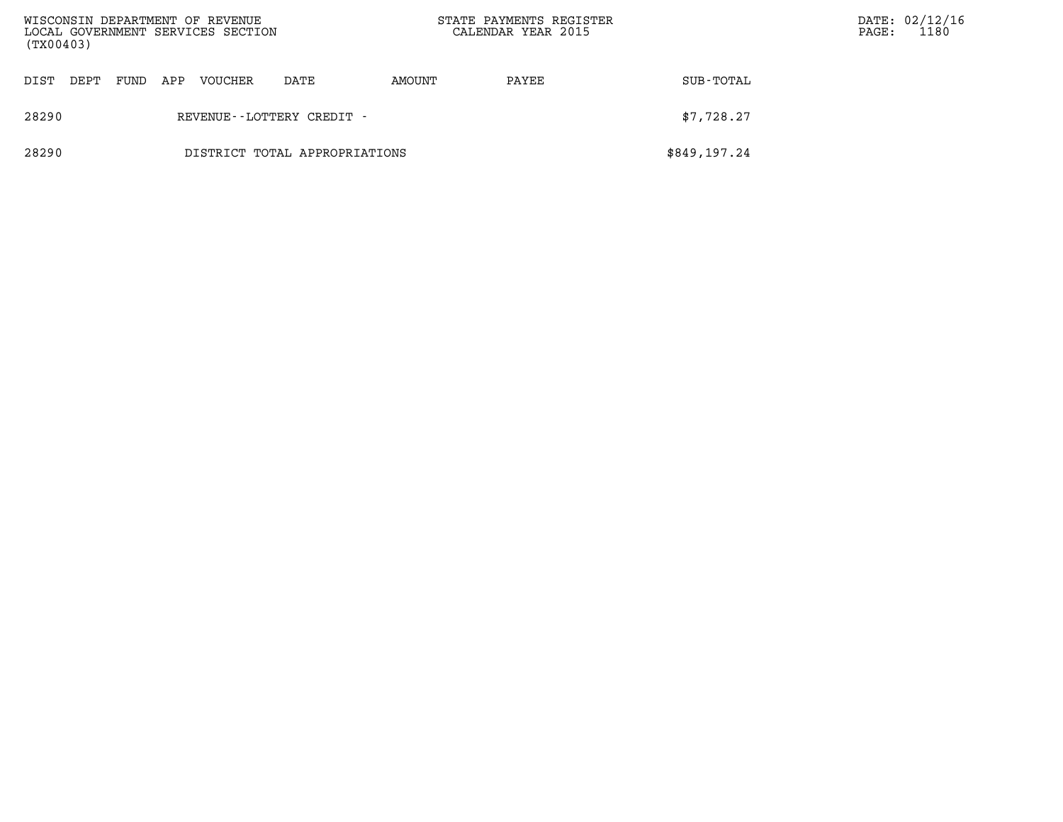| DIST | DEPT | FUND | APP | VOUCHER | DATE | AMOUNT | PAYEE | SUB-TOTAL |
| --- | --- | --- | --- | --- | --- | --- | --- | --- |
| 28290 | | | | REVENUE--LOTTERY CREDIT - | | | | $7,728.27 |
| 28290 | | | | DISTRICT TOTAL APPROPRIATIONS | | | | $849,197.24 |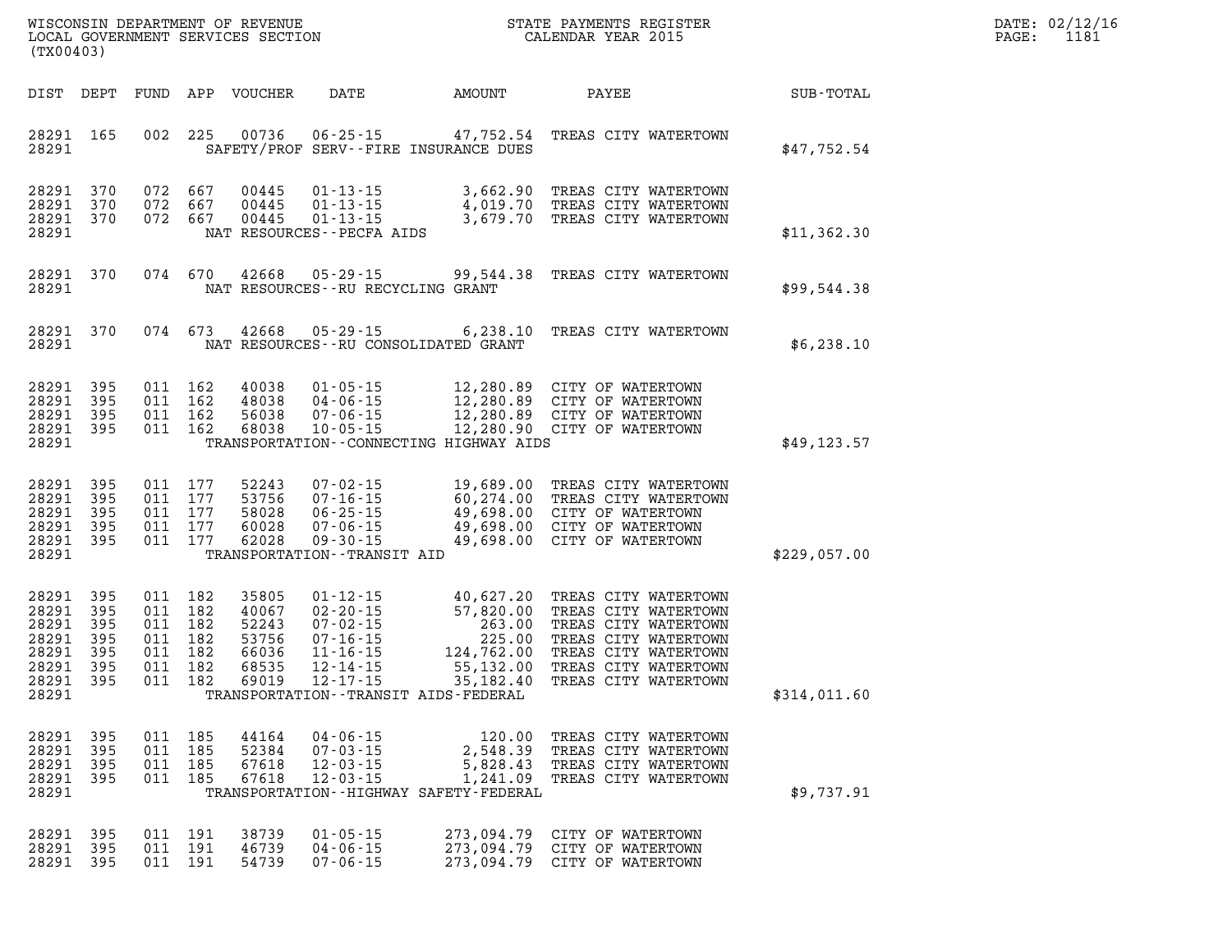| DIST | DEPT | FUND | APP | VOUCHER | DATE | AMOUNT | PAYEE | SUB-TOTAL |
|---|---|---|---|---|---|---|---|---|
| 28291 | 165 | 002 | 225 | 00736 | 06-25-15 | 47,752.54 | TREAS CITY WATERTOWN | |
| 28291 | | | | | SAFETY/PROF SERV--FIRE INSURANCE DUES | | | $47,752.54 |
| 28291 | 370 | 072 | 667 | 00445 | 01-13-15 | 3,662.90 | TREAS CITY WATERTOWN | |
| 28291 | 370 | 072 | 667 | 00445 | 01-13-15 | 4,019.70 | TREAS CITY WATERTOWN | |
| 28291 | 370 | 072 | 667 | 00445 | 01-13-15 | 3,679.70 | TREAS CITY WATERTOWN | |
| 28291 | | | | | NAT RESOURCES--PECFA AIDS | | | $11,362.30 |
| 28291 | 370 | 074 | 670 | 42668 | 05-29-15 | 99,544.38 | TREAS CITY WATERTOWN | |
| 28291 | | | | | NAT RESOURCES--RU RECYCLING GRANT | | | $99,544.38 |
| 28291 | 370 | 074 | 673 | 42668 | 05-29-15 | 6,238.10 | TREAS CITY WATERTOWN | |
| 28291 | | | | | NAT RESOURCES--RU CONSOLIDATED GRANT | | | $6,238.10 |
| 28291 | 395 | 011 | 162 | 40038 | 01-05-15 | 12,280.89 | CITY OF WATERTOWN | |
| 28291 | 395 | 011 | 162 | 48038 | 04-06-15 | 12,280.89 | CITY OF WATERTOWN | |
| 28291 | 395 | 011 | 162 | 56038 | 07-06-15 | 12,280.89 | CITY OF WATERTOWN | |
| 28291 | 395 | 011 | 162 | 68038 | 10-05-15 | 12,280.90 | CITY OF WATERTOWN | |
| 28291 | | | | | TRANSPORTATION--CONNECTING HIGHWAY AIDS | | | $49,123.57 |
| 28291 | 395 | 011 | 177 | 52243 | 07-02-15 | 19,689.00 | TREAS CITY WATERTOWN | |
| 28291 | 395 | 011 | 177 | 53756 | 07-16-15 | 60,274.00 | TREAS CITY WATERTOWN | |
| 28291 | 395 | 011 | 177 | 58028 | 06-25-15 | 49,698.00 | CITY OF WATERTOWN | |
| 28291 | 395 | 011 | 177 | 60028 | 07-06-15 | 49,698.00 | CITY OF WATERTOWN | |
| 28291 | 395 | 011 | 177 | 62028 | 09-30-15 | 49,698.00 | CITY OF WATERTOWN | |
| 28291 | | | | | TRANSPORTATION--TRANSIT AID | | | $229,057.00 |
| 28291 | 395 | 011 | 182 | 35805 | 01-12-15 | 40,627.20 | TREAS CITY WATERTOWN | |
| 28291 | 395 | 011 | 182 | 40067 | 02-20-15 | 57,820.00 | TREAS CITY WATERTOWN | |
| 28291 | 395 | 011 | 182 | 52243 | 07-02-15 | 263.00 | TREAS CITY WATERTOWN | |
| 28291 | 395 | 011 | 182 | 53756 | 07-16-15 | 225.00 | TREAS CITY WATERTOWN | |
| 28291 | 395 | 011 | 182 | 66036 | 11-16-15 | 124,762.00 | TREAS CITY WATERTOWN | |
| 28291 | 395 | 011 | 182 | 68535 | 12-14-15 | 55,132.00 | TREAS CITY WATERTOWN | |
| 28291 | 395 | 011 | 182 | 69019 | 12-17-15 | 35,182.40 | TREAS CITY WATERTOWN | |
| 28291 | | | | | TRANSPORTATION--TRANSIT AIDS-FEDERAL | | | $314,011.60 |
| 28291 | 395 | 011 | 185 | 44164 | 04-06-15 | 120.00 | TREAS CITY WATERTOWN | |
| 28291 | 395 | 011 | 185 | 52384 | 07-03-15 | 2,548.39 | TREAS CITY WATERTOWN | |
| 28291 | 395 | 011 | 185 | 67618 | 12-03-15 | 5,828.43 | TREAS CITY WATERTOWN | |
| 28291 | 395 | 011 | 185 | 67618 | 12-03-15 | 1,241.09 | TREAS CITY WATERTOWN | |
| 28291 | | | | | TRANSPORTATION--HIGHWAY SAFETY-FEDERAL | | | $9,737.91 |
| 28291 | 395 | 011 | 191 | 38739 | 01-05-15 | 273,094.79 | CITY OF WATERTOWN | |
| 28291 | 395 | 011 | 191 | 46739 | 04-06-15 | 273,094.79 | CITY OF WATERTOWN | |
| 28291 | 395 | 011 | 191 | 54739 | 07-06-15 | 273,094.79 | CITY OF WATERTOWN | |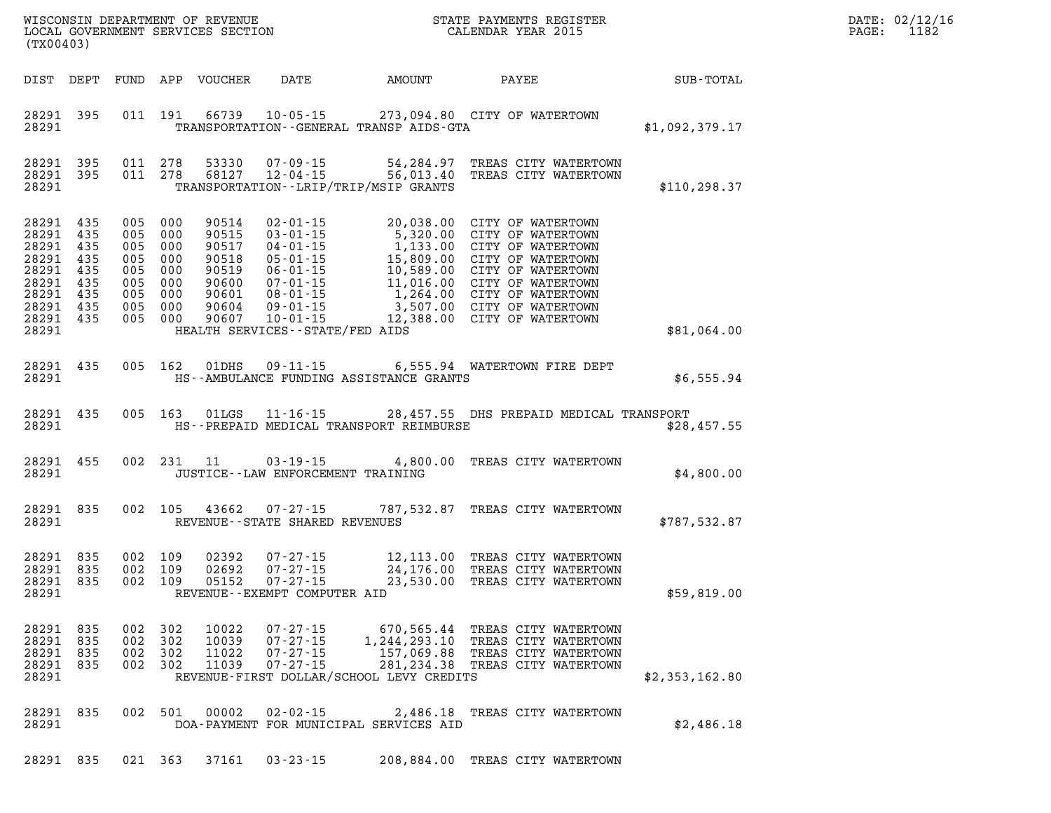WISCONSIN DEPARTMENT OF REVENUE
LOCAL GOVERNMENT SERVICES SECTION
(TX00403)

STATE PAYMENTS REGISTER
CALENDAR YEAR 2015

DATE: 02/12/16
PAGE: 1182

| DIST | DEPT | FUND | APP | VOUCHER | DATE | AMOUNT | PAYEE | SUB-TOTAL |
|---|---|---|---|---|---|---|---|---|
| 28291 | 395 | 011 | 191 | 66739 | 10-05-15 | 273,094.80 | CITY OF WATERTOWN | |
| 28291 | | | | TRANSPORTATION--GENERAL TRANSP AIDS-GTA | | | | $1,092,379.17 |
| 28291 | 395 | 011 | 278 | 53330 | 07-09-15 | 54,284.97 | TREAS CITY WATERTOWN | |
| 28291 | 395 | 011 | 278 | 68127 | 12-04-15 | 56,013.40 | TREAS CITY WATERTOWN | |
| 28291 | | | | TRANSPORTATION--LRIP/TRIP/MSIP GRANTS | | | | $110,298.37 |
| 28291 | 435 | 005 | 000 | 90514 | 02-01-15 | 20,038.00 | CITY OF WATERTOWN | |
| 28291 | 435 | 005 | 000 | 90515 | 03-01-15 | 5,320.00 | CITY OF WATERTOWN | |
| 28291 | 435 | 005 | 000 | 90517 | 04-01-15 | 1,133.00 | CITY OF WATERTOWN | |
| 28291 | 435 | 005 | 000 | 90518 | 05-01-15 | 15,809.00 | CITY OF WATERTOWN | |
| 28291 | 435 | 005 | 000 | 90519 | 06-01-15 | 10,589.00 | CITY OF WATERTOWN | |
| 28291 | 435 | 005 | 000 | 90600 | 07-01-15 | 11,016.00 | CITY OF WATERTOWN | |
| 28291 | 435 | 005 | 000 | 90601 | 08-01-15 | 1,264.00 | CITY OF WATERTOWN | |
| 28291 | 435 | 005 | 000 | 90604 | 09-01-15 | 3,507.00 | CITY OF WATERTOWN | |
| 28291 | 435 | 005 | 000 | 90607 | 10-01-15 | 12,388.00 | CITY OF WATERTOWN | |
| 28291 | | | | HEALTH SERVICES--STATE/FED AIDS | | | | $81,064.00 |
| 28291 | 435 | 005 | 162 | 01DHS | 09-11-15 | 6,555.94 | WATERTOWN FIRE DEPT | |
| 28291 | | | | HS--AMBULANCE FUNDING ASSISTANCE GRANTS | | | | $6,555.94 |
| 28291 | 435 | 005 | 163 | 01LGS | 11-16-15 | 28,457.55 | DHS PREPAID MEDICAL TRANSPORT | |
| 28291 | | | | HS--PREPAID MEDICAL TRANSPORT REIMBURSE | | | | $28,457.55 |
| 28291 | 455 | 002 | 231 | 11 | 03-19-15 | 4,800.00 | TREAS CITY WATERTOWN | |
| 28291 | | | | JUSTICE--LAW ENFORCEMENT TRAINING | | | | $4,800.00 |
| 28291 | 835 | 002 | 105 | 43662 | 07-27-15 | 787,532.87 | TREAS CITY WATERTOWN | |
| 28291 | | | | REVENUE--STATE SHARED REVENUES | | | | $787,532.87 |
| 28291 | 835 | 002 | 109 | 02392 | 07-27-15 | 12,113.00 | TREAS CITY WATERTOWN | |
| 28291 | 835 | 002 | 109 | 02692 | 07-27-15 | 24,176.00 | TREAS CITY WATERTOWN | |
| 28291 | 835 | 002 | 109 | 05152 | 07-27-15 | 23,530.00 | TREAS CITY WATERTOWN | |
| 28291 | | | | REVENUE--EXEMPT COMPUTER AID | | | | $59,819.00 |
| 28291 | 835 | 002 | 302 | 10022 | 07-27-15 | 670,565.44 | TREAS CITY WATERTOWN | |
| 28291 | 835 | 002 | 302 | 10039 | 07-27-15 | 1,244,293.10 | TREAS CITY WATERTOWN | |
| 28291 | 835 | 002 | 302 | 11022 | 07-27-15 | 157,069.88 | TREAS CITY WATERTOWN | |
| 28291 | 835 | 002 | 302 | 11039 | 07-27-15 | 281,234.38 | TREAS CITY WATERTOWN | |
| 28291 | | | | REVENUE-FIRST DOLLAR/SCHOOL LEVY CREDITS | | | | $2,353,162.80 |
| 28291 | 835 | 002 | 501 | 00002 | 02-02-15 | 2,486.18 | TREAS CITY WATERTOWN | |
| 28291 | | | | DOA-PAYMENT FOR MUNICIPAL SERVICES AID | | | | $2,486.18 |
| 28291 | 835 | 021 | 363 | 37161 | 03-23-15 | 208,884.00 | TREAS CITY WATERTOWN | |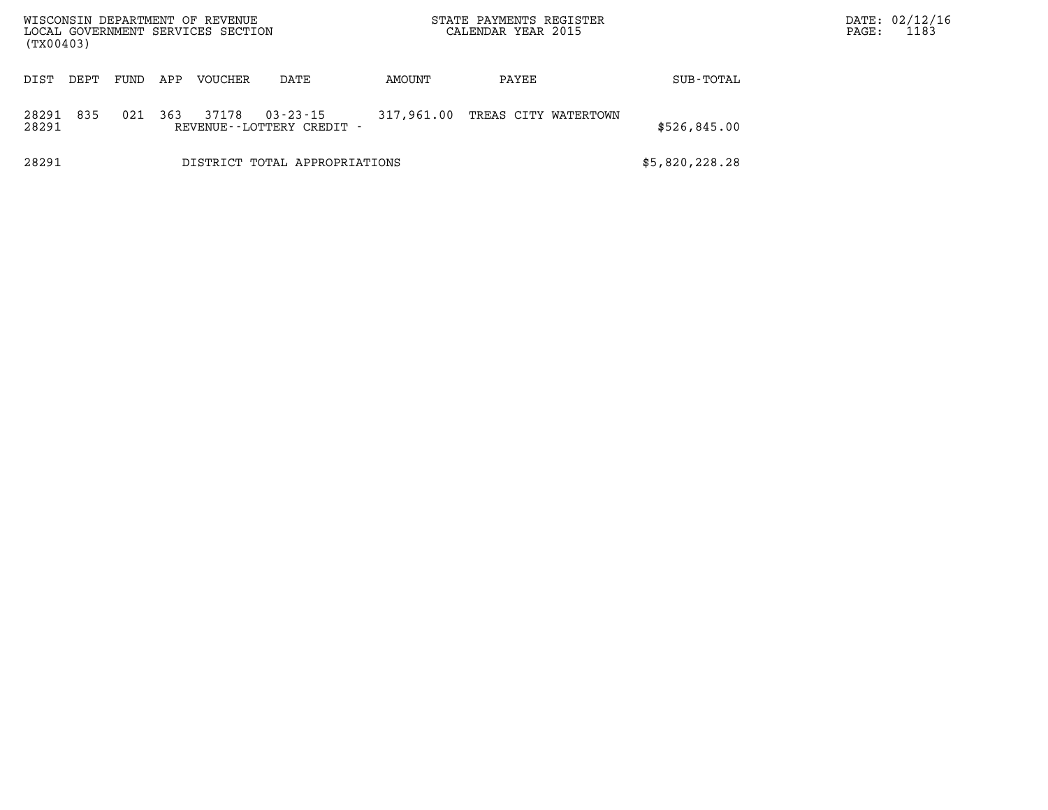WISCONSIN DEPARTMENT OF REVENUE
LOCAL GOVERNMENT SERVICES SECTION
(TX00403)

STATE PAYMENTS REGISTER
CALENDAR YEAR 2015

| DIST | DEPT | FUND | APP | VOUCHER | DATE | AMOUNT | PAYEE | SUB-TOTAL |
|---|---|---|---|---|---|---|---|---|
| 28291 | 835 | 021 | 363 | 37178 | 03-23-15 | 317,961.00 | TREAS CITY WATERTOWN | |
| 28291 | | | | REVENUE--LOTTERY CREDIT - | | | | $526,845.00 |
| 28291 | | | | DISTRICT TOTAL APPROPRIATIONS | | | | $5,820,228.28 |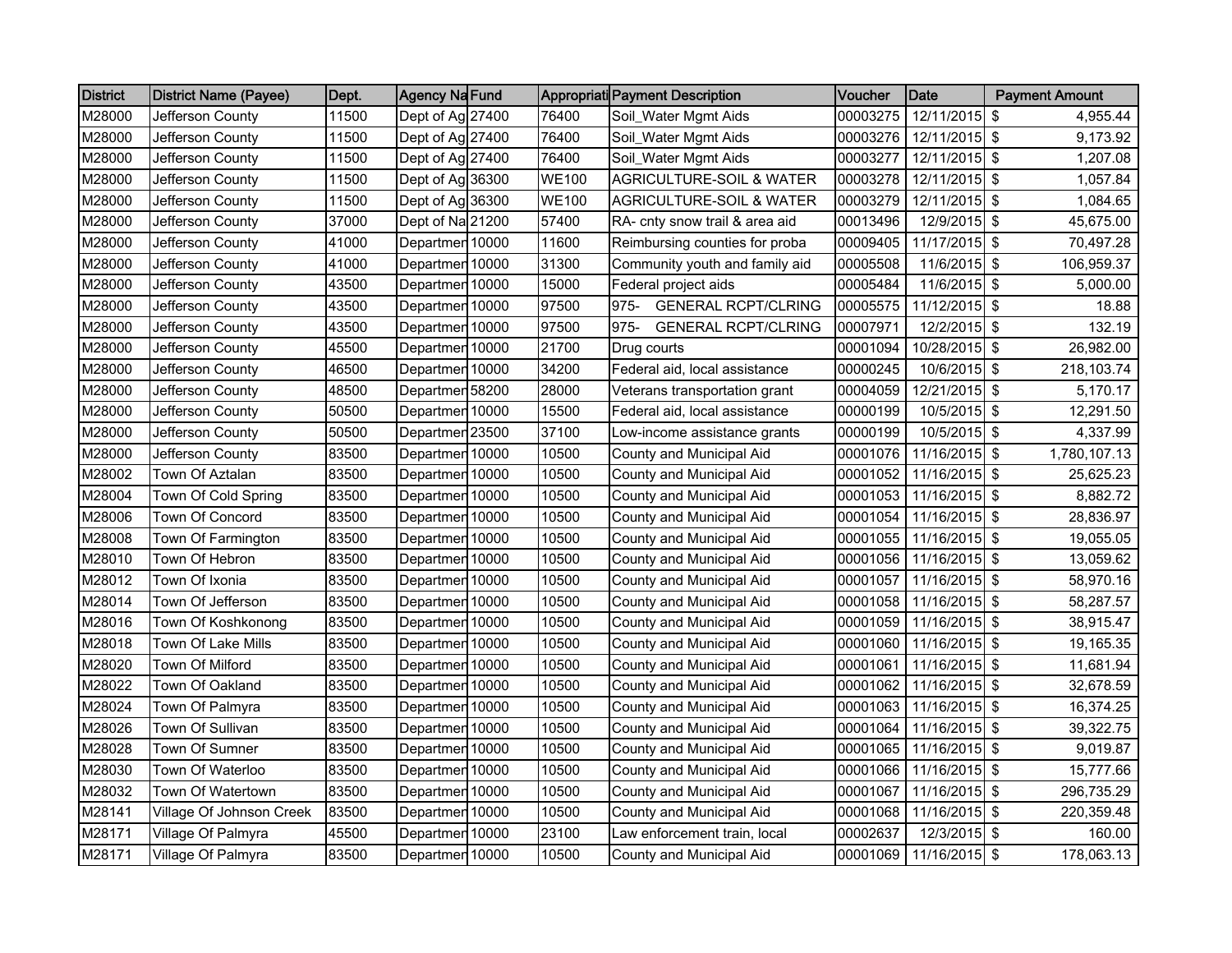| District | District Name (Payee) | Dept. | Agency Na | Fund | Appropriati | Payment Description | Voucher | Date | Payment Amount |
|---|---|---|---|---|---|---|---|---|---|
| M28000 | Jefferson County | 11500 | Dept of Ag | 27400 | 76400 | Soil_Water Mgmt Aids | 00003275 | 12/11/2015 | $ 4,955.44 |
| M28000 | Jefferson County | 11500 | Dept of Ag | 27400 | 76400 | Soil_Water Mgmt Aids | 00003276 | 12/11/2015 | $ 9,173.92 |
| M28000 | Jefferson County | 11500 | Dept of Ag | 27400 | 76400 | Soil_Water Mgmt Aids | 00003277 | 12/11/2015 | $ 1,207.08 |
| M28000 | Jefferson County | 11500 | Dept of Ag | 36300 | WE100 | AGRICULTURE-SOIL & WATER | 00003278 | 12/11/2015 | $ 1,057.84 |
| M28000 | Jefferson County | 11500 | Dept of Ag | 36300 | WE100 | AGRICULTURE-SOIL & WATER | 00003279 | 12/11/2015 | $ 1,084.65 |
| M28000 | Jefferson County | 37000 | Dept of Na | 21200 | 57400 | RA- cnty snow trail & area aid | 00013496 | 12/9/2015 | $ 45,675.00 |
| M28000 | Jefferson County | 41000 | Departmen | 10000 | 11600 | Reimbursing counties for proba | 00009405 | 11/17/2015 | $ 70,497.28 |
| M28000 | Jefferson County | 41000 | Departmen | 10000 | 31300 | Community youth and family aid | 00005508 | 11/6/2015 | $ 106,959.37 |
| M28000 | Jefferson County | 43500 | Departmen | 10000 | 15000 | Federal project aids | 00005484 | 11/6/2015 | $ 5,000.00 |
| M28000 | Jefferson County | 43500 | Departmen | 10000 | 97500 | 975- GENERAL RCPT/CLRING | 00005575 | 11/12/2015 | $ 18.88 |
| M28000 | Jefferson County | 43500 | Departmen | 10000 | 97500 | 975- GENERAL RCPT/CLRING | 00007971 | 12/2/2015 | $ 132.19 |
| M28000 | Jefferson County | 45500 | Departmen | 10000 | 21700 | Drug courts | 00001094 | 10/28/2015 | $ 26,982.00 |
| M28000 | Jefferson County | 46500 | Departmen | 10000 | 34200 | Federal aid, local assistance | 00000245 | 10/6/2015 | $ 218,103.74 |
| M28000 | Jefferson County | 48500 | Departmen | 58200 | 28000 | Veterans transportation grant | 00004059 | 12/21/2015 | $ 5,170.17 |
| M28000 | Jefferson County | 50500 | Departmen | 10000 | 15500 | Federal aid, local assistance | 00000199 | 10/5/2015 | $ 12,291.50 |
| M28000 | Jefferson County | 50500 | Departmen | 23500 | 37100 | Low-income assistance grants | 00000199 | 10/5/2015 | $ 4,337.99 |
| M28000 | Jefferson County | 83500 | Departmen | 10000 | 10500 | County and Municipal Aid | 00001076 | 11/16/2015 | $ 1,780,107.13 |
| M28002 | Town Of Aztalan | 83500 | Departmen | 10000 | 10500 | County and Municipal Aid | 00001052 | 11/16/2015 | $ 25,625.23 |
| M28004 | Town Of Cold Spring | 83500 | Departmen | 10000 | 10500 | County and Municipal Aid | 00001053 | 11/16/2015 | $ 8,882.72 |
| M28006 | Town Of Concord | 83500 | Departmen | 10000 | 10500 | County and Municipal Aid | 00001054 | 11/16/2015 | $ 28,836.97 |
| M28008 | Town Of Farmington | 83500 | Departmen | 10000 | 10500 | County and Municipal Aid | 00001055 | 11/16/2015 | $ 19,055.05 |
| M28010 | Town Of Hebron | 83500 | Departmen | 10000 | 10500 | County and Municipal Aid | 00001056 | 11/16/2015 | $ 13,059.62 |
| M28012 | Town Of Ixonia | 83500 | Departmen | 10000 | 10500 | County and Municipal Aid | 00001057 | 11/16/2015 | $ 58,970.16 |
| M28014 | Town Of Jefferson | 83500 | Departmen | 10000 | 10500 | County and Municipal Aid | 00001058 | 11/16/2015 | $ 58,287.57 |
| M28016 | Town Of Koshkonong | 83500 | Departmen | 10000 | 10500 | County and Municipal Aid | 00001059 | 11/16/2015 | $ 38,915.47 |
| M28018 | Town Of Lake Mills | 83500 | Departmen | 10000 | 10500 | County and Municipal Aid | 00001060 | 11/16/2015 | $ 19,165.35 |
| M28020 | Town Of Milford | 83500 | Departmen | 10000 | 10500 | County and Municipal Aid | 00001061 | 11/16/2015 | $ 11,681.94 |
| M28022 | Town Of Oakland | 83500 | Departmen | 10000 | 10500 | County and Municipal Aid | 00001062 | 11/16/2015 | $ 32,678.59 |
| M28024 | Town Of Palmyra | 83500 | Departmen | 10000 | 10500 | County and Municipal Aid | 00001063 | 11/16/2015 | $ 16,374.25 |
| M28026 | Town Of Sullivan | 83500 | Departmen | 10000 | 10500 | County and Municipal Aid | 00001064 | 11/16/2015 | $ 39,322.75 |
| M28028 | Town Of Sumner | 83500 | Departmen | 10000 | 10500 | County and Municipal Aid | 00001065 | 11/16/2015 | $ 9,019.87 |
| M28030 | Town Of Waterloo | 83500 | Departmen | 10000 | 10500 | County and Municipal Aid | 00001066 | 11/16/2015 | $ 15,777.66 |
| M28032 | Town Of Watertown | 83500 | Departmen | 10000 | 10500 | County and Municipal Aid | 00001067 | 11/16/2015 | $ 296,735.29 |
| M28141 | Village Of Johnson Creek | 83500 | Departmen | 10000 | 10500 | County and Municipal Aid | 00001068 | 11/16/2015 | $ 220,359.48 |
| M28171 | Village Of Palmyra | 45500 | Departmen | 10000 | 23100 | Law enforcement train, local | 00002637 | 12/3/2015 | $ 160.00 |
| M28171 | Village Of Palmyra | 83500 | Departmen | 10000 | 10500 | County and Municipal Aid | 00001069 | 11/16/2015 | $ 178,063.13 |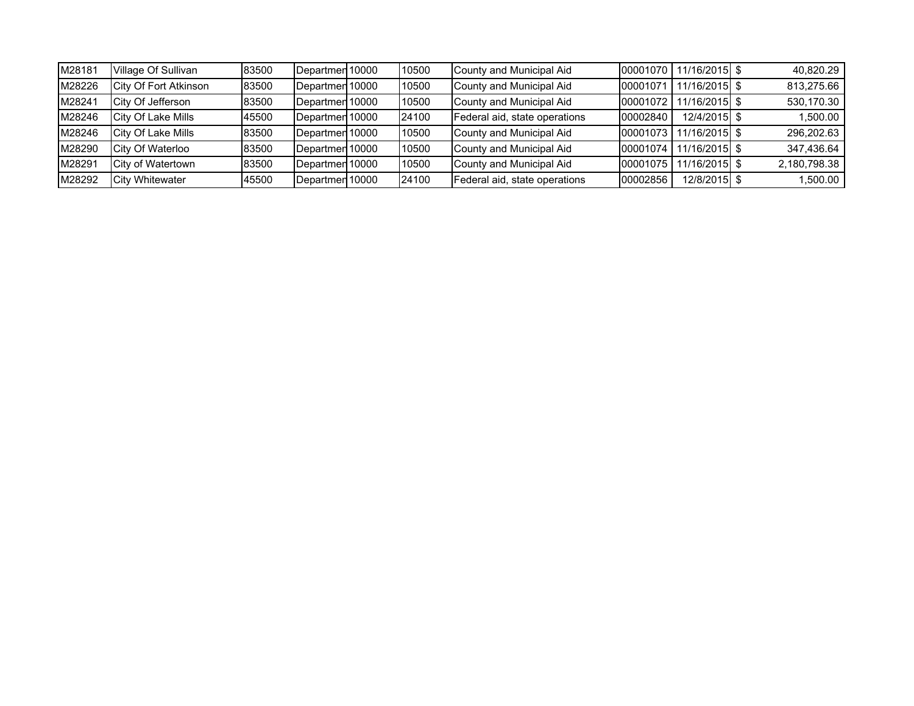| | | | | | | | | | | |
|---|---|---|---|---|---|---|---|---|---|---|
| M28181 | Village Of Sullivan | 83500 | Departmen | 10000 | 10500 | County and Municipal Aid | 00001070 | 11/16/2015 | $ | 40,820.29 |
| M28226 | City Of Fort Atkinson | 83500 | Departmen | 10000 | 10500 | County and Municipal Aid | 00001071 | 11/16/2015 | $ | 813,275.66 |
| M28241 | City Of Jefferson | 83500 | Departmen | 10000 | 10500 | County and Municipal Aid | 00001072 | 11/16/2015 | $ | 530,170.30 |
| M28246 | City Of Lake Mills | 45500 | Departmen | 10000 | 24100 | Federal aid, state operations | 00002840 | 12/4/2015 | $ | 1,500.00 |
| M28246 | City Of Lake Mills | 83500 | Departmen | 10000 | 10500 | County and Municipal Aid | 00001073 | 11/16/2015 | $ | 296,202.63 |
| M28290 | City Of Waterloo | 83500 | Departmen | 10000 | 10500 | County and Municipal Aid | 00001074 | 11/16/2015 | $ | 347,436.64 |
| M28291 | City of Watertown | 83500 | Departmen | 10000 | 10500 | County and Municipal Aid | 00001075 | 11/16/2015 | $ | 2,180,798.38 |
| M28292 | City Whitewater | 45500 | Departmen | 10000 | 24100 | Federal aid, state operations | 00002856 | 12/8/2015 | $ | 1,500.00 |